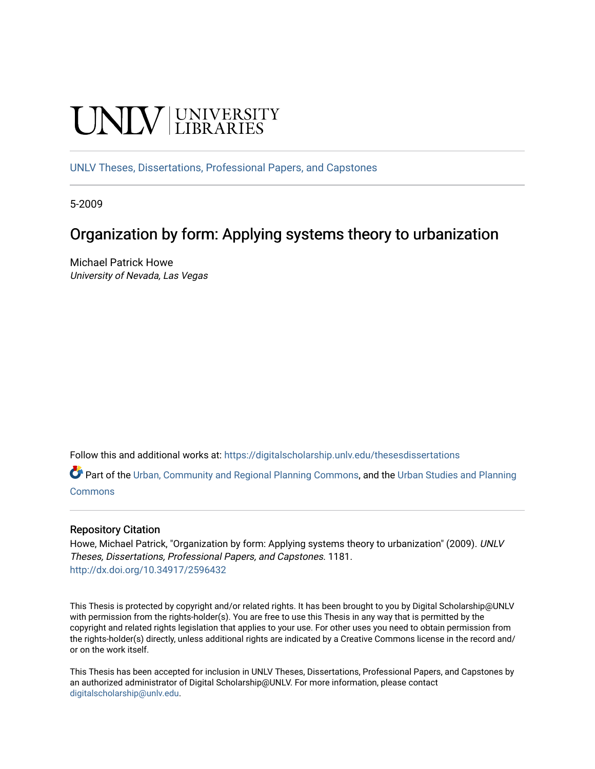UNLV | UNIVERSITY LIBRARIES

UNLV Theses, Dissertations, Professional Papers, and Capstones

5-2009

# Organization by form: Applying systems theory to urbanization

Michael Patrick Howe
*University of Nevada, Las Vegas*

Follow this and additional works at: https://digitalscholarship.unlv.edu/thesesdissertations

Part of the Urban, Community and Regional Planning Commons, and the Urban Studies and Planning Commons

## Repository Citation

Howe, Michael Patrick, "Organization by form: Applying systems theory to urbanization" (2009). *UNLV Theses, Dissertations, Professional Papers, and Capstones*. 1181.
http://dx.doi.org/10.34917/2596432

This Thesis is protected by copyright and/or related rights. It has been brought to you by Digital Scholarship@UNLV with permission from the rights-holder(s). You are free to use this Thesis in any way that is permitted by the copyright and related rights legislation that applies to your use. For other uses you need to obtain permission from the rights-holder(s) directly, unless additional rights are indicated by a Creative Commons license in the record and/or on the work itself.

This Thesis has been accepted for inclusion in UNLV Theses, Dissertations, Professional Papers, and Capstones by an authorized administrator of Digital Scholarship@UNLV. For more information, please contact digitalscholarship@unlv.edu.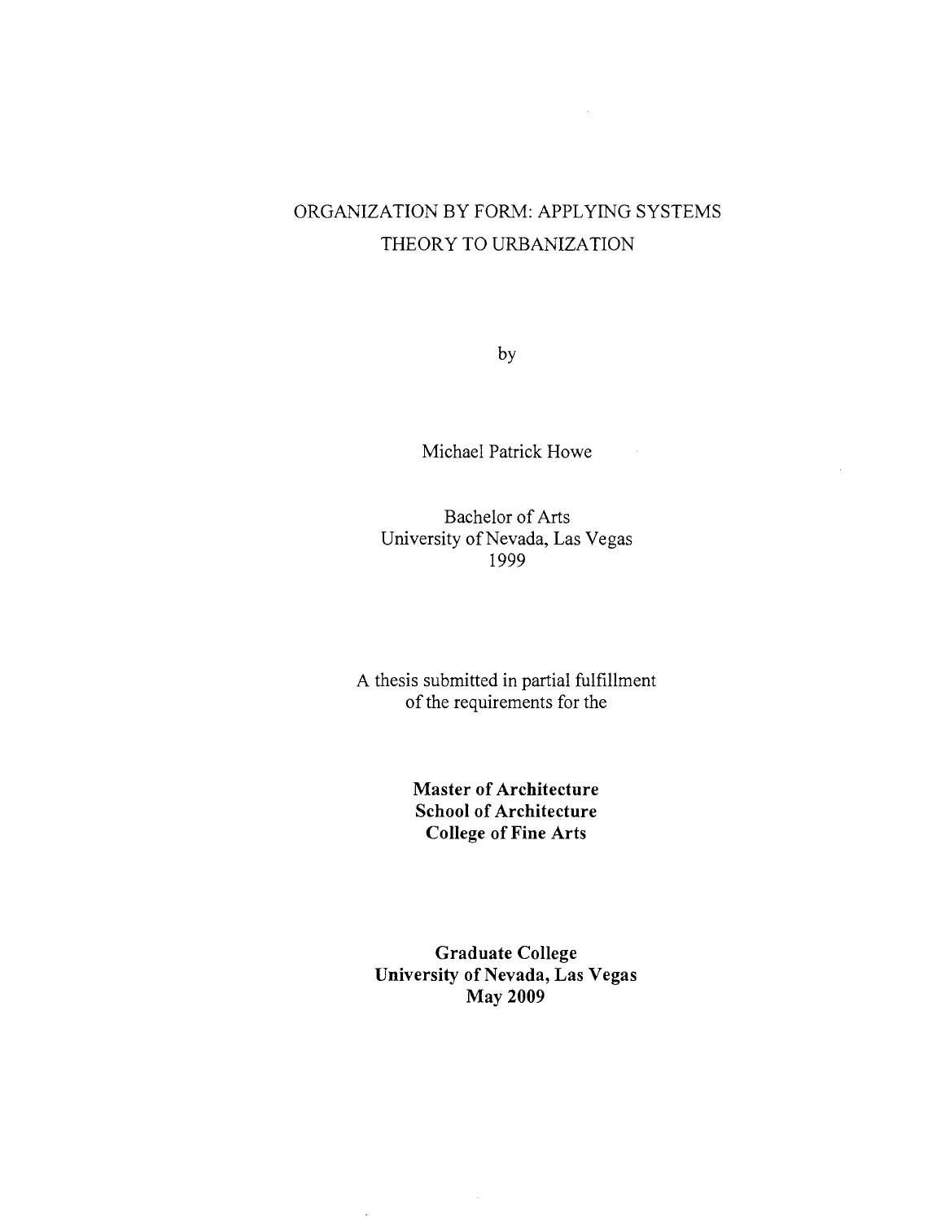# ORGANIZATION BY FORM: APPLYING SYSTEMS THEORY TO URBANIZATION

by

Michael Patrick Howe

Bachelor of Arts
University of Nevada, Las Vegas
1999

A thesis submitted in partial fulfillment
of the requirements for the

**Master of Architecture**
**School of Architecture**
**College of Fine Arts**

**Graduate College**
**University of Nevada, Las Vegas**
**May 2009**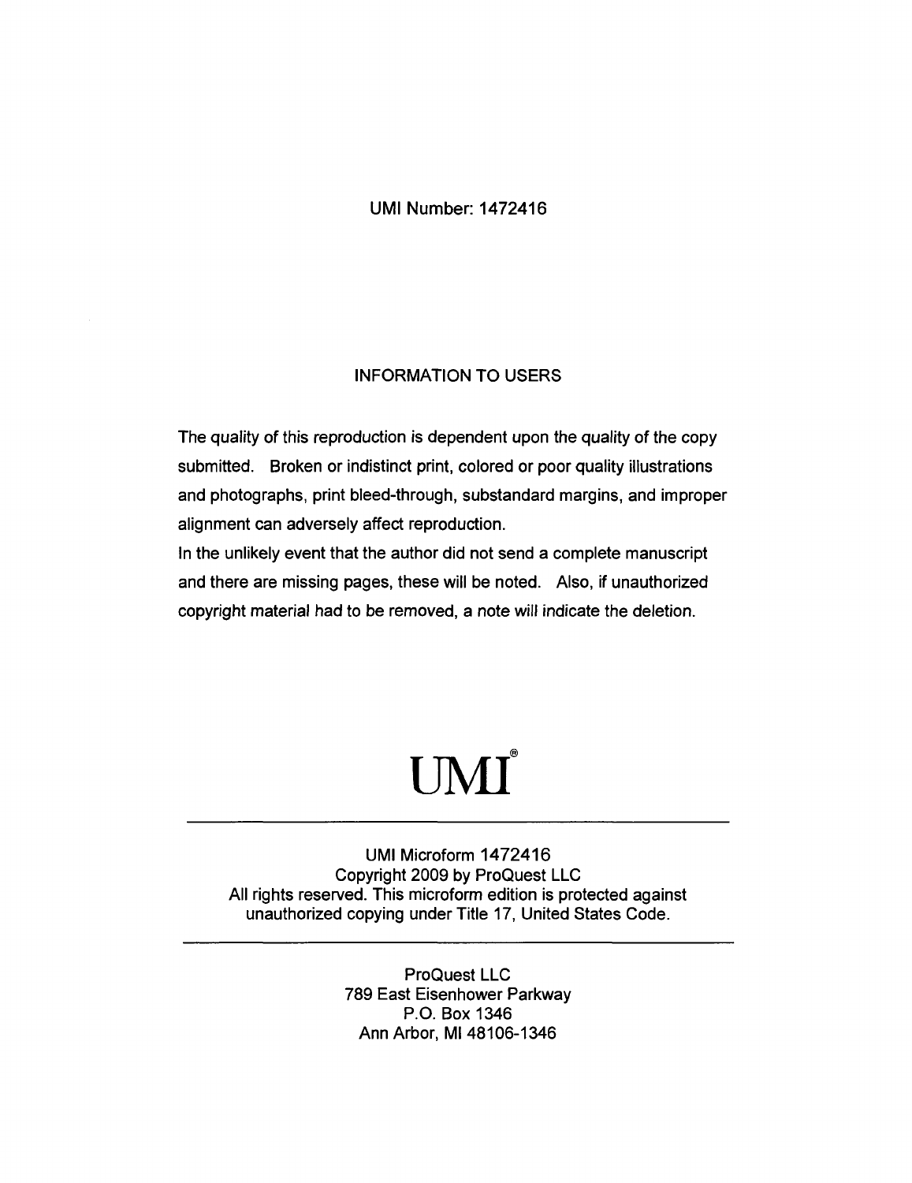UMI Number: 1472416

## INFORMATION TO USERS

The quality of this reproduction is dependent upon the quality of the copy submitted. Broken or indistinct print, colored or poor quality illustrations and photographs, print bleed-through, substandard margins, and improper alignment can adversely affect reproduction.

In the unlikely event that the author did not send a complete manuscript and there are missing pages, these will be noted. Also, if unauthorized copyright material had to be removed, a note will indicate the deletion.

# UMI®

---

UMI Microform 1472416
Copyright 2009 by ProQuest LLC
All rights reserved. This microform edition is protected against unauthorized copying under Title 17, United States Code.

---

ProQuest LLC
789 East Eisenhower Parkway
P.O. Box 1346
Ann Arbor, MI 48106-1346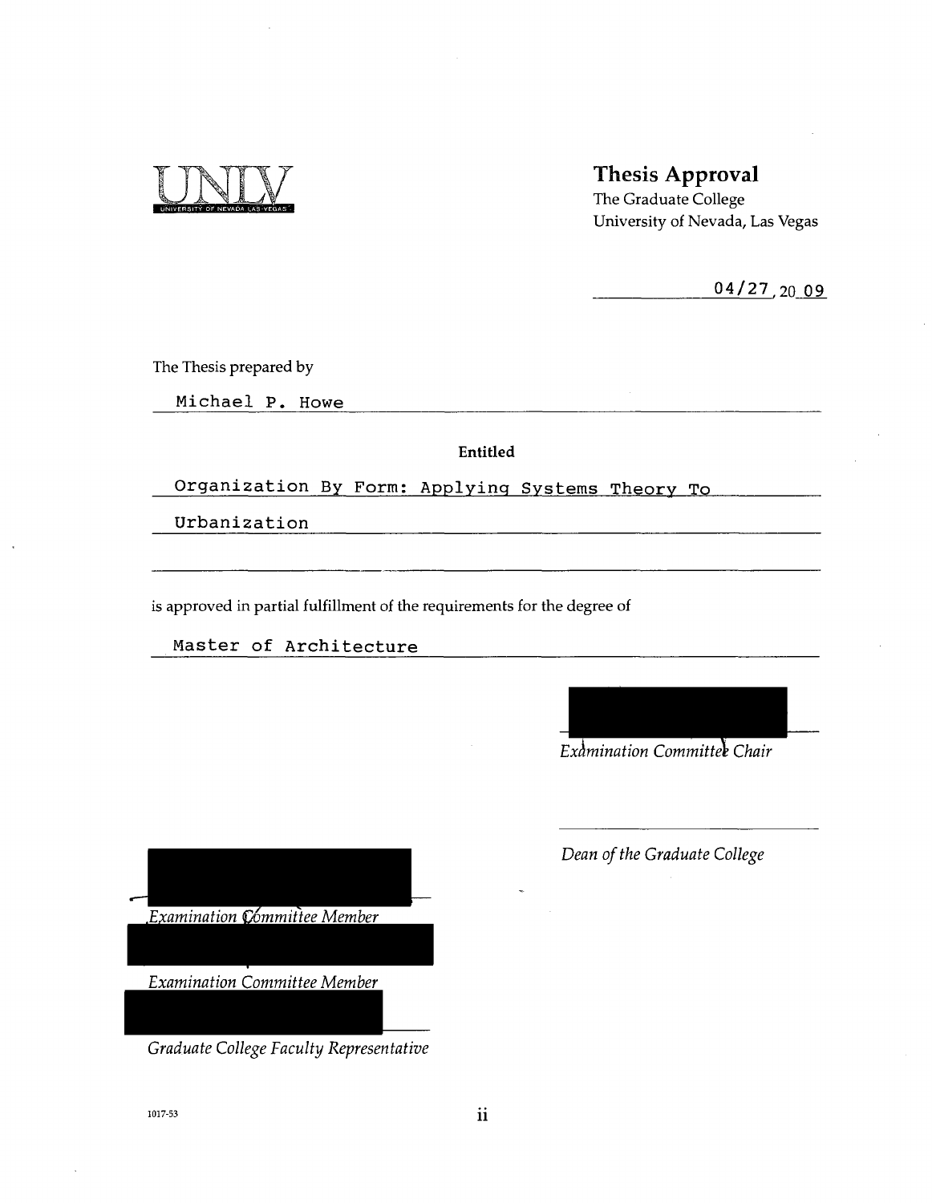UNLV
UNIVERSITY OF NEVADA LAS VEGAS

## Thesis Approval

The Graduate College
University of Nevada, Las Vegas

04/27, 20 09

The Thesis prepared by

Michael P. Howe

**Entitled**

Organization By Form: Applying Systems Theory To Urbanization

is approved in partial fulfillment of the requirements for the degree of

Master of Architecture

*Examination Committee Chair*

*Dean of the Graduate College*

*Examination Committee Member*

*Examination Committee Member*

*Graduate College Faculty Representative*

1017-53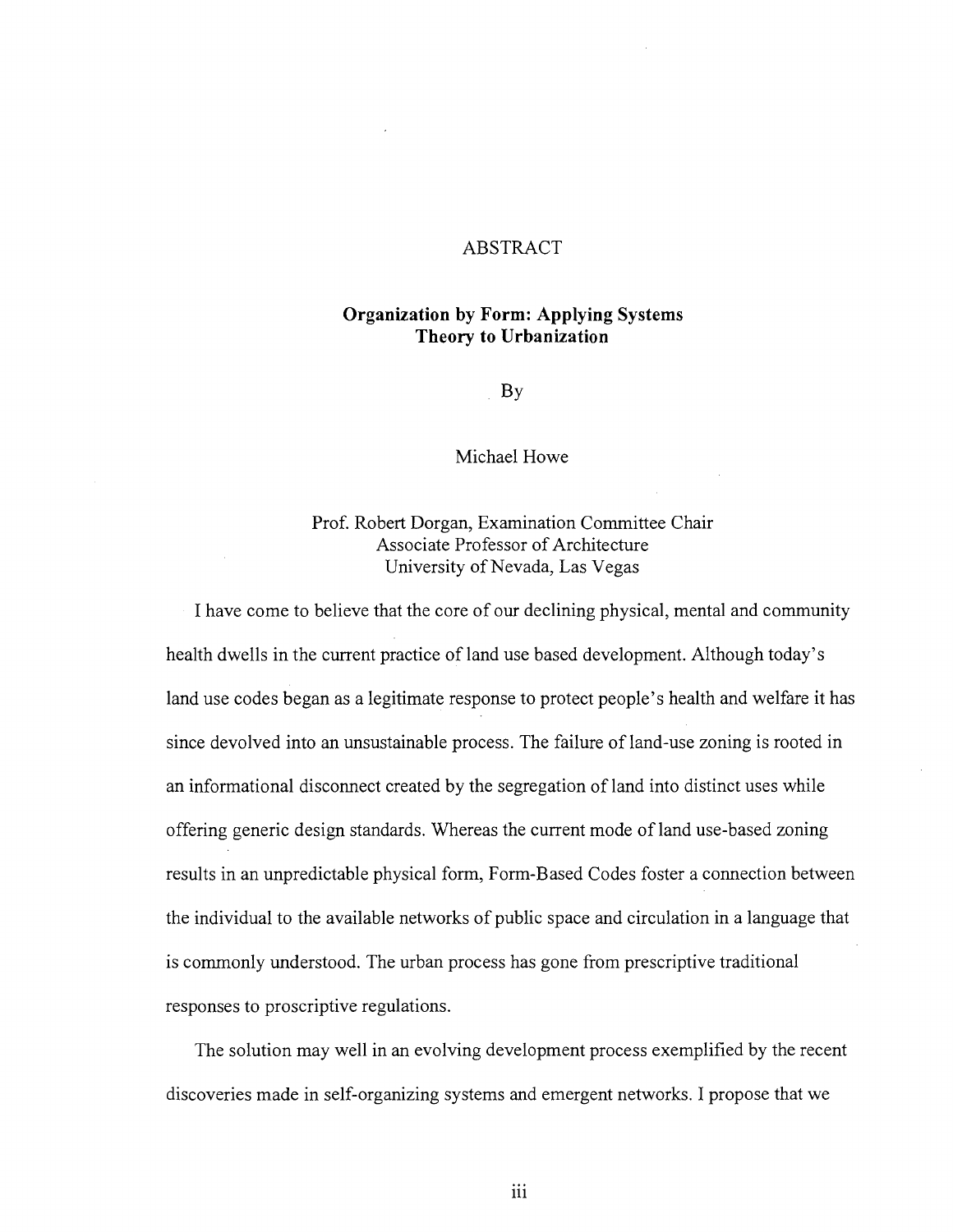# ABSTRACT

## Organization by Form: Applying Systems Theory to Urbanization

By

Michael Howe

Prof. Robert Dorgan, Examination Committee Chair
Associate Professor of Architecture
University of Nevada, Las Vegas

I have come to believe that the core of our declining physical, mental and community health dwells in the current practice of land use based development. Although today's land use codes began as a legitimate response to protect people's health and welfare it has since devolved into an unsustainable process. The failure of land-use zoning is rooted in an informational disconnect created by the segregation of land into distinct uses while offering generic design standards. Whereas the current mode of land use-based zoning results in an unpredictable physical form, Form-Based Codes foster a connection between the individual to the available networks of public space and circulation in a language that is commonly understood. The urban process has gone from prescriptive traditional responses to proscriptive regulations.

The solution may well in an evolving development process exemplified by the recent discoveries made in self-organizing systems and emergent networks. I propose that we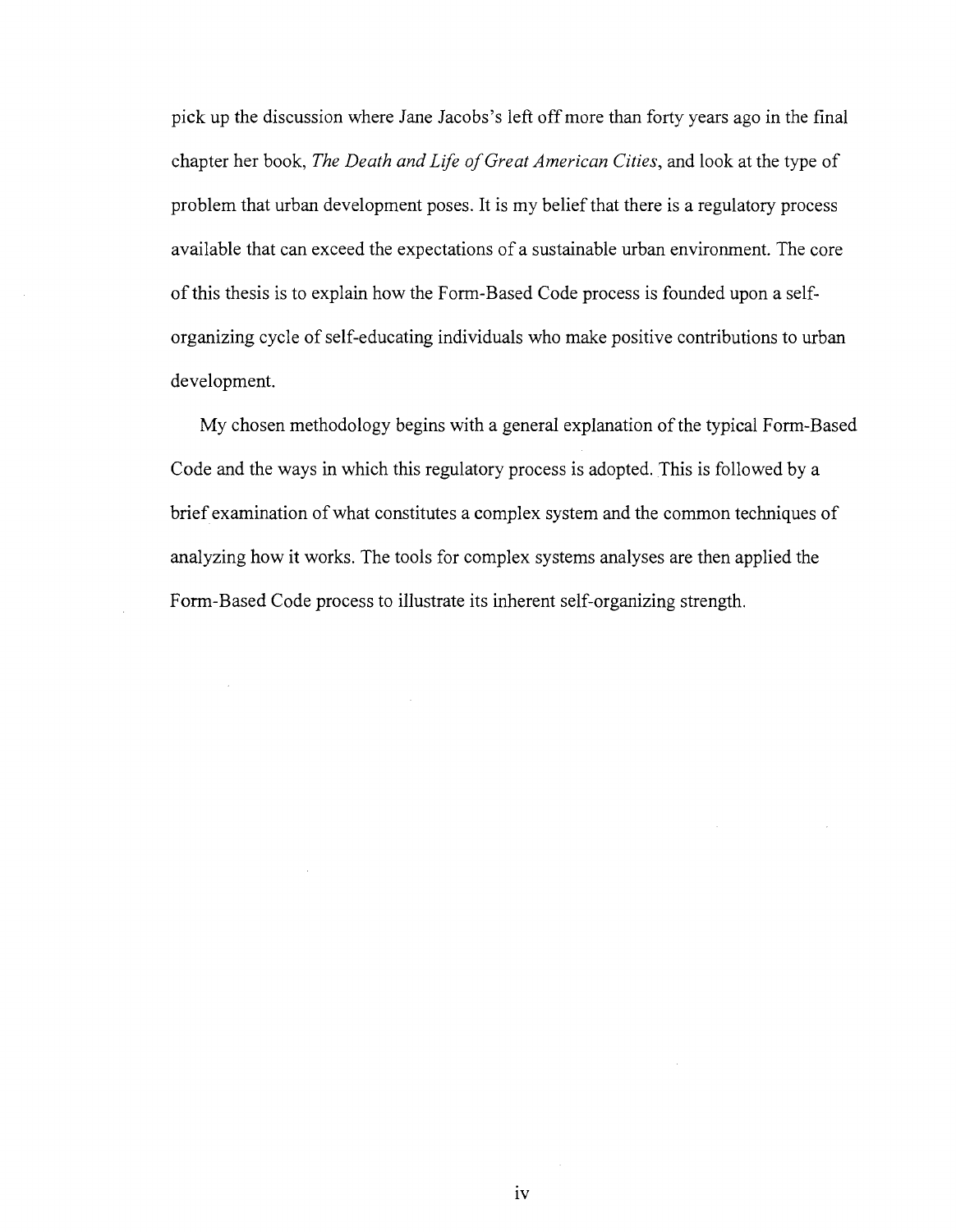pick up the discussion where Jane Jacobs's left off more than forty years ago in the final chapter her book, *The Death and Life of Great American Cities*, and look at the type of problem that urban development poses. It is my belief that there is a regulatory process available that can exceed the expectations of a sustainable urban environment. The core of this thesis is to explain how the Form-Based Code process is founded upon a self-organizing cycle of self-educating individuals who make positive contributions to urban development.

My chosen methodology begins with a general explanation of the typical Form-Based Code and the ways in which this regulatory process is adopted. This is followed by a brief examination of what constitutes a complex system and the common techniques of analyzing how it works. The tools for complex systems analyses are then applied the Form-Based Code process to illustrate its inherent self-organizing strength.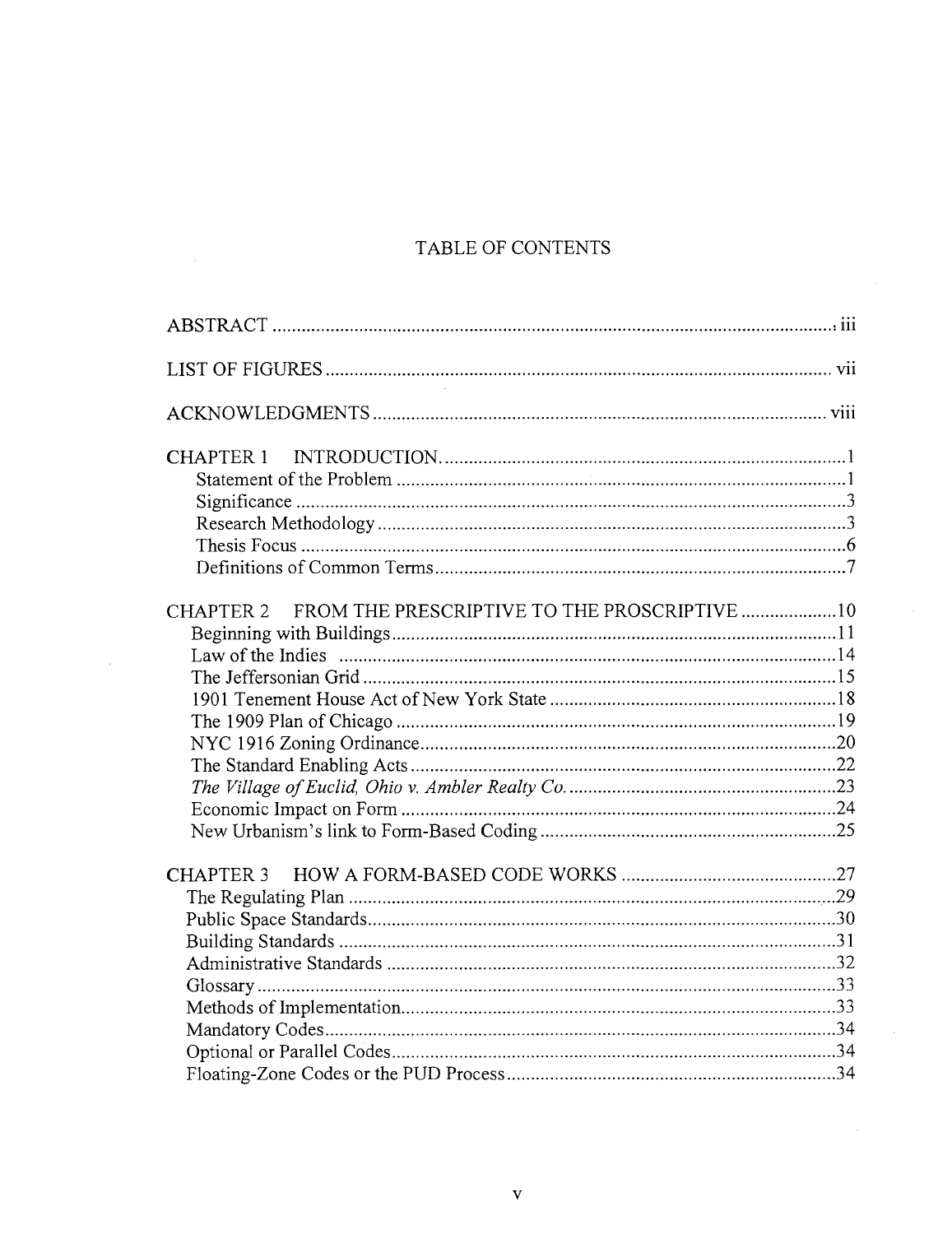# TABLE OF CONTENTS

ABSTRACT ..................................................... iii

LIST OF FIGURES ..................................................... vii

ACKNOWLEDGMENTS ..................................................... viii

CHAPTER 1 INTRODUCTION. ..................................................... 1
- Statement of the Problem ..................................................... 1
- Significance ..................................................... 3
- Research Methodology ..................................................... 3
- Thesis Focus ..................................................... 6
- Definitions of Common Terms ..................................................... 7

CHAPTER 2 FROM THE PRESCRIPTIVE TO THE PROSCRIPTIVE ..................................................... 10
- Beginning with Buildings ..................................................... 11
- Law of the Indies ..................................................... 14
- The Jeffersonian Grid ..................................................... 15
- 1901 Tenement House Act of New York State ..................................................... 18
- The 1909 Plan of Chicago ..................................................... 19
- NYC 1916 Zoning Ordinance ..................................................... 20
- The Standard Enabling Acts ..................................................... 22
- *The Village of Euclid, Ohio v. Ambler Realty Co.* ..................................................... 23
- Economic Impact on Form ..................................................... 24
- New Urbanism's link to Form-Based Coding ..................................................... 25

CHAPTER 3 HOW A FORM-BASED CODE WORKS ..................................................... 27
- The Regulating Plan ..................................................... 29
- Public Space Standards ..................................................... 30
- Building Standards ..................................................... 31
- Administrative Standards ..................................................... 32
- Glossary ..................................................... 33
- Methods of Implementation ..................................................... 33
- Mandatory Codes ..................................................... 34
- Optional or Parallel Codes ..................................................... 34
- Floating-Zone Codes or the PUD Process ..................................................... 34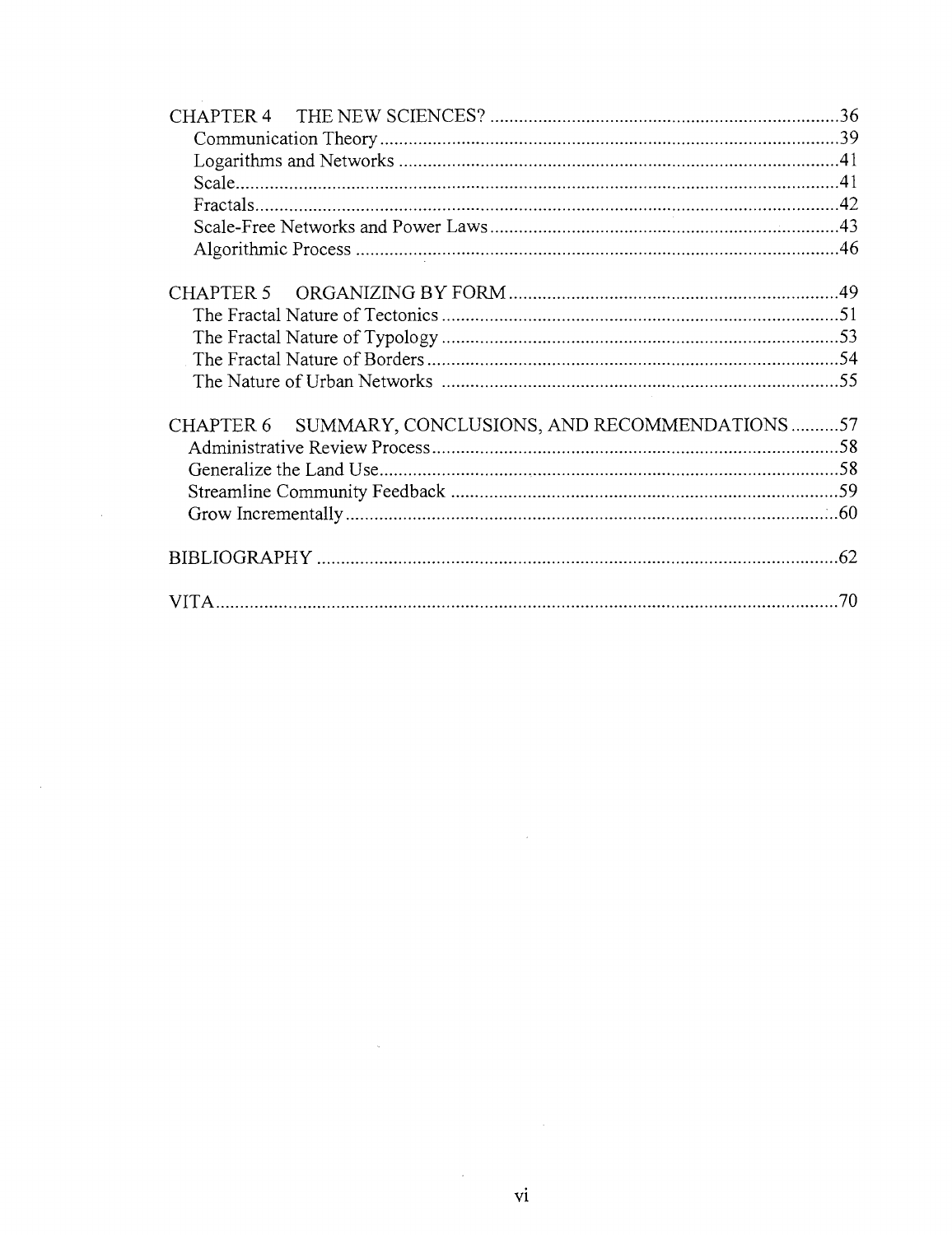CHAPTER 4 THE NEW SCIENCES? .......... 36
- Communication Theory .......... 39
- Logarithms and Networks .......... 41
- Scale .......... 41
- Fractals .......... 42
- Scale-Free Networks and Power Laws .......... 43
- Algorithmic Process .......... 46

CHAPTER 5 ORGANIZING BY FORM .......... 49
- The Fractal Nature of Tectonics .......... 51
- The Fractal Nature of Typology .......... 53
- The Fractal Nature of Borders .......... 54
- The Nature of Urban Networks .......... 55

CHAPTER 6 SUMMARY, CONCLUSIONS, AND RECOMMENDATIONS .......... 57
- Administrative Review Process .......... 58
- Generalize the Land Use .......... 58
- Streamline Community Feedback .......... 59
- Grow Incrementally .......... 60

BIBLIOGRAPHY .......... 62

VITA .......... 70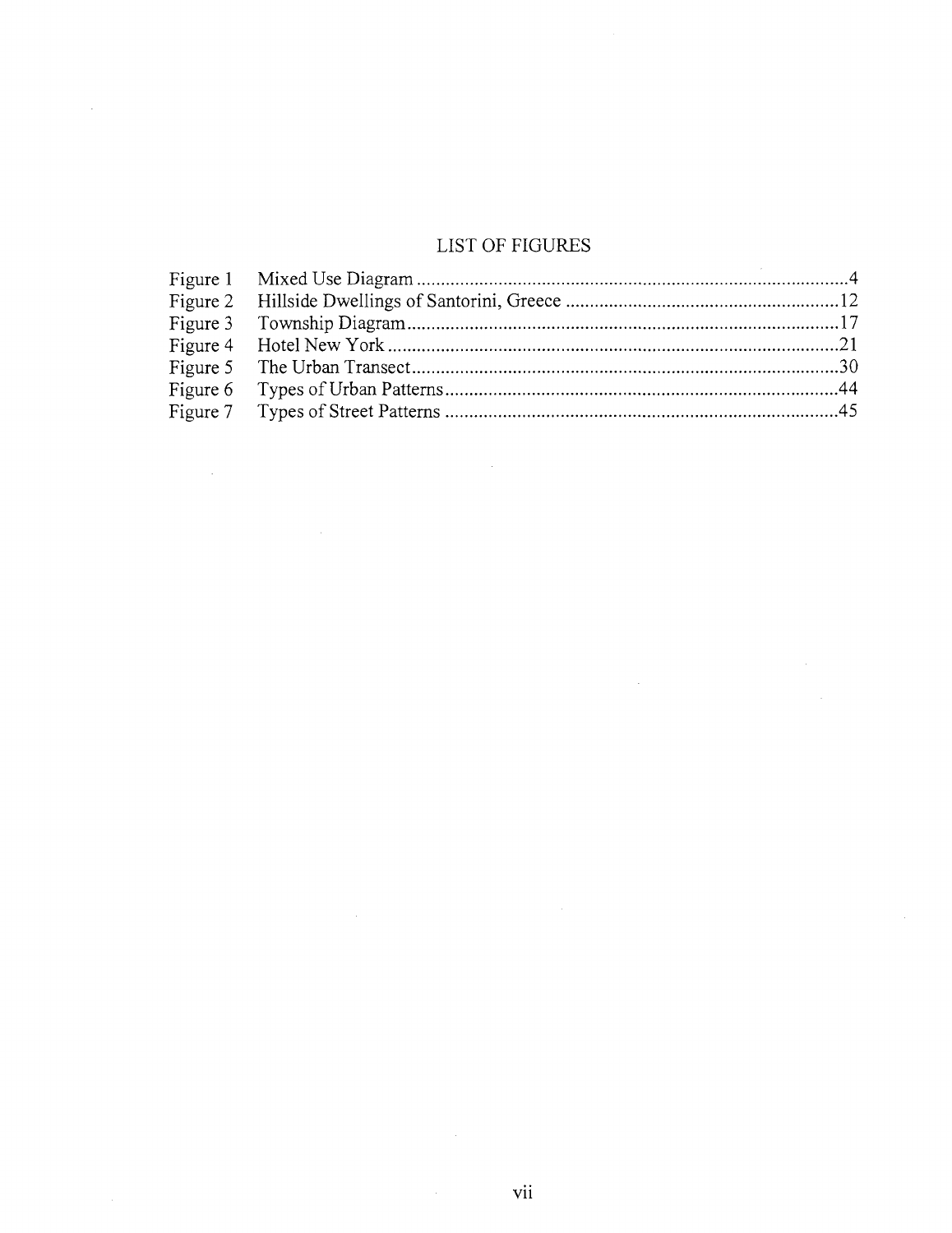# LIST OF FIGURES

| | | |
|---|---|---|
| Figure 1 | Mixed Use Diagram | 4 |
| Figure 2 | Hillside Dwellings of Santorini, Greece | 12 |
| Figure 3 | Township Diagram | 17 |
| Figure 4 | Hotel New York | 21 |
| Figure 5 | The Urban Transect | 30 |
| Figure 6 | Types of Urban Patterns | 44 |
| Figure 7 | Types of Street Patterns | 45 |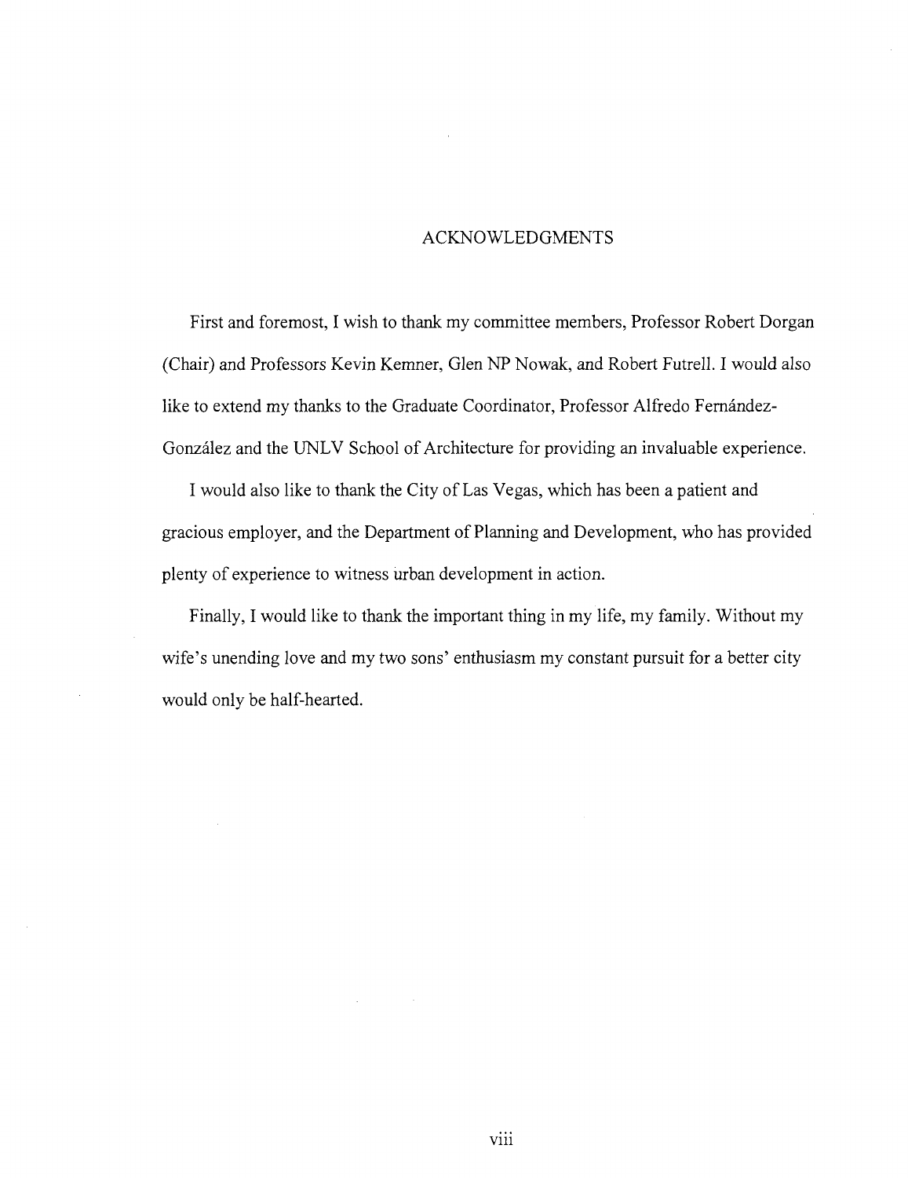# ACKNOWLEDGMENTS

First and foremost, I wish to thank my committee members, Professor Robert Dorgan (Chair) and Professors Kevin Kemner, Glen NP Nowak, and Robert Futrell. I would also like to extend my thanks to the Graduate Coordinator, Professor Alfredo Fernández-González and the UNLV School of Architecture for providing an invaluable experience.

I would also like to thank the City of Las Vegas, which has been a patient and gracious employer, and the Department of Planning and Development, who has provided plenty of experience to witness urban development in action.

Finally, I would like to thank the important thing in my life, my family. Without my wife's unending love and my two sons' enthusiasm my constant pursuit for a better city would only be half-hearted.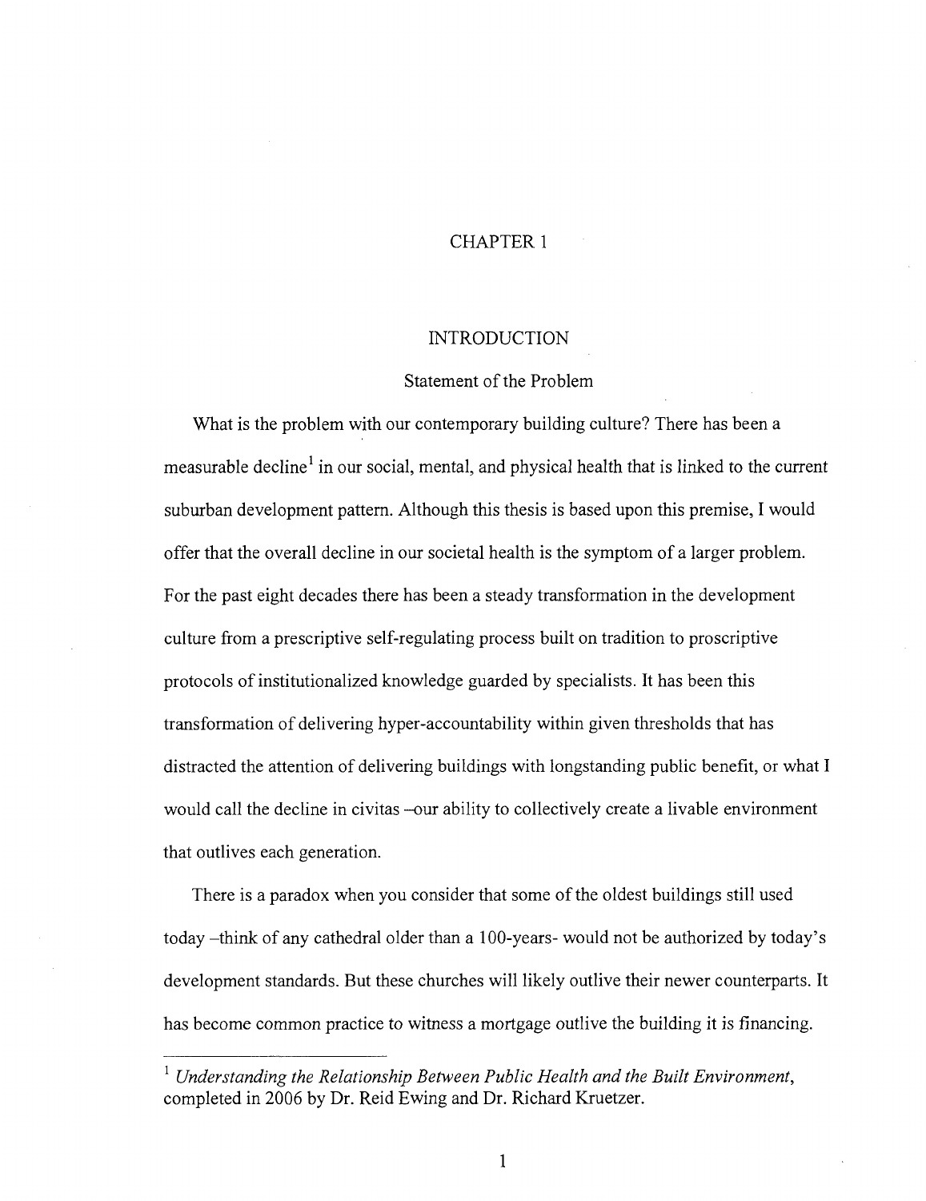# CHAPTER 1

## INTRODUCTION

### Statement of the Problem

What is the problem with our contemporary building culture? There has been a measurable decline[1] in our social, mental, and physical health that is linked to the current suburban development pattern. Although this thesis is based upon this premise, I would offer that the overall decline in our societal health is the symptom of a larger problem. For the past eight decades there has been a steady transformation in the development culture from a prescriptive self-regulating process built on tradition to proscriptive protocols of institutionalized knowledge guarded by specialists. It has been this transformation of delivering hyper-accountability within given thresholds that has distracted the attention of delivering buildings with longstanding public benefit, or what I would call the decline in civitas –our ability to collectively create a livable environment that outlives each generation.

There is a paradox when you consider that some of the oldest buildings still used today –think of any cathedral older than a 100-years- would not be authorized by today's development standards. But these churches will likely outlive their newer counterparts. It has become common practice to witness a mortgage outlive the building it is financing.

---

[1] *Understanding the Relationship Between Public Health and the Built Environment*, completed in 2006 by Dr. Reid Ewing and Dr. Richard Kruetzer.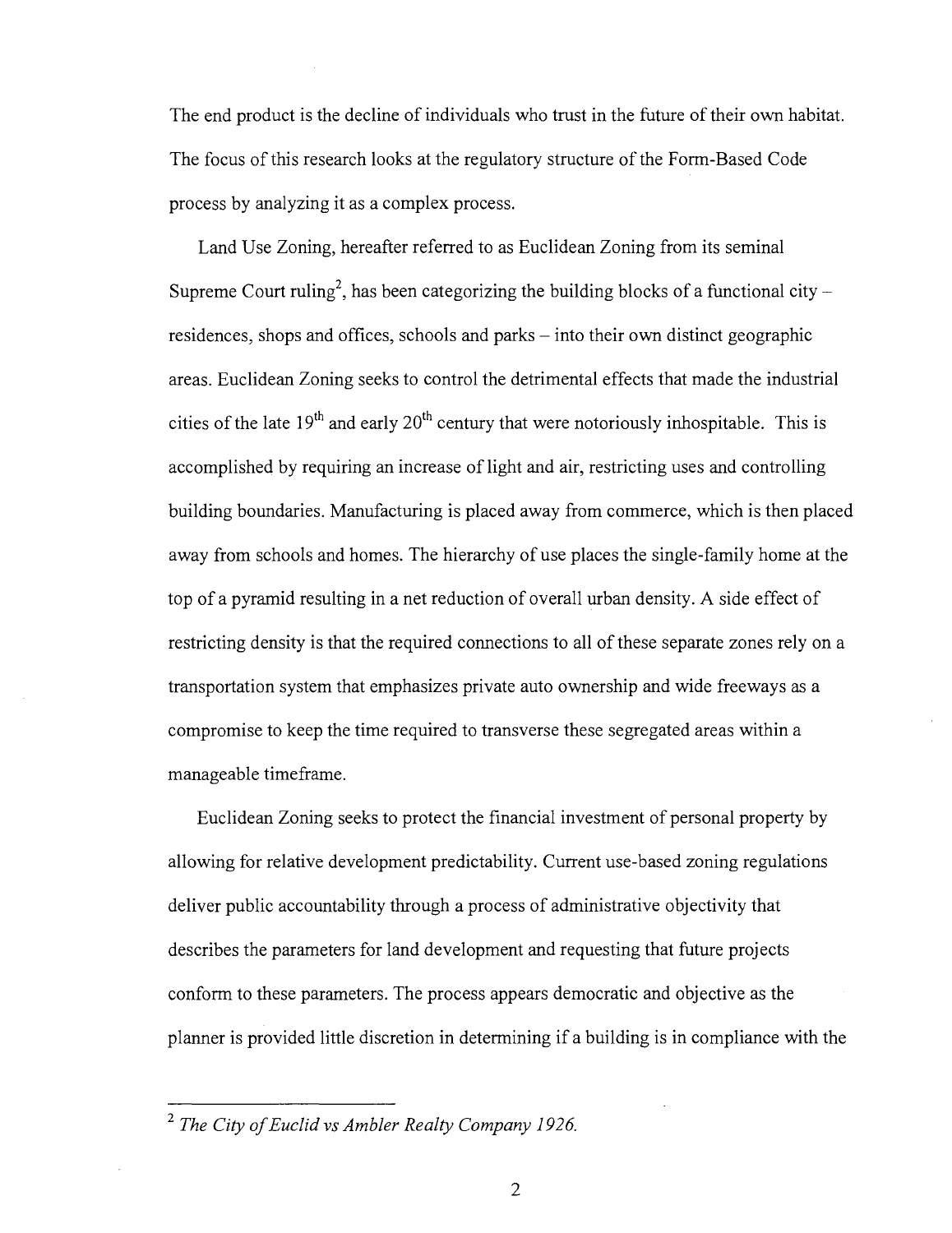The end product is the decline of individuals who trust in the future of their own habitat. The focus of this research looks at the regulatory structure of the Form-Based Code process by analyzing it as a complex process.

Land Use Zoning, hereafter referred to as Euclidean Zoning from its seminal Supreme Court ruling[2], has been categorizing the building blocks of a functional city – residences, shops and offices, schools and parks – into their own distinct geographic areas. Euclidean Zoning seeks to control the detrimental effects that made the industrial cities of the late 19th and early 20th century that were notoriously inhospitable. This is accomplished by requiring an increase of light and air, restricting uses and controlling building boundaries. Manufacturing is placed away from commerce, which is then placed away from schools and homes. The hierarchy of use places the single-family home at the top of a pyramid resulting in a net reduction of overall urban density. A side effect of restricting density is that the required connections to all of these separate zones rely on a transportation system that emphasizes private auto ownership and wide freeways as a compromise to keep the time required to transverse these segregated areas within a manageable timeframe.

Euclidean Zoning seeks to protect the financial investment of personal property by allowing for relative development predictability. Current use-based zoning regulations deliver public accountability through a process of administrative objectivity that describes the parameters for land development and requesting that future projects conform to these parameters. The process appears democratic and objective as the planner is provided little discretion in determining if a building is in compliance with the

---

[2] *The City of Euclid vs Ambler Realty Company 1926.*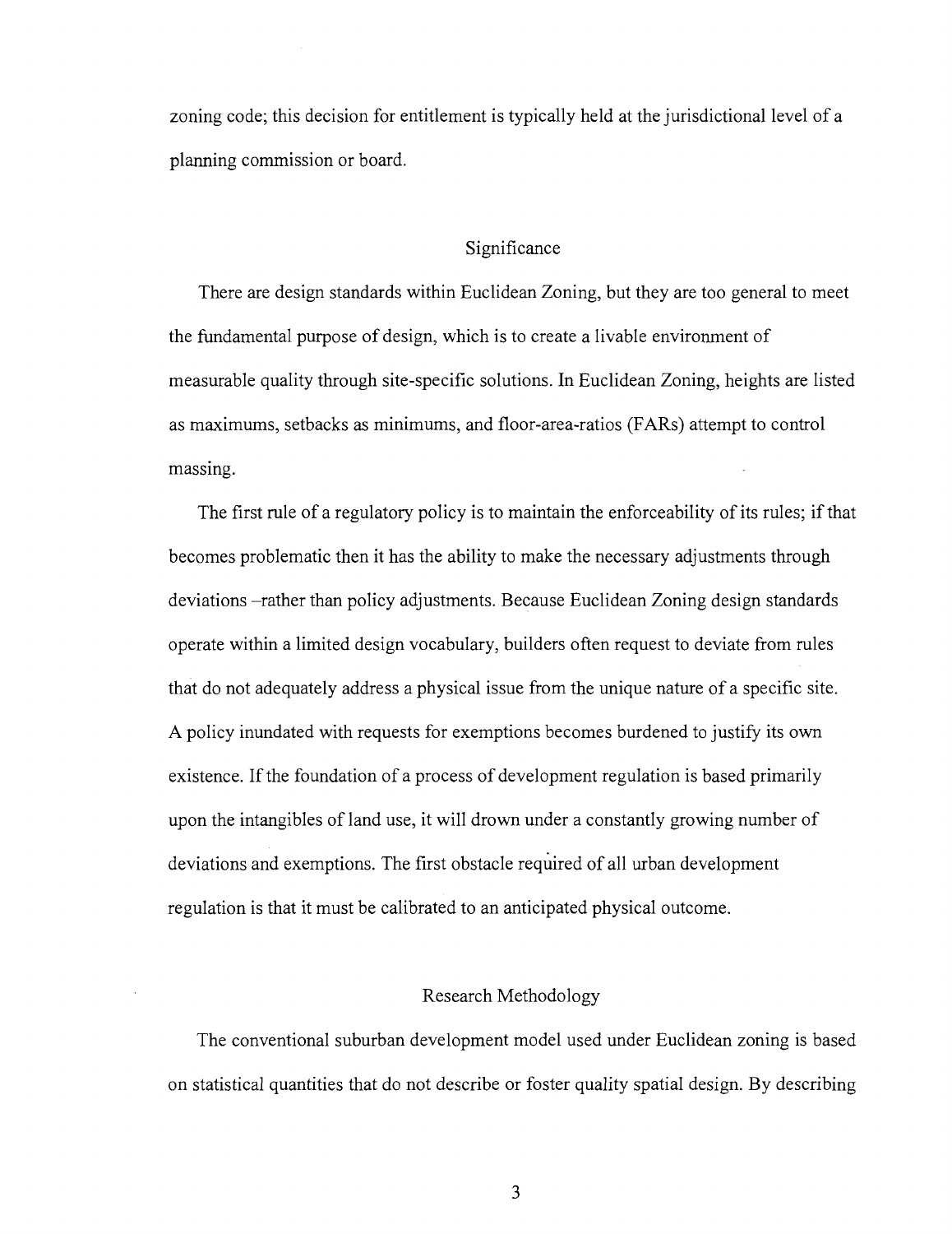zoning code; this decision for entitlement is typically held at the jurisdictional level of a planning commission or board.

## Significance

There are design standards within Euclidean Zoning, but they are too general to meet the fundamental purpose of design, which is to create a livable environment of measurable quality through site-specific solutions. In Euclidean Zoning, heights are listed as maximums, setbacks as minimums, and floor-area-ratios (FARs) attempt to control massing.

The first rule of a regulatory policy is to maintain the enforceability of its rules; if that becomes problematic then it has the ability to make the necessary adjustments through deviations –rather than policy adjustments. Because Euclidean Zoning design standards operate within a limited design vocabulary, builders often request to deviate from rules that do not adequately address a physical issue from the unique nature of a specific site. A policy inundated with requests for exemptions becomes burdened to justify its own existence. If the foundation of a process of development regulation is based primarily upon the intangibles of land use, it will drown under a constantly growing number of deviations and exemptions. The first obstacle required of all urban development regulation is that it must be calibrated to an anticipated physical outcome.

## Research Methodology

The conventional suburban development model used under Euclidean zoning is based on statistical quantities that do not describe or foster quality spatial design. By describing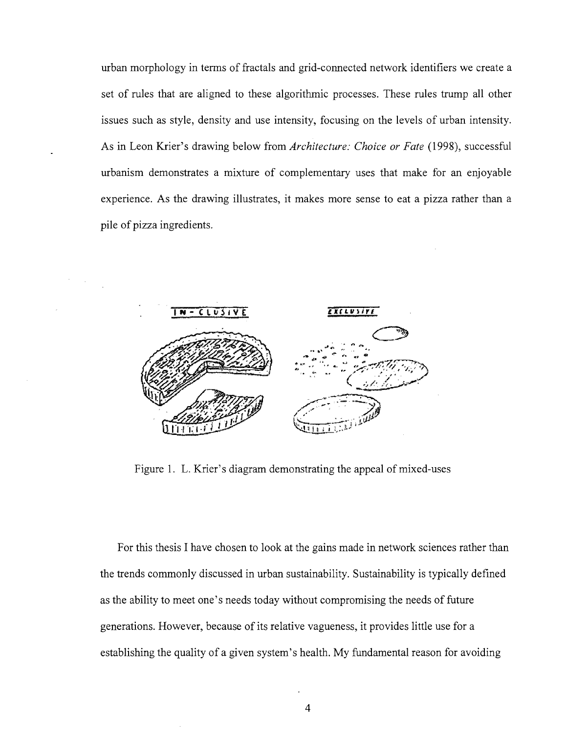urban morphology in terms of fractals and grid-connected network identifiers we create a set of rules that are aligned to these algorithmic processes. These rules trump all other issues such as style, density and use intensity, focusing on the levels of urban intensity. As in Leon Krier's drawing below from *Architecture: Choice or Fate* (1998), successful urbanism demonstrates a mixture of complementary uses that make for an enjoyable experience. As the drawing illustrates, it makes more sense to eat a pizza rather than a pile of pizza ingredients.

Figure 1. L. Krier's diagram demonstrating the appeal of mixed-uses

For this thesis I have chosen to look at the gains made in network sciences rather than the trends commonly discussed in urban sustainability. Sustainability is typically defined as the ability to meet one's needs today without compromising the needs of future generations. However, because of its relative vagueness, it provides little use for a establishing the quality of a given system's health. My fundamental reason for avoiding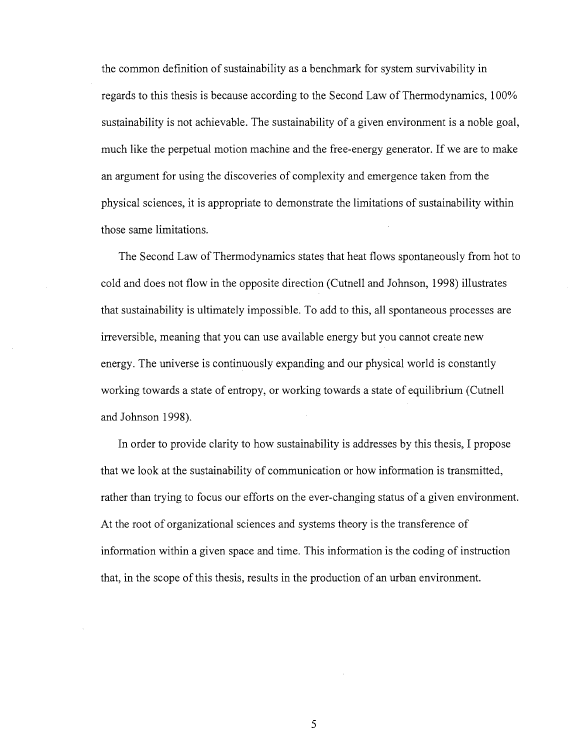the common definition of sustainability as a benchmark for system survivability in regards to this thesis is because according to the Second Law of Thermodynamics, 100% sustainability is not achievable. The sustainability of a given environment is a noble goal, much like the perpetual motion machine and the free-energy generator. If we are to make an argument for using the discoveries of complexity and emergence taken from the physical sciences, it is appropriate to demonstrate the limitations of sustainability within those same limitations.

The Second Law of Thermodynamics states that heat flows spontaneously from hot to cold and does not flow in the opposite direction (Cutnell and Johnson, 1998) illustrates that sustainability is ultimately impossible. To add to this, all spontaneous processes are irreversible, meaning that you can use available energy but you cannot create new energy. The universe is continuously expanding and our physical world is constantly working towards a state of entropy, or working towards a state of equilibrium (Cutnell and Johnson 1998).

In order to provide clarity to how sustainability is addresses by this thesis, I propose that we look at the sustainability of communication or how information is transmitted, rather than trying to focus our efforts on the ever-changing status of a given environment. At the root of organizational sciences and systems theory is the transference of information within a given space and time. This information is the coding of instruction that, in the scope of this thesis, results in the production of an urban environment.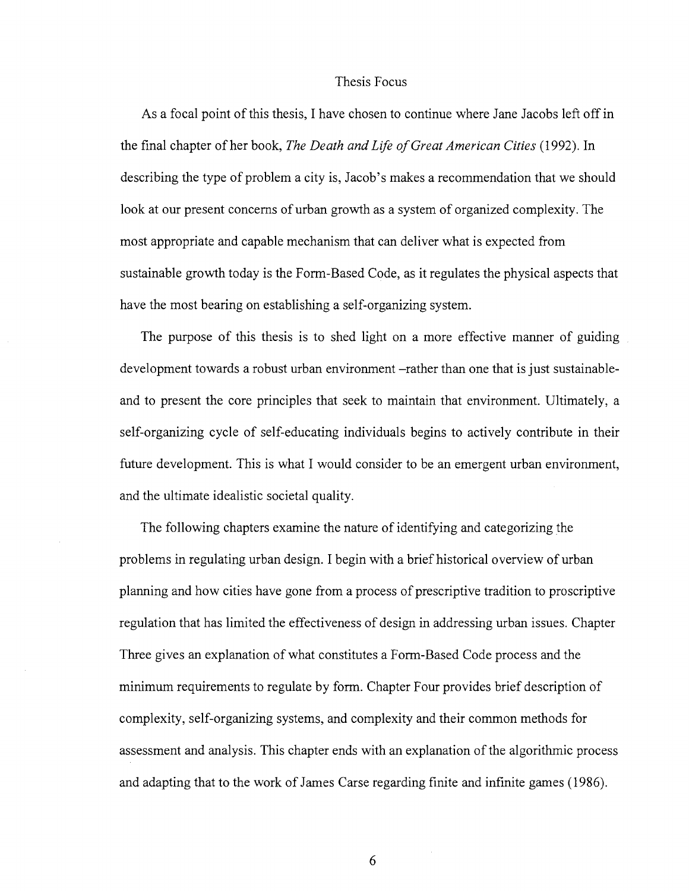## Thesis Focus

As a focal point of this thesis, I have chosen to continue where Jane Jacobs left off in the final chapter of her book, *The Death and Life of Great American Cities* (1992). In describing the type of problem a city is, Jacob's makes a recommendation that we should look at our present concerns of urban growth as a system of organized complexity. The most appropriate and capable mechanism that can deliver what is expected from sustainable growth today is the Form-Based Code, as it regulates the physical aspects that have the most bearing on establishing a self-organizing system.

The purpose of this thesis is to shed light on a more effective manner of guiding development towards a robust urban environment –rather than one that is just sustainable- and to present the core principles that seek to maintain that environment. Ultimately, a self-organizing cycle of self-educating individuals begins to actively contribute in their future development. This is what I would consider to be an emergent urban environment, and the ultimate idealistic societal quality.

The following chapters examine the nature of identifying and categorizing the problems in regulating urban design. I begin with a brief historical overview of urban planning and how cities have gone from a process of prescriptive tradition to proscriptive regulation that has limited the effectiveness of design in addressing urban issues. Chapter Three gives an explanation of what constitutes a Form-Based Code process and the minimum requirements to regulate by form. Chapter Four provides brief description of complexity, self-organizing systems, and complexity and their common methods for assessment and analysis. This chapter ends with an explanation of the algorithmic process and adapting that to the work of James Carse regarding finite and infinite games (1986).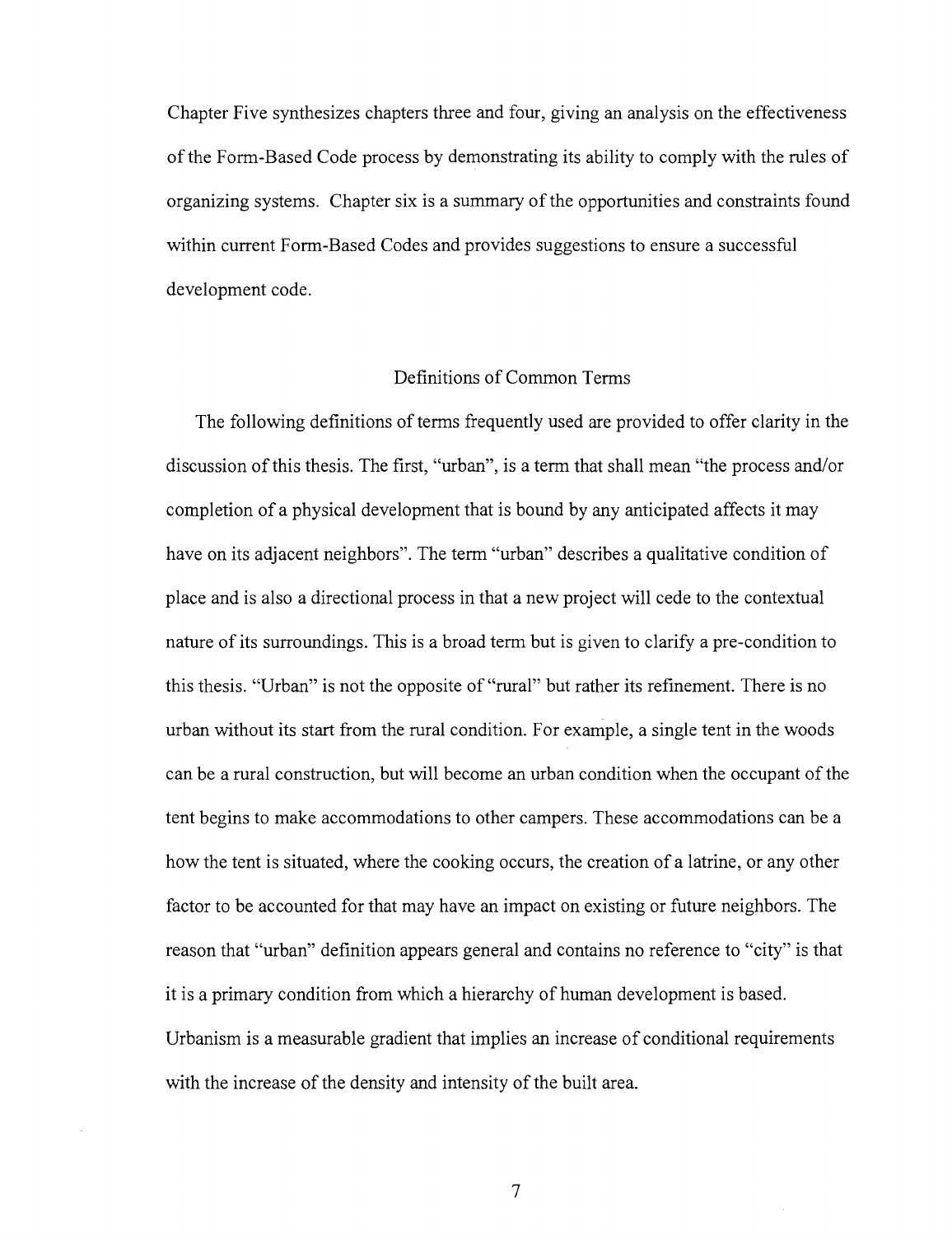Chapter Five synthesizes chapters three and four, giving an analysis on the effectiveness of the Form-Based Code process by demonstrating its ability to comply with the rules of organizing systems. Chapter six is a summary of the opportunities and constraints found within current Form-Based Codes and provides suggestions to ensure a successful development code.

## Definitions of Common Terms

The following definitions of terms frequently used are provided to offer clarity in the discussion of this thesis. The first, "urban", is a term that shall mean "the process and/or completion of a physical development that is bound by any anticipated affects it may have on its adjacent neighbors". The term "urban" describes a qualitative condition of place and is also a directional process in that a new project will cede to the contextual nature of its surroundings. This is a broad term but is given to clarify a pre-condition to this thesis. "Urban" is not the opposite of "rural" but rather its refinement. There is no urban without its start from the rural condition. For example, a single tent in the woods can be a rural construction, but will become an urban condition when the occupant of the tent begins to make accommodations to other campers. These accommodations can be a how the tent is situated, where the cooking occurs, the creation of a latrine, or any other factor to be accounted for that may have an impact on existing or future neighbors. The reason that "urban" definition appears general and contains no reference to "city" is that it is a primary condition from which a hierarchy of human development is based. Urbanism is a measurable gradient that implies an increase of conditional requirements with the increase of the density and intensity of the built area.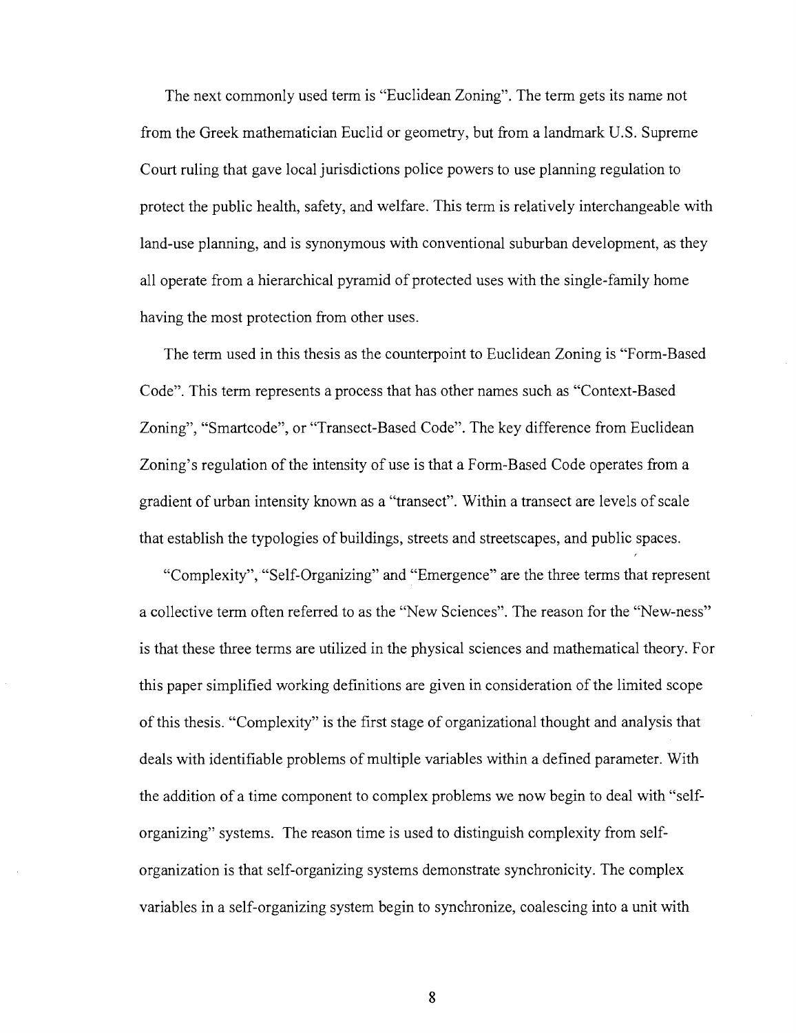The next commonly used term is "Euclidean Zoning". The term gets its name not from the Greek mathematician Euclid or geometry, but from a landmark U.S. Supreme Court ruling that gave local jurisdictions police powers to use planning regulation to protect the public health, safety, and welfare. This term is relatively interchangeable with land-use planning, and is synonymous with conventional suburban development, as they all operate from a hierarchical pyramid of protected uses with the single-family home having the most protection from other uses.

The term used in this thesis as the counterpoint to Euclidean Zoning is "Form-Based Code". This term represents a process that has other names such as "Context-Based Zoning", "Smartcode", or "Transect-Based Code". The key difference from Euclidean Zoning's regulation of the intensity of use is that a Form-Based Code operates from a gradient of urban intensity known as a "transect". Within a transect are levels of scale that establish the typologies of buildings, streets and streetscapes, and public spaces.

"Complexity", "Self-Organizing" and "Emergence" are the three terms that represent a collective term often referred to as the "New Sciences". The reason for the "New-ness" is that these three terms are utilized in the physical sciences and mathematical theory. For this paper simplified working definitions are given in consideration of the limited scope of this thesis. "Complexity" is the first stage of organizational thought and analysis that deals with identifiable problems of multiple variables within a defined parameter. With the addition of a time component to complex problems we now begin to deal with "self-organizing" systems. The reason time is used to distinguish complexity from self-organization is that self-organizing systems demonstrate synchronicity. The complex variables in a self-organizing system begin to synchronize, coalescing into a unit with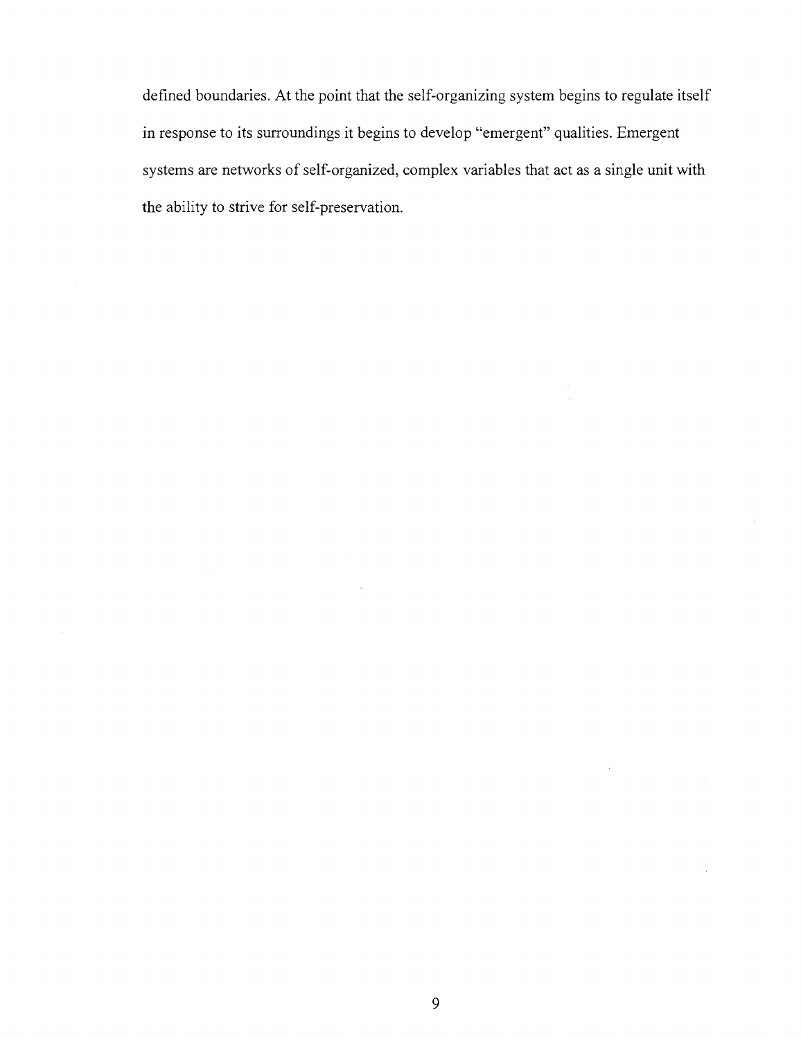defined boundaries. At the point that the self-organizing system begins to regulate itself in response to its surroundings it begins to develop "emergent" qualities. Emergent systems are networks of self-organized, complex variables that act as a single unit with the ability to strive for self-preservation.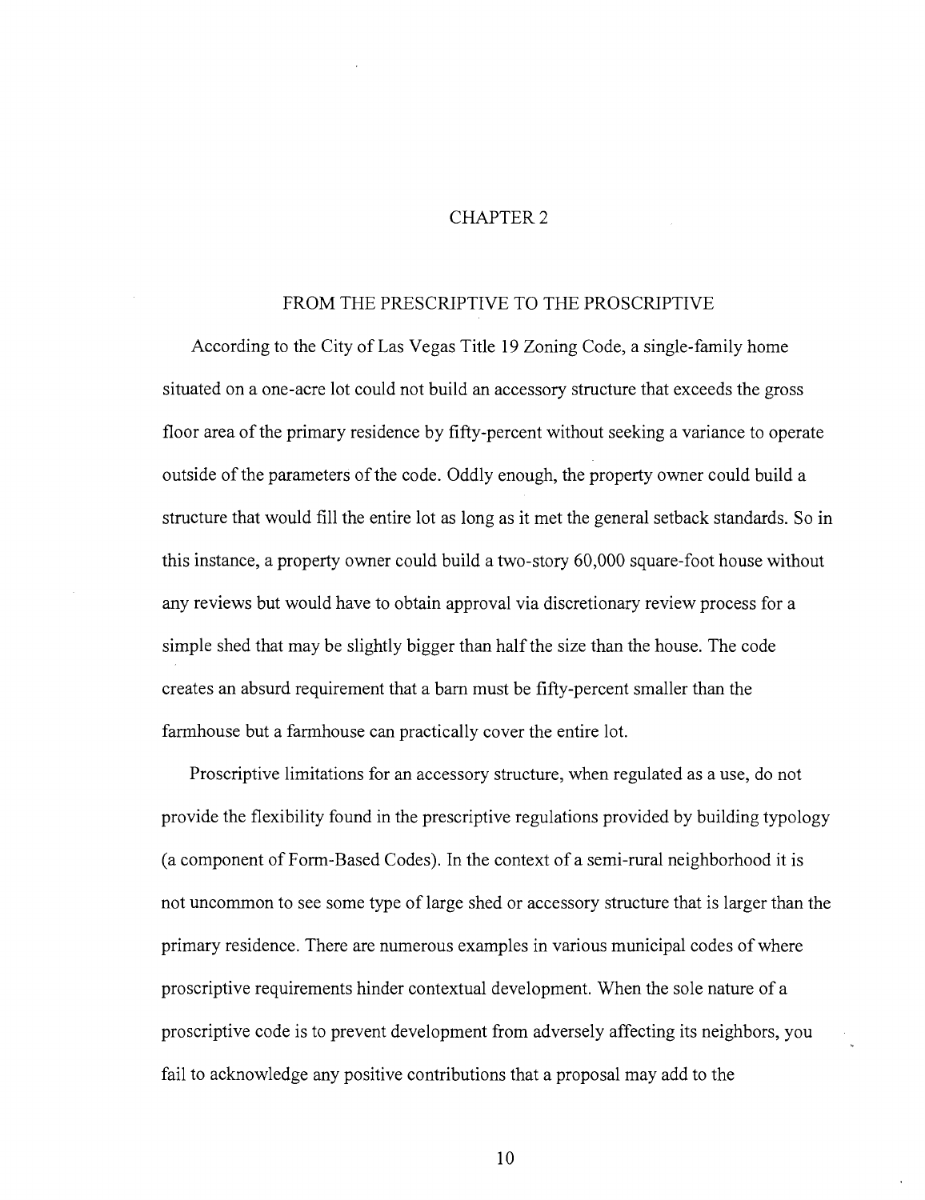# CHAPTER 2

## FROM THE PRESCRIPTIVE TO THE PROSCRIPTIVE

According to the City of Las Vegas Title 19 Zoning Code, a single-family home situated on a one-acre lot could not build an accessory structure that exceeds the gross floor area of the primary residence by fifty-percent without seeking a variance to operate outside of the parameters of the code. Oddly enough, the property owner could build a structure that would fill the entire lot as long as it met the general setback standards. So in this instance, a property owner could build a two-story 60,000 square-foot house without any reviews but would have to obtain approval via discretionary review process for a simple shed that may be slightly bigger than half the size than the house. The code creates an absurd requirement that a barn must be fifty-percent smaller than the farmhouse but a farmhouse can practically cover the entire lot.

Proscriptive limitations for an accessory structure, when regulated as a use, do not provide the flexibility found in the prescriptive regulations provided by building typology (a component of Form-Based Codes). In the context of a semi-rural neighborhood it is not uncommon to see some type of large shed or accessory structure that is larger than the primary residence. There are numerous examples in various municipal codes of where proscriptive requirements hinder contextual development. When the sole nature of a proscriptive code is to prevent development from adversely affecting its neighbors, you fail to acknowledge any positive contributions that a proposal may add to the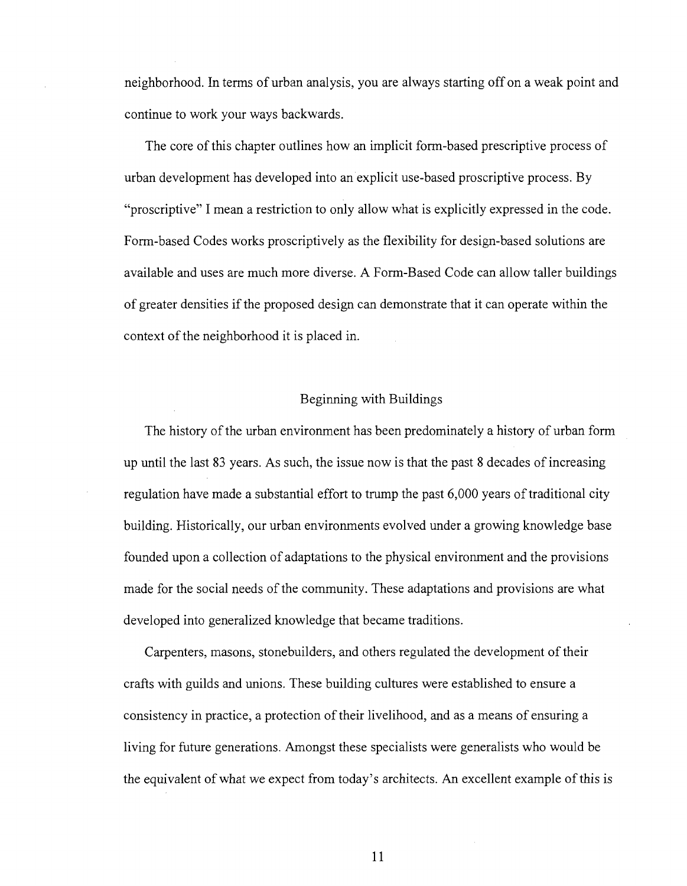neighborhood. In terms of urban analysis, you are always starting off on a weak point and continue to work your ways backwards.

The core of this chapter outlines how an implicit form-based prescriptive process of urban development has developed into an explicit use-based proscriptive process. By "proscriptive" I mean a restriction to only allow what is explicitly expressed in the code. Form-based Codes works proscriptively as the flexibility for design-based solutions are available and uses are much more diverse. A Form-Based Code can allow taller buildings of greater densities if the proposed design can demonstrate that it can operate within the context of the neighborhood it is placed in.

## Beginning with Buildings

The history of the urban environment has been predominately a history of urban form up until the last 83 years. As such, the issue now is that the past 8 decades of increasing regulation have made a substantial effort to trump the past 6,000 years of traditional city building. Historically, our urban environments evolved under a growing knowledge base founded upon a collection of adaptations to the physical environment and the provisions made for the social needs of the community. These adaptations and provisions are what developed into generalized knowledge that became traditions.

Carpenters, masons, stonebuilders, and others regulated the development of their crafts with guilds and unions. These building cultures were established to ensure a consistency in practice, a protection of their livelihood, and as a means of ensuring a living for future generations. Amongst these specialists were generalists who would be the equivalent of what we expect from today's architects. An excellent example of this is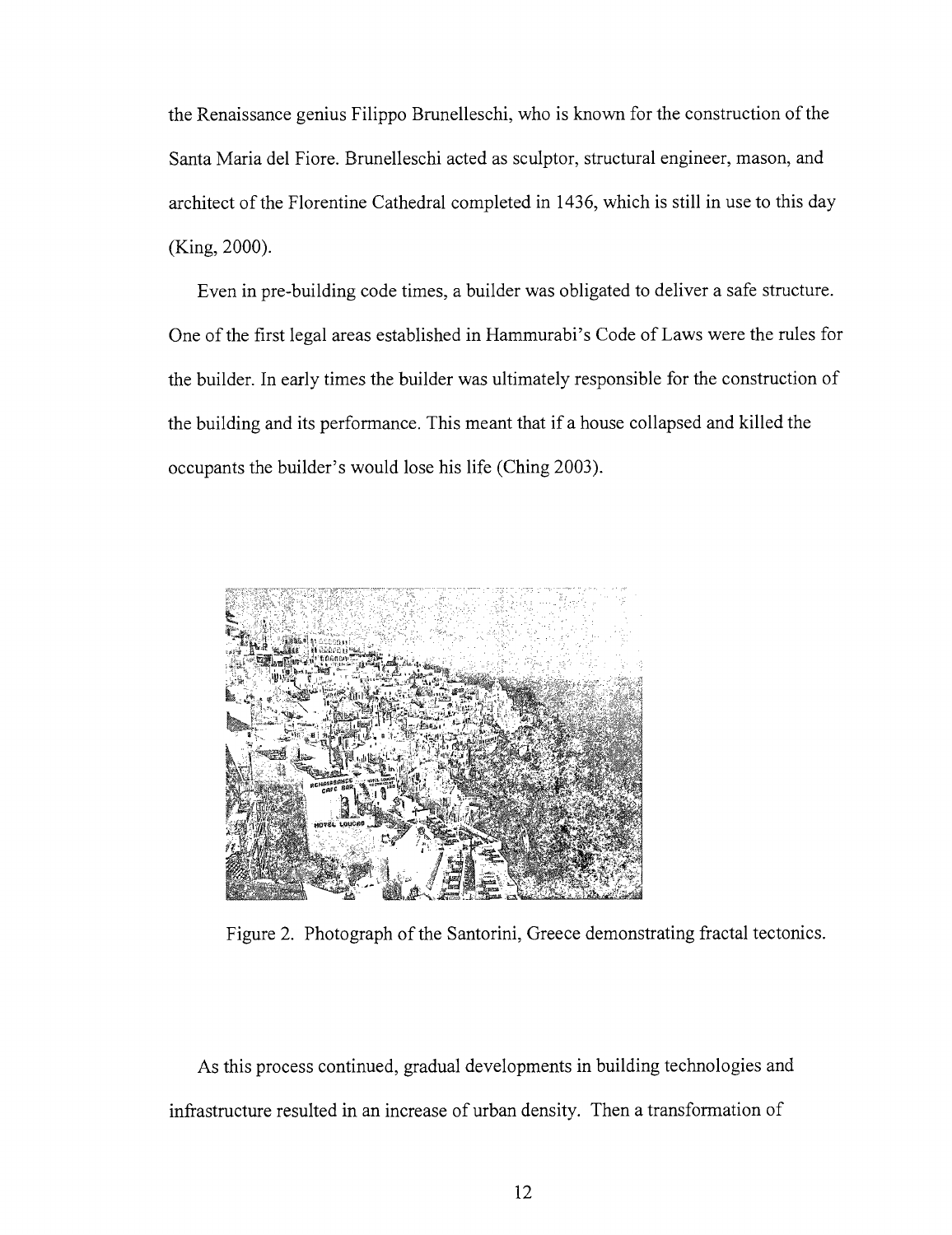the Renaissance genius Filippo Brunelleschi, who is known for the construction of the Santa Maria del Fiore. Brunelleschi acted as sculptor, structural engineer, mason, and architect of the Florentine Cathedral completed in 1436, which is still in use to this day (King, 2000).

Even in pre-building code times, a builder was obligated to deliver a safe structure. One of the first legal areas established in Hammurabi's Code of Laws were the rules for the builder. In early times the builder was ultimately responsible for the construction of the building and its performance. This meant that if a house collapsed and killed the occupants the builder's would lose his life (Ching 2003).

Figure 2. Photograph of the Santorini, Greece demonstrating fractal tectonics.

As this process continued, gradual developments in building technologies and infrastructure resulted in an increase of urban density. Then a transformation of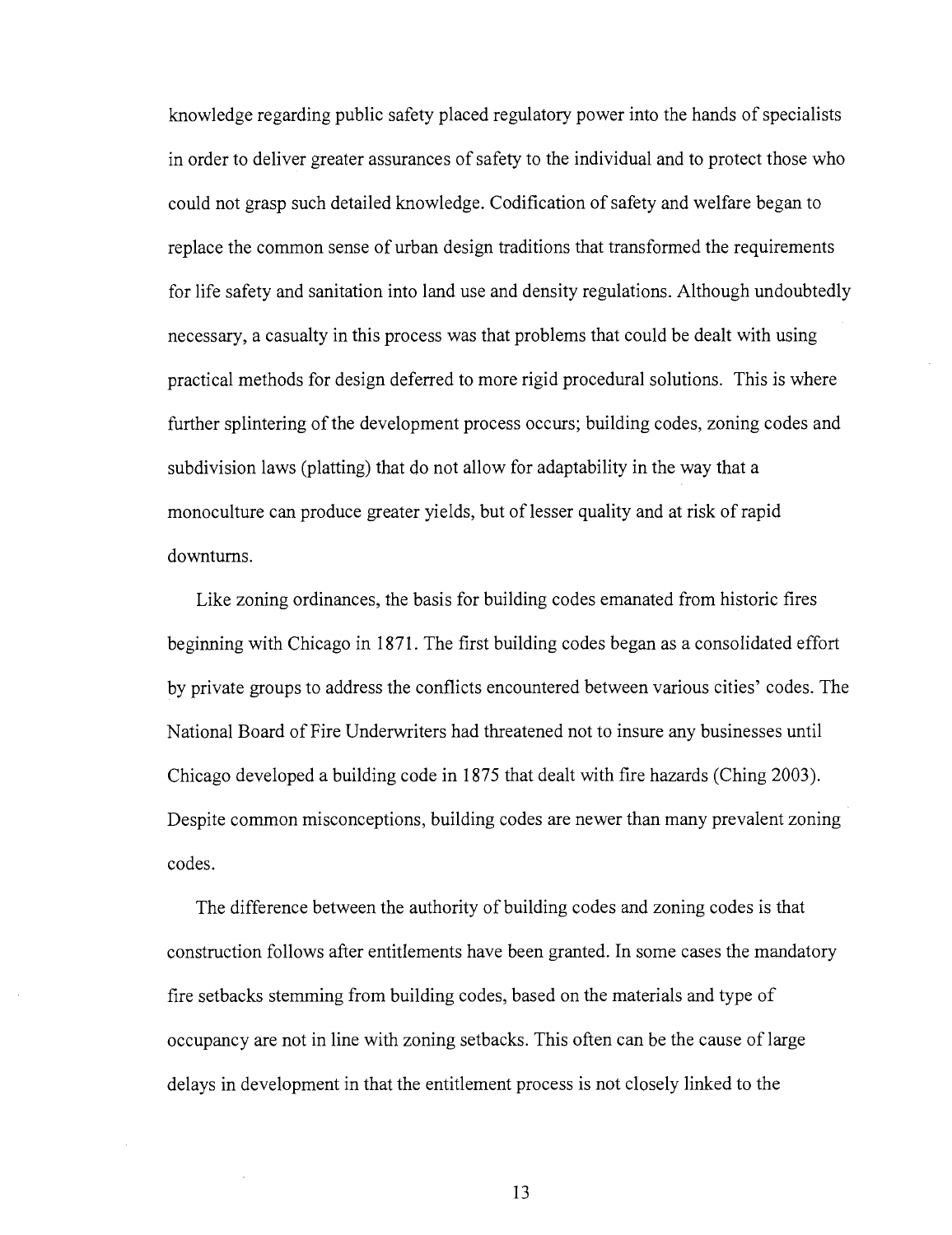knowledge regarding public safety placed regulatory power into the hands of specialists in order to deliver greater assurances of safety to the individual and to protect those who could not grasp such detailed knowledge. Codification of safety and welfare began to replace the common sense of urban design traditions that transformed the requirements for life safety and sanitation into land use and density regulations. Although undoubtedly necessary, a casualty in this process was that problems that could be dealt with using practical methods for design deferred to more rigid procedural solutions. This is where further splintering of the development process occurs; building codes, zoning codes and subdivision laws (platting) that do not allow for adaptability in the way that a monoculture can produce greater yields, but of lesser quality and at risk of rapid downturns.

Like zoning ordinances, the basis for building codes emanated from historic fires beginning with Chicago in 1871. The first building codes began as a consolidated effort by private groups to address the conflicts encountered between various cities' codes. The National Board of Fire Underwriters had threatened not to insure any businesses until Chicago developed a building code in 1875 that dealt with fire hazards (Ching 2003). Despite common misconceptions, building codes are newer than many prevalent zoning codes.

The difference between the authority of building codes and zoning codes is that construction follows after entitlements have been granted. In some cases the mandatory fire setbacks stemming from building codes, based on the materials and type of occupancy are not in line with zoning setbacks. This often can be the cause of large delays in development in that the entitlement process is not closely linked to the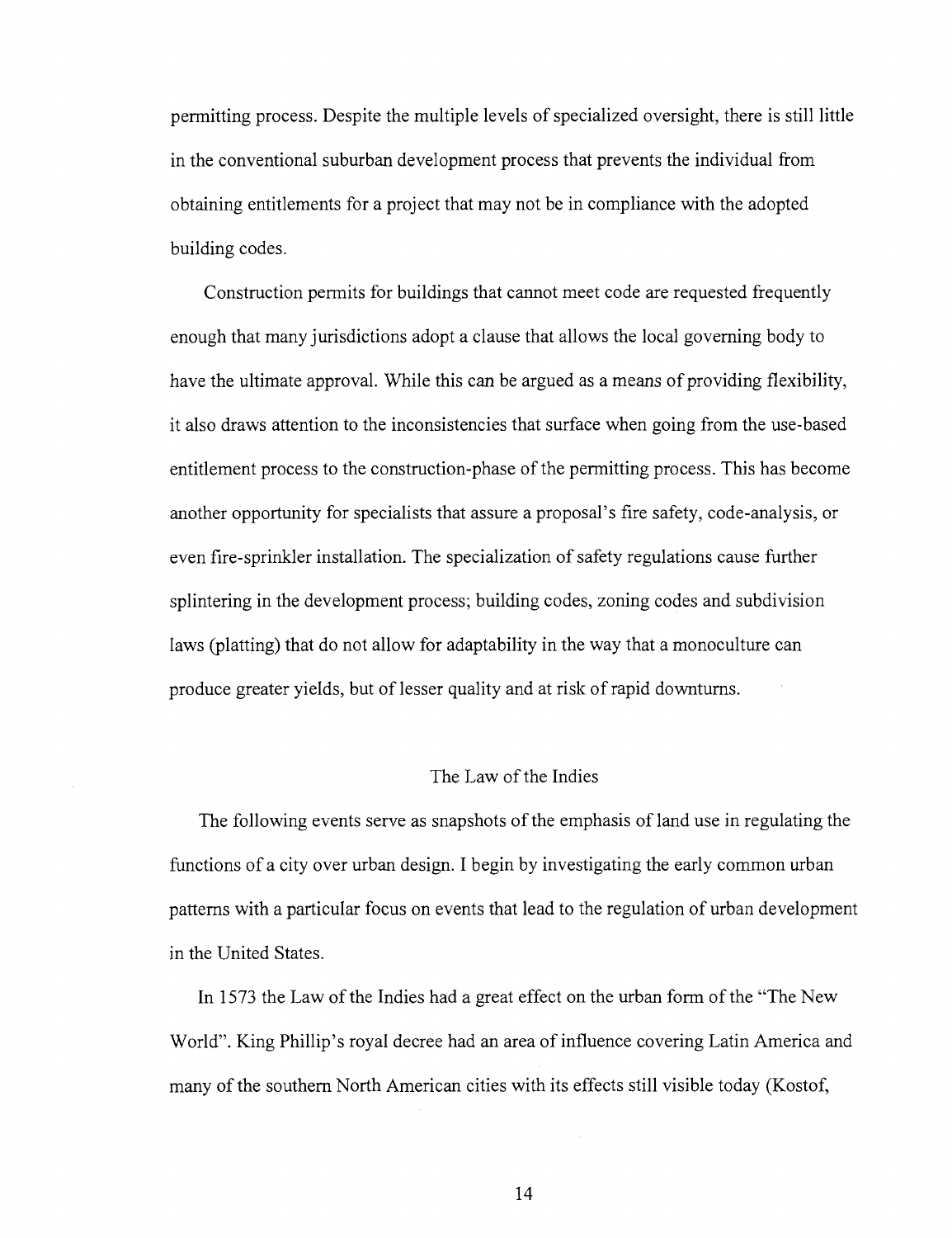permitting process. Despite the multiple levels of specialized oversight, there is still little in the conventional suburban development process that prevents the individual from obtaining entitlements for a project that may not be in compliance with the adopted building codes.

Construction permits for buildings that cannot meet code are requested frequently enough that many jurisdictions adopt a clause that allows the local governing body to have the ultimate approval. While this can be argued as a means of providing flexibility, it also draws attention to the inconsistencies that surface when going from the use-based entitlement process to the construction-phase of the permitting process. This has become another opportunity for specialists that assure a proposal's fire safety, code-analysis, or even fire-sprinkler installation. The specialization of safety regulations cause further splintering in the development process; building codes, zoning codes and subdivision laws (platting) that do not allow for adaptability in the way that a monoculture can produce greater yields, but of lesser quality and at risk of rapid downturns.

## The Law of the Indies

The following events serve as snapshots of the emphasis of land use in regulating the functions of a city over urban design. I begin by investigating the early common urban patterns with a particular focus on events that lead to the regulation of urban development in the United States.

In 1573 the Law of the Indies had a great effect on the urban form of the "The New World". King Phillip's royal decree had an area of influence covering Latin America and many of the southern North American cities with its effects still visible today (Kostof,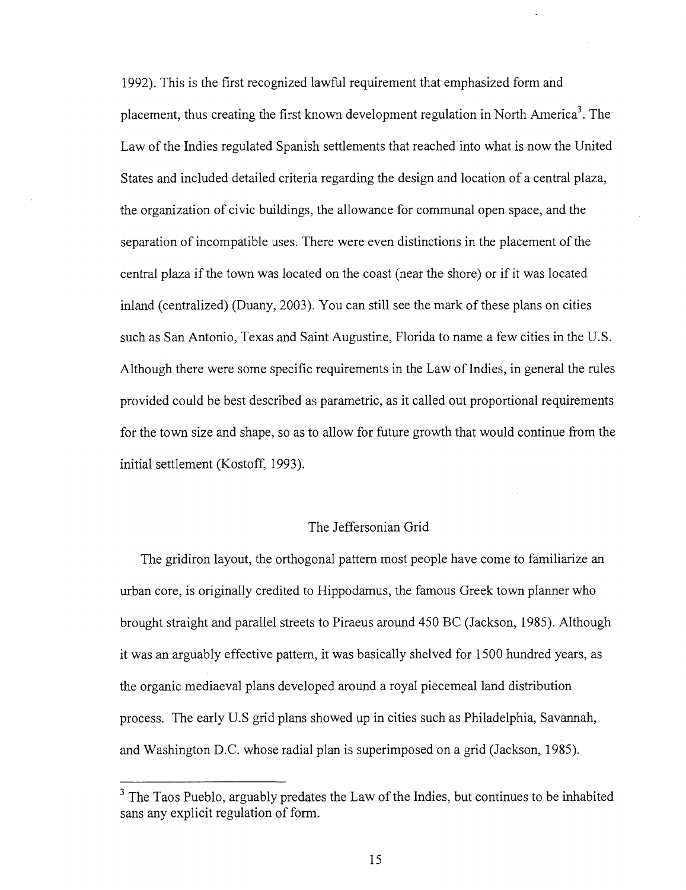1992). This is the first recognized lawful requirement that emphasized form and placement, thus creating the first known development regulation in North America[3]. The Law of the Indies regulated Spanish settlements that reached into what is now the United States and included detailed criteria regarding the design and location of a central plaza, the organization of civic buildings, the allowance for communal open space, and the separation of incompatible uses. There were even distinctions in the placement of the central plaza if the town was located on the coast (near the shore) or if it was located inland (centralized) (Duany, 2003). You can still see the mark of these plans on cities such as San Antonio, Texas and Saint Augustine, Florida to name a few cities in the U.S. Although there were some specific requirements in the Law of Indies, in general the rules provided could be best described as parametric, as it called out proportional requirements for the town size and shape, so as to allow for future growth that would continue from the initial settlement (Kostoff, 1993).

## The Jeffersonian Grid

The gridiron layout, the orthogonal pattern most people have come to familiarize an urban core, is originally credited to Hippodamus, the famous Greek town planner who brought straight and parallel streets to Piraeus around 450 BC (Jackson, 1985). Although it was an arguably effective pattern, it was basically shelved for 1500 hundred years, as the organic mediaeval plans developed around a royal piecemeal land distribution process. The early U.S grid plans showed up in cities such as Philadelphia, Savannah, and Washington D.C. whose radial plan is superimposed on a grid (Jackson, 1985).

[3] The Taos Pueblo, arguably predates the Law of the Indies, but continues to be inhabited sans any explicit regulation of form.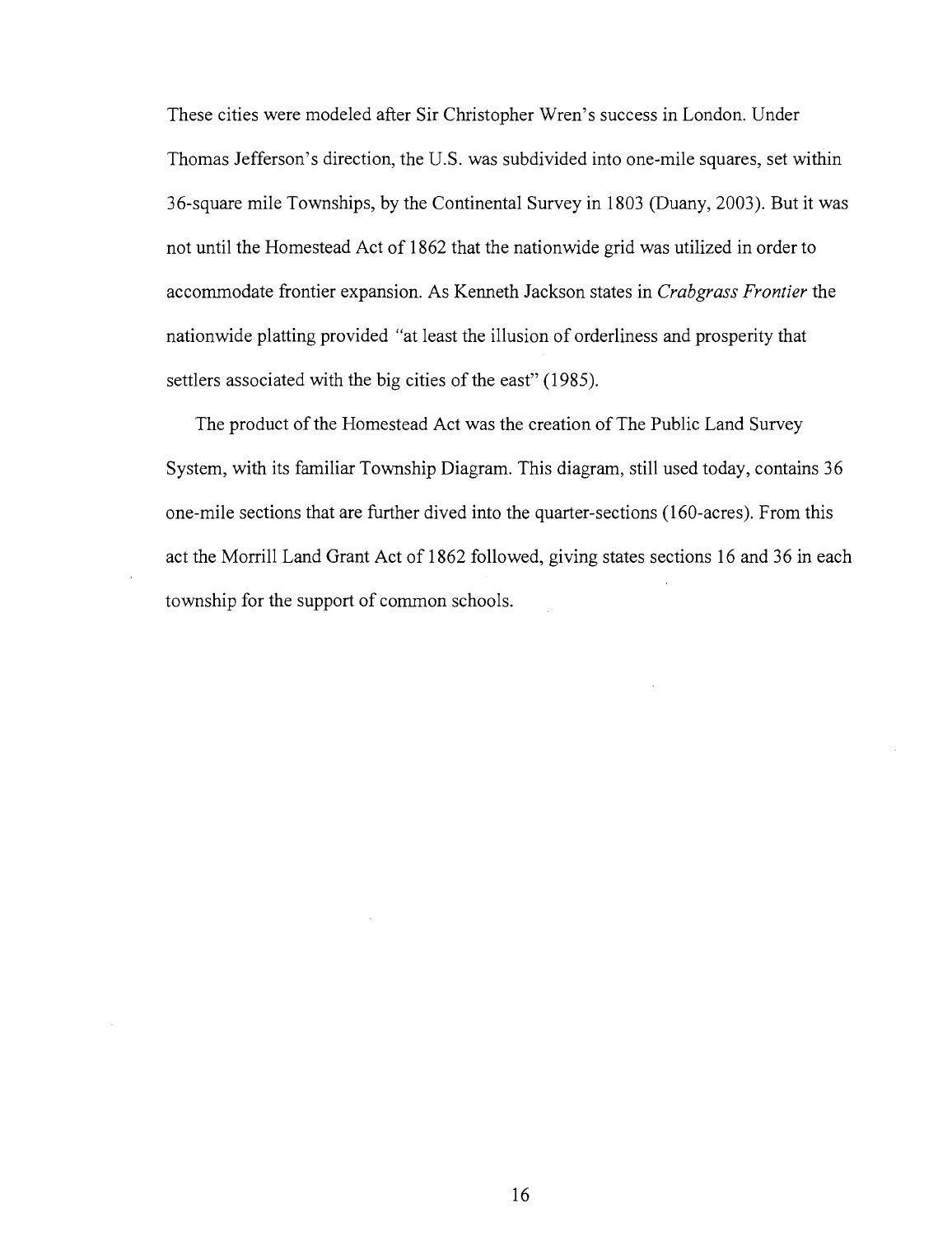These cities were modeled after Sir Christopher Wren's success in London. Under Thomas Jefferson's direction, the U.S. was subdivided into one-mile squares, set within 36-square mile Townships, by the Continental Survey in 1803 (Duany, 2003). But it was not until the Homestead Act of 1862 that the nationwide grid was utilized in order to accommodate frontier expansion. As Kenneth Jackson states in *Crabgrass Frontier* the nationwide platting provided "at least the illusion of orderliness and prosperity that settlers associated with the big cities of the east" (1985).

The product of the Homestead Act was the creation of The Public Land Survey System, with its familiar Township Diagram. This diagram, still used today, contains 36 one-mile sections that are further dived into the quarter-sections (160-acres). From this act the Morrill Land Grant Act of 1862 followed, giving states sections 16 and 36 in each township for the support of common schools.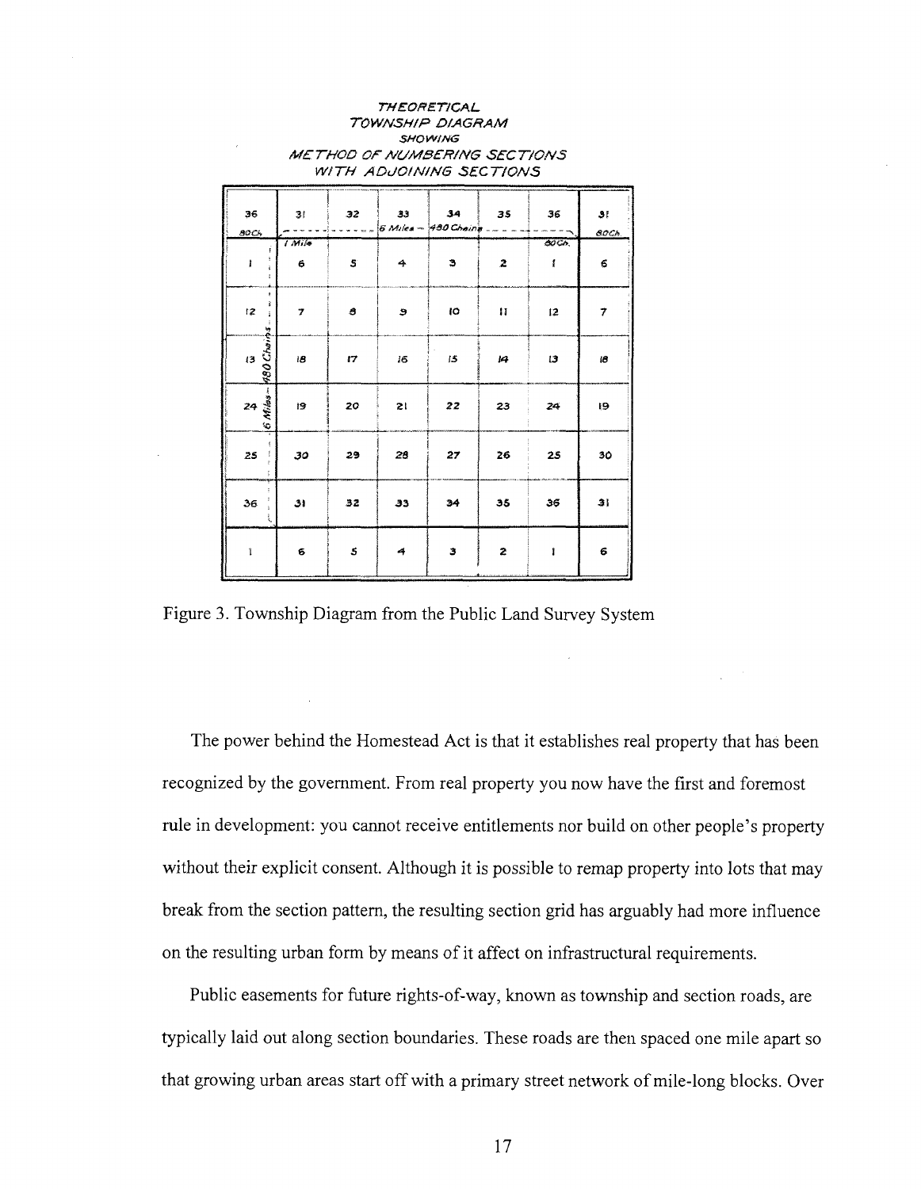THEORETICAL
TOWNSHIP DIAGRAM
SHOWING
METHOD OF NUMBERING SECTIONS
WITH ADJOINING SECTIONS

| 36 (80 Ch.) | 31 | 32 | 33 | 34 | 35 | 36 | 31 (80 Ch.) |
|---|---|---|---|---|---|---|---|
| 1 | 6 | 5 | 4 | 3 | 2 | 1 | 6 |
| 12 | 7 | 8 | 9 | 10 | 11 | 12 | 7 |
| 13 | 18 | 17 | 16 | 15 | 14 | 13 | 18 |
| 24 | 19 | 20 | 21 | 22 | 23 | 24 | 19 |
| 25 | 30 | 29 | 28 | 27 | 26 | 25 | 30 |
| 36 | 31 | 32 | 33 | 34 | 35 | 36 | 31 |
| 1 | 6 | 5 | 4 | 3 | 2 | 1 | 6 |

(Diagram annotations: 1 Mile; 6 Miles – 480 Chains; 80 Ch.)

Figure 3. Township Diagram from the Public Land Survey System

The power behind the Homestead Act is that it establishes real property that has been recognized by the government. From real property you now have the first and foremost rule in development: you cannot receive entitlements nor build on other people's property without their explicit consent. Although it is possible to remap property into lots that may break from the section pattern, the resulting section grid has arguably had more influence on the resulting urban form by means of it affect on infrastructural requirements.

Public easements for future rights-of-way, known as township and section roads, are typically laid out along section boundaries. These roads are then spaced one mile apart so that growing urban areas start off with a primary street network of mile-long blocks. Over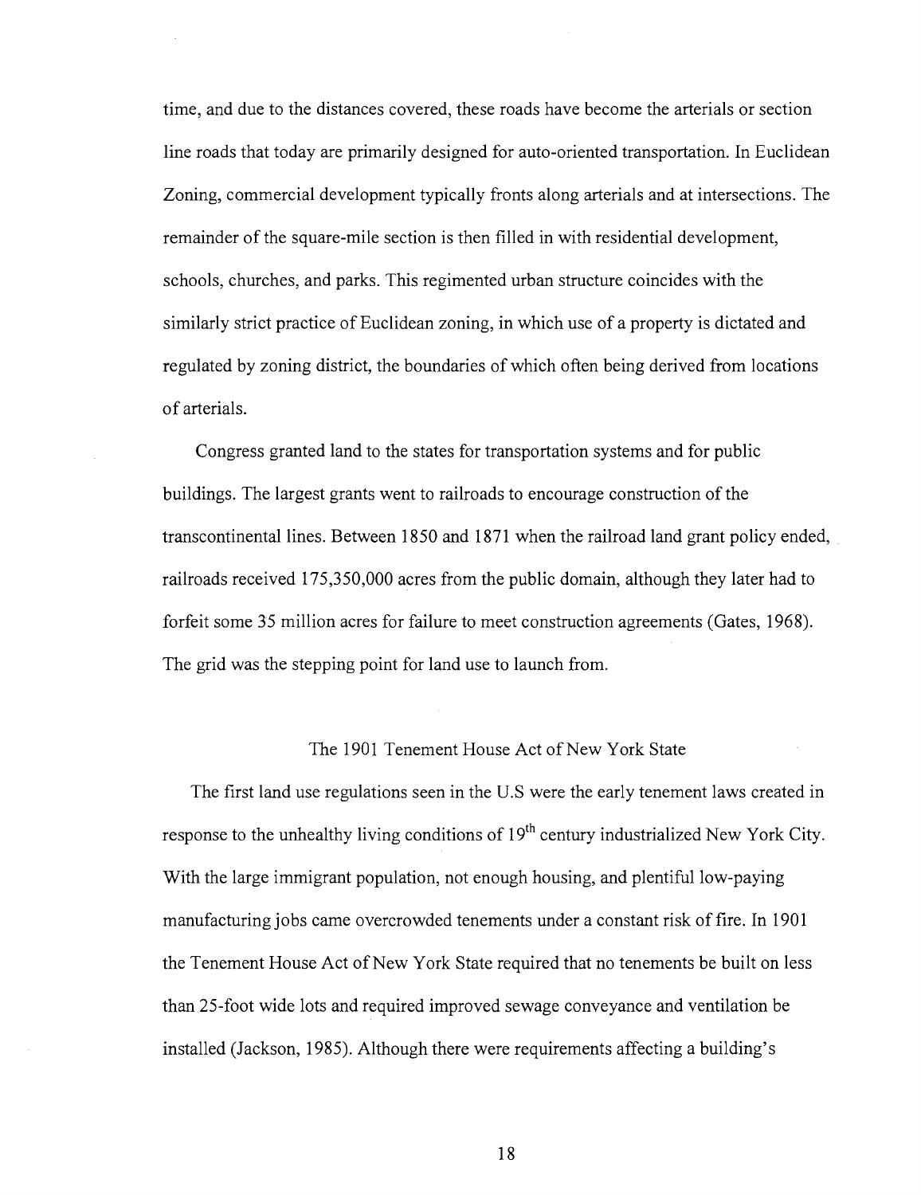time, and due to the distances covered, these roads have become the arterials or section line roads that today are primarily designed for auto-oriented transportation. In Euclidean Zoning, commercial development typically fronts along arterials and at intersections. The remainder of the square-mile section is then filled in with residential development, schools, churches, and parks. This regimented urban structure coincides with the similarly strict practice of Euclidean zoning, in which use of a property is dictated and regulated by zoning district, the boundaries of which often being derived from locations of arterials.

Congress granted land to the states for transportation systems and for public buildings. The largest grants went to railroads to encourage construction of the transcontinental lines. Between 1850 and 1871 when the railroad land grant policy ended, railroads received 175,350,000 acres from the public domain, although they later had to forfeit some 35 million acres for failure to meet construction agreements (Gates, 1968). The grid was the stepping point for land use to launch from.

## The 1901 Tenement House Act of New York State

The first land use regulations seen in the U.S were the early tenement laws created in response to the unhealthy living conditions of 19th century industrialized New York City. With the large immigrant population, not enough housing, and plentiful low-paying manufacturing jobs came overcrowded tenements under a constant risk of fire. In 1901 the Tenement House Act of New York State required that no tenements be built on less than 25-foot wide lots and required improved sewage conveyance and ventilation be installed (Jackson, 1985). Although there were requirements affecting a building's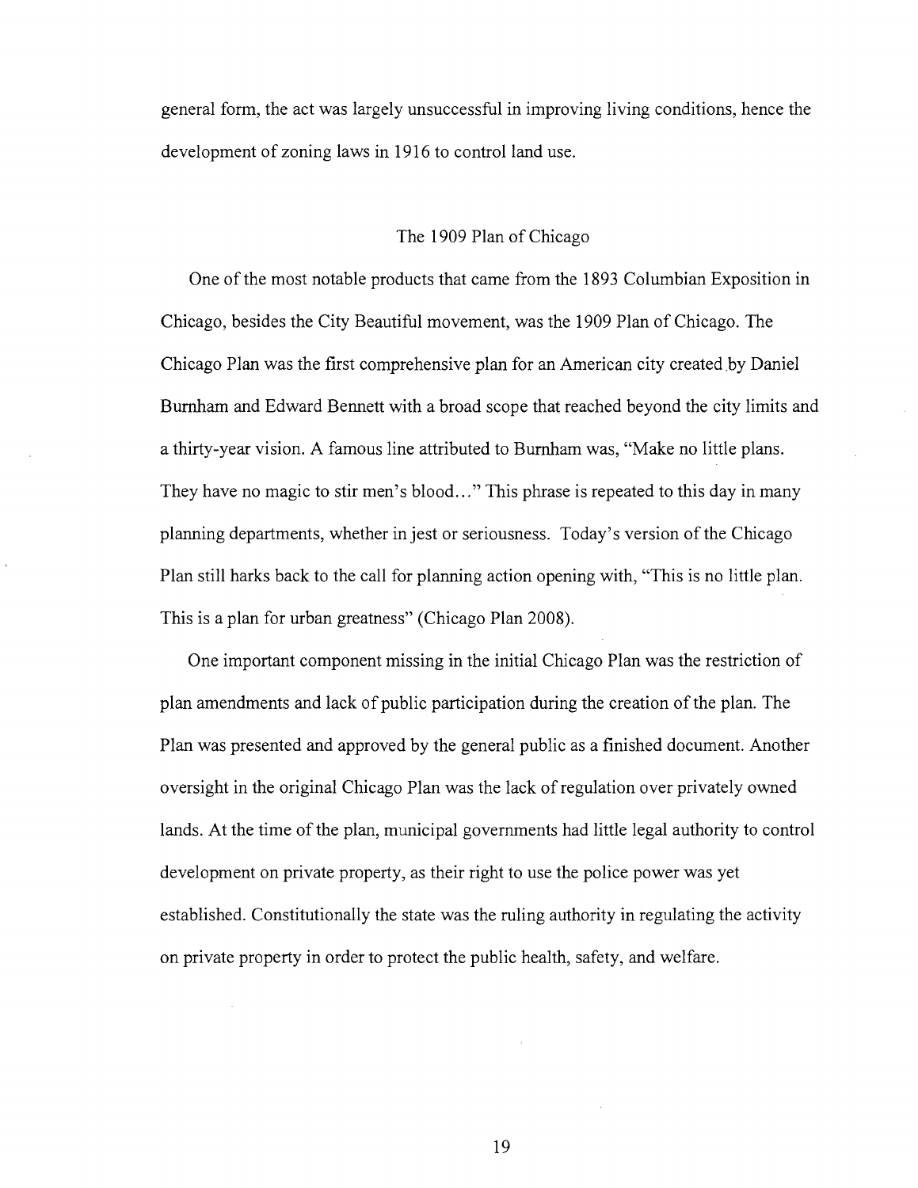general form, the act was largely unsuccessful in improving living conditions, hence the development of zoning laws in 1916 to control land use.

## The 1909 Plan of Chicago

One of the most notable products that came from the 1893 Columbian Exposition in Chicago, besides the City Beautiful movement, was the 1909 Plan of Chicago. The Chicago Plan was the first comprehensive plan for an American city created by Daniel Burnham and Edward Bennett with a broad scope that reached beyond the city limits and a thirty-year vision. A famous line attributed to Burnham was, "Make no little plans. They have no magic to stir men's blood…" This phrase is repeated to this day in many planning departments, whether in jest or seriousness. Today's version of the Chicago Plan still harks back to the call for planning action opening with, "This is no little plan. This is a plan for urban greatness" (Chicago Plan 2008).

One important component missing in the initial Chicago Plan was the restriction of plan amendments and lack of public participation during the creation of the plan. The Plan was presented and approved by the general public as a finished document. Another oversight in the original Chicago Plan was the lack of regulation over privately owned lands. At the time of the plan, municipal governments had little legal authority to control development on private property, as their right to use the police power was yet established. Constitutionally the state was the ruling authority in regulating the activity on private property in order to protect the public health, safety, and welfare.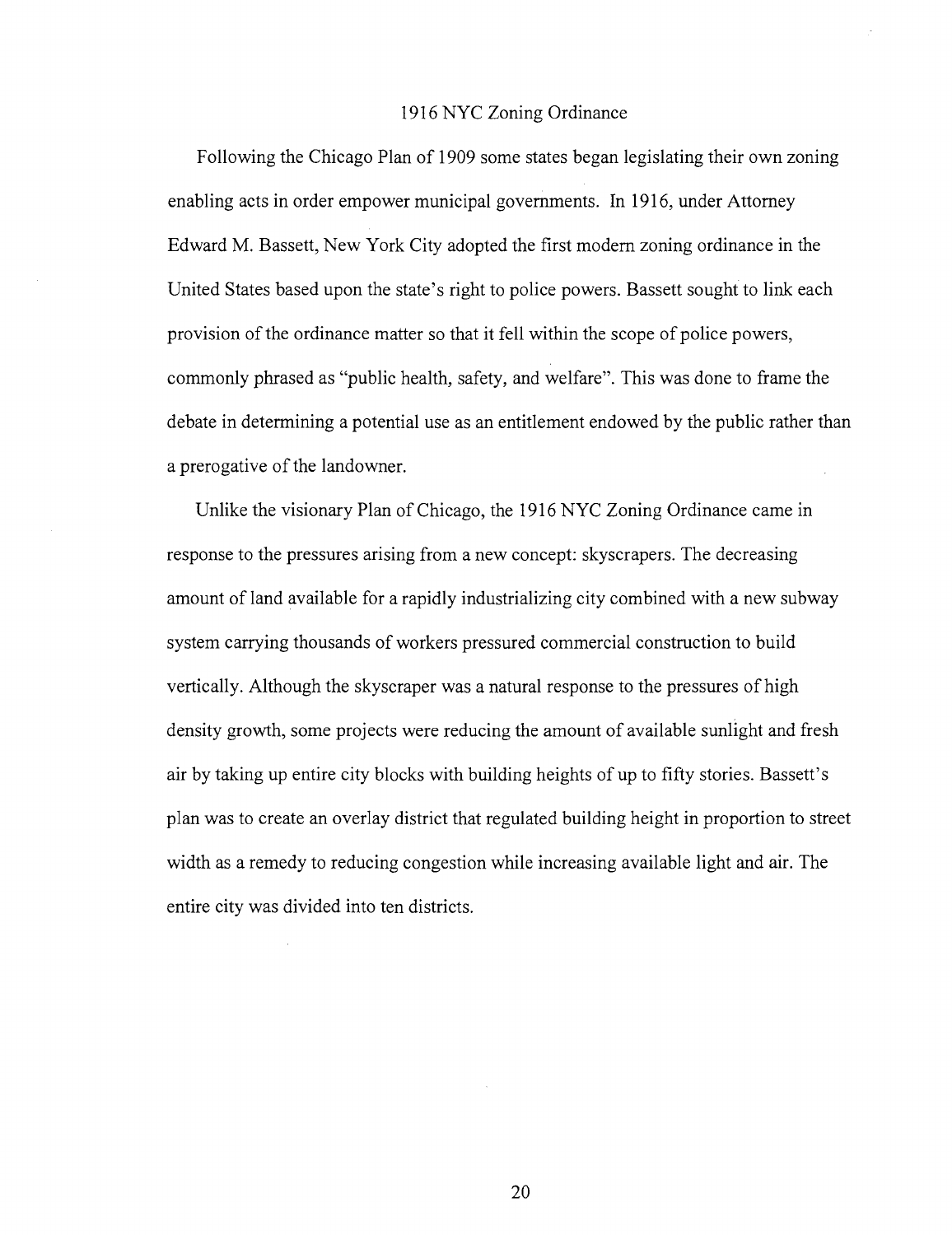## 1916 NYC Zoning Ordinance

Following the Chicago Plan of 1909 some states began legislating their own zoning enabling acts in order empower municipal governments. In 1916, under Attorney Edward M. Bassett, New York City adopted the first modern zoning ordinance in the United States based upon the state's right to police powers. Bassett sought to link each provision of the ordinance matter so that it fell within the scope of police powers, commonly phrased as "public health, safety, and welfare". This was done to frame the debate in determining a potential use as an entitlement endowed by the public rather than a prerogative of the landowner.

Unlike the visionary Plan of Chicago, the 1916 NYC Zoning Ordinance came in response to the pressures arising from a new concept: skyscrapers. The decreasing amount of land available for a rapidly industrializing city combined with a new subway system carrying thousands of workers pressured commercial construction to build vertically. Although the skyscraper was a natural response to the pressures of high density growth, some projects were reducing the amount of available sunlight and fresh air by taking up entire city blocks with building heights of up to fifty stories. Bassett's plan was to create an overlay district that regulated building height in proportion to street width as a remedy to reducing congestion while increasing available light and air. The entire city was divided into ten districts.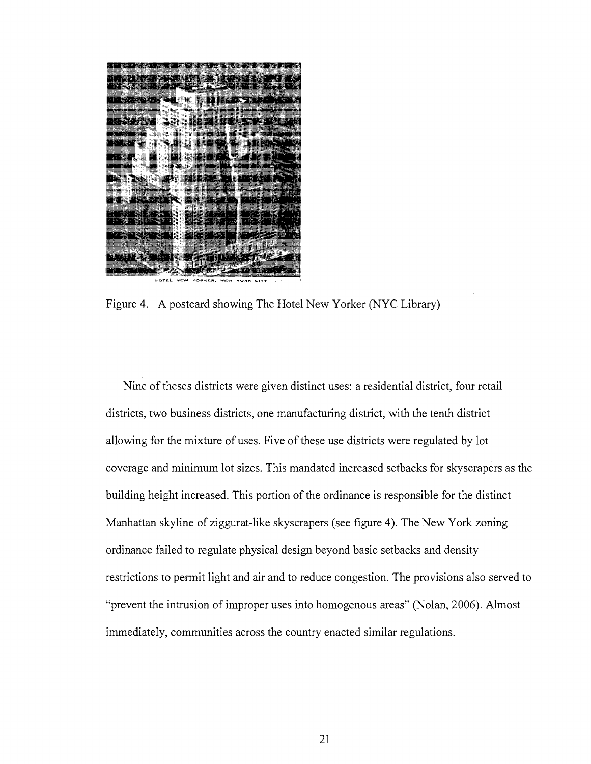Figure 4. A postcard showing The Hotel New Yorker (NYC Library)

Nine of theses districts were given distinct uses: a residential district, four retail districts, two business districts, one manufacturing district, with the tenth district allowing for the mixture of uses. Five of these use districts were regulated by lot coverage and minimum lot sizes. This mandated increased setbacks for skyscrapers as the building height increased. This portion of the ordinance is responsible for the distinct Manhattan skyline of ziggurat-like skyscrapers (see figure 4). The New York zoning ordinance failed to regulate physical design beyond basic setbacks and density restrictions to permit light and air and to reduce congestion. The provisions also served to "prevent the intrusion of improper uses into homogenous areas" (Nolan, 2006). Almost immediately, communities across the country enacted similar regulations.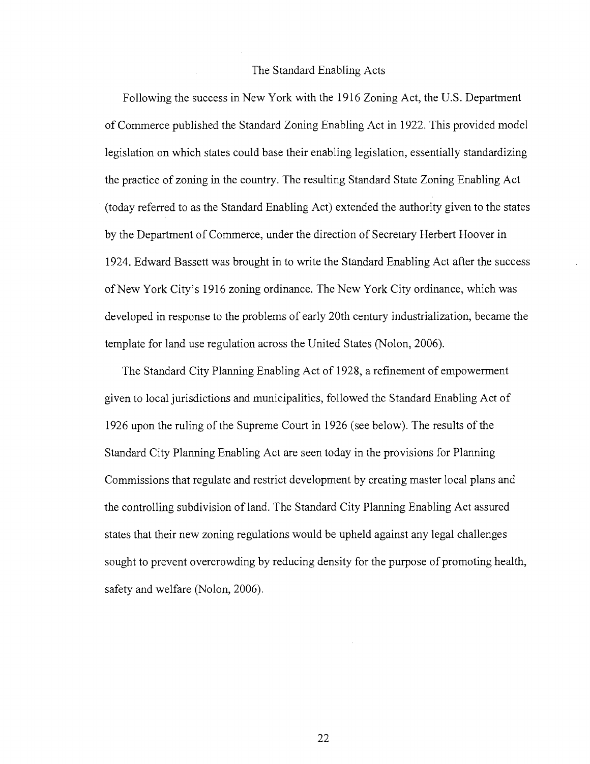## The Standard Enabling Acts

Following the success in New York with the 1916 Zoning Act, the U.S. Department of Commerce published the Standard Zoning Enabling Act in 1922. This provided model legislation on which states could base their enabling legislation, essentially standardizing the practice of zoning in the country. The resulting Standard State Zoning Enabling Act (today referred to as the Standard Enabling Act) extended the authority given to the states by the Department of Commerce, under the direction of Secretary Herbert Hoover in 1924. Edward Bassett was brought in to write the Standard Enabling Act after the success of New York City's 1916 zoning ordinance. The New York City ordinance, which was developed in response to the problems of early 20th century industrialization, became the template for land use regulation across the United States (Nolon, 2006).

The Standard City Planning Enabling Act of 1928, a refinement of empowerment given to local jurisdictions and municipalities, followed the Standard Enabling Act of 1926 upon the ruling of the Supreme Court in 1926 (see below). The results of the Standard City Planning Enabling Act are seen today in the provisions for Planning Commissions that regulate and restrict development by creating master local plans and the controlling subdivision of land. The Standard City Planning Enabling Act assured states that their new zoning regulations would be upheld against any legal challenges sought to prevent overcrowding by reducing density for the purpose of promoting health, safety and welfare (Nolon, 2006).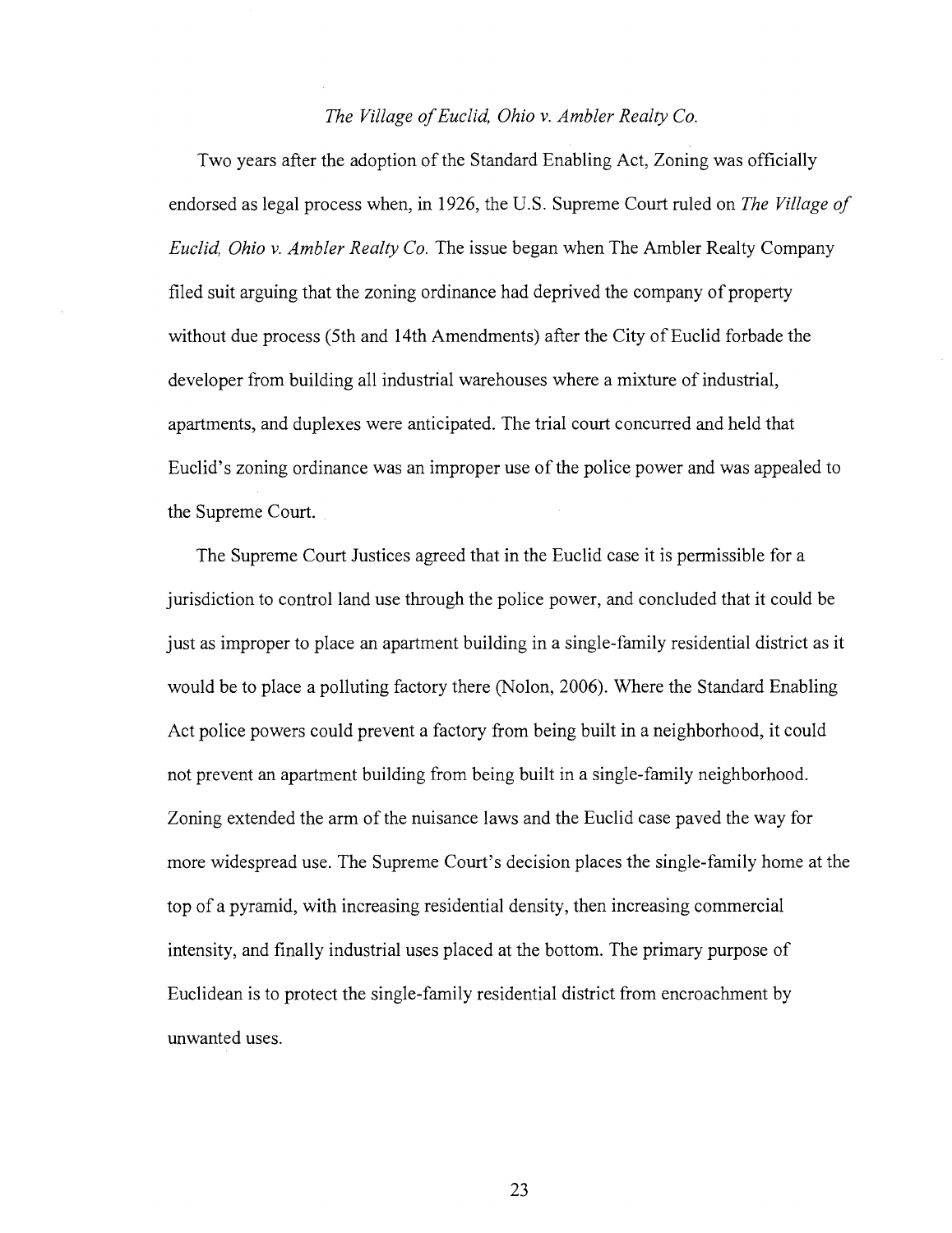### *The Village of Euclid, Ohio v. Ambler Realty Co.*

Two years after the adoption of the Standard Enabling Act, Zoning was officially endorsed as legal process when, in 1926, the U.S. Supreme Court ruled on *The Village of Euclid, Ohio v. Ambler Realty Co.* The issue began when The Ambler Realty Company filed suit arguing that the zoning ordinance had deprived the company of property without due process (5th and 14th Amendments) after the City of Euclid forbade the developer from building all industrial warehouses where a mixture of industrial, apartments, and duplexes were anticipated. The trial court concurred and held that Euclid's zoning ordinance was an improper use of the police power and was appealed to the Supreme Court.

The Supreme Court Justices agreed that in the Euclid case it is permissible for a jurisdiction to control land use through the police power, and concluded that it could be just as improper to place an apartment building in a single-family residential district as it would be to place a polluting factory there (Nolon, 2006). Where the Standard Enabling Act police powers could prevent a factory from being built in a neighborhood, it could not prevent an apartment building from being built in a single-family neighborhood. Zoning extended the arm of the nuisance laws and the Euclid case paved the way for more widespread use. The Supreme Court's decision places the single-family home at the top of a pyramid, with increasing residential density, then increasing commercial intensity, and finally industrial uses placed at the bottom. The primary purpose of Euclidean is to protect the single-family residential district from encroachment by unwanted uses.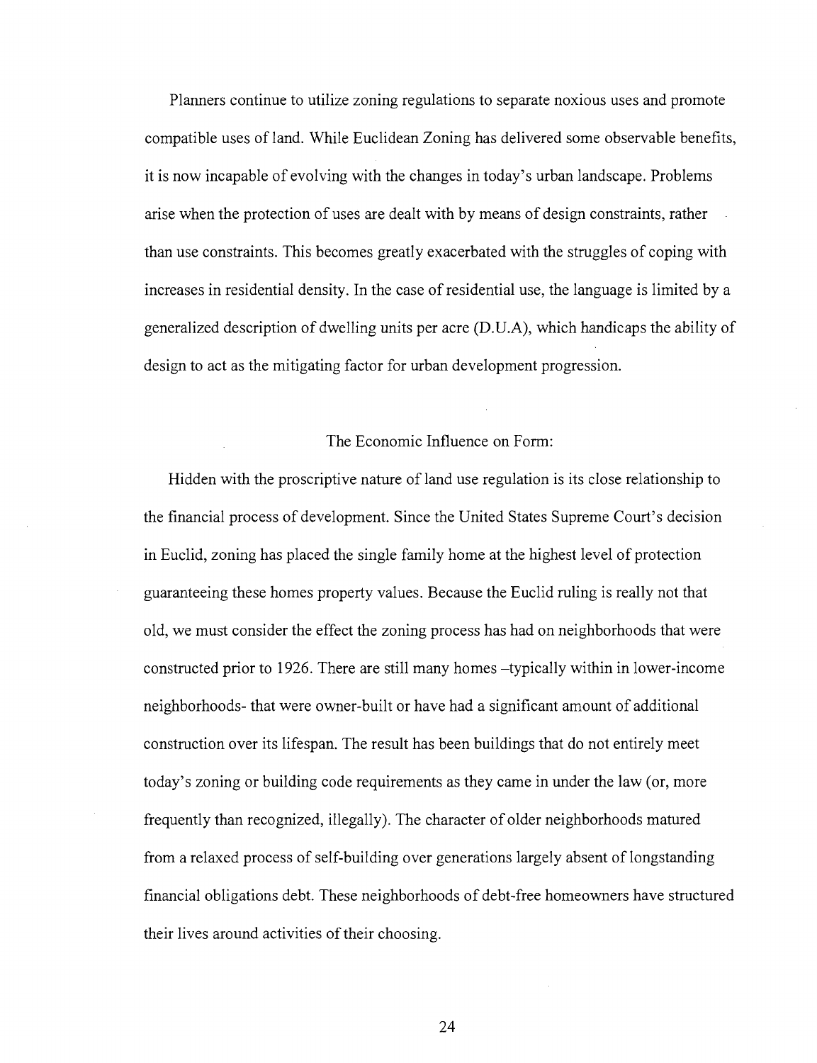Planners continue to utilize zoning regulations to separate noxious uses and promote compatible uses of land. While Euclidean Zoning has delivered some observable benefits, it is now incapable of evolving with the changes in today's urban landscape. Problems arise when the protection of uses are dealt with by means of design constraints, rather than use constraints. This becomes greatly exacerbated with the struggles of coping with increases in residential density. In the case of residential use, the language is limited by a generalized description of dwelling units per acre (D.U.A), which handicaps the ability of design to act as the mitigating factor for urban development progression.

## The Economic Influence on Form:

Hidden with the proscriptive nature of land use regulation is its close relationship to the financial process of development. Since the United States Supreme Court's decision in Euclid, zoning has placed the single family home at the highest level of protection guaranteeing these homes property values. Because the Euclid ruling is really not that old, we must consider the effect the zoning process has had on neighborhoods that were constructed prior to 1926. There are still many homes –typically within in lower-income neighborhoods- that were owner-built or have had a significant amount of additional construction over its lifespan. The result has been buildings that do not entirely meet today's zoning or building code requirements as they came in under the law (or, more frequently than recognized, illegally). The character of older neighborhoods matured from a relaxed process of self-building over generations largely absent of longstanding financial obligations debt. These neighborhoods of debt-free homeowners have structured their lives around activities of their choosing.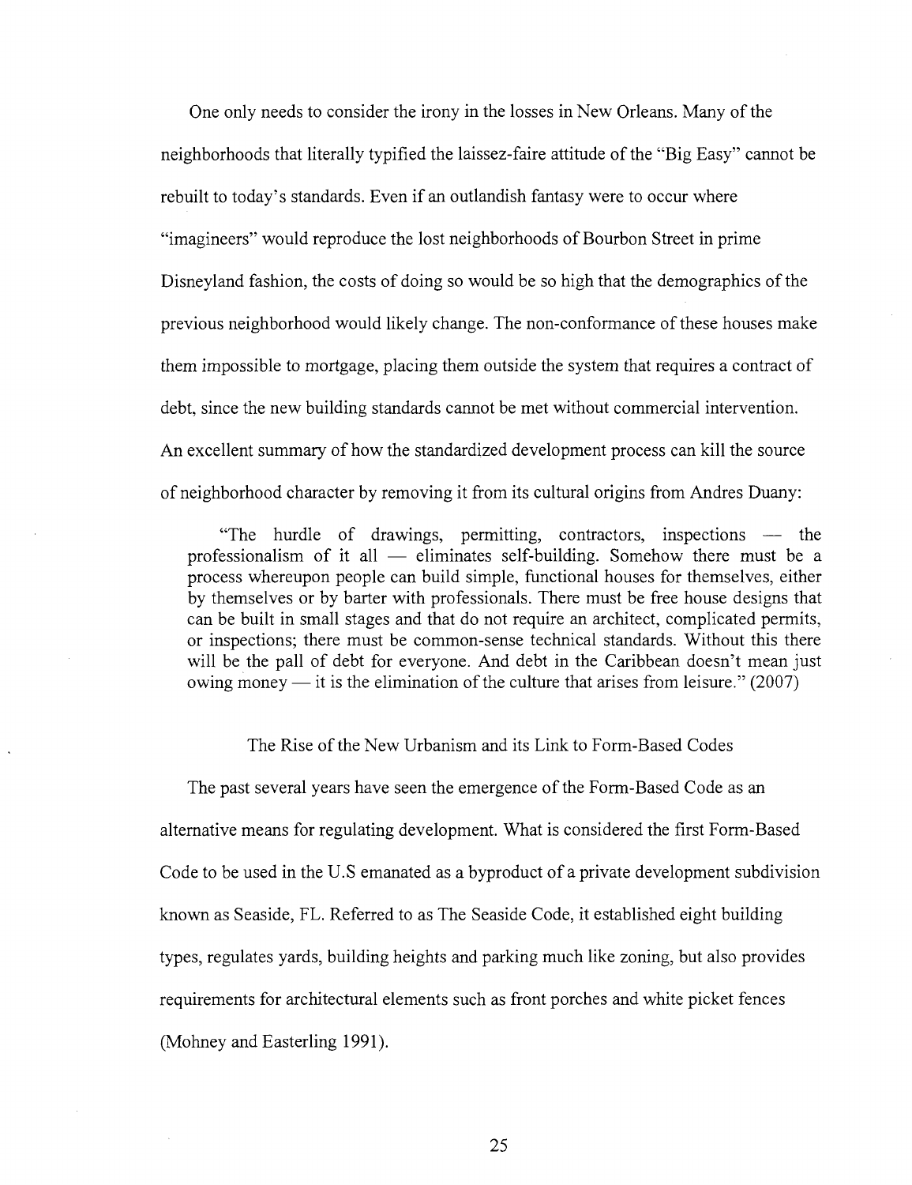One only needs to consider the irony in the losses in New Orleans. Many of the neighborhoods that literally typified the laissez-faire attitude of the "Big Easy" cannot be rebuilt to today's standards. Even if an outlandish fantasy were to occur where "imagineers" would reproduce the lost neighborhoods of Bourbon Street in prime Disneyland fashion, the costs of doing so would be so high that the demographics of the previous neighborhood would likely change. The non-conformance of these houses make them impossible to mortgage, placing them outside the system that requires a contract of debt, since the new building standards cannot be met without commercial intervention. An excellent summary of how the standardized development process can kill the source of neighborhood character by removing it from its cultural origins from Andres Duany:

> "The hurdle of drawings, permitting, contractors, inspections — the professionalism of it all — eliminates self-building. Somehow there must be a process whereupon people can build simple, functional houses for themselves, either by themselves or by barter with professionals. There must be free house designs that can be built in small stages and that do not require an architect, complicated permits, or inspections; there must be common-sense technical standards. Without this there will be the pall of debt for everyone. And debt in the Caribbean doesn't mean just owing money — it is the elimination of the culture that arises from leisure." (2007)

## The Rise of the New Urbanism and its Link to Form-Based Codes

The past several years have seen the emergence of the Form-Based Code as an alternative means for regulating development. What is considered the first Form-Based Code to be used in the U.S emanated as a byproduct of a private development subdivision known as Seaside, FL. Referred to as The Seaside Code, it established eight building types, regulates yards, building heights and parking much like zoning, but also provides requirements for architectural elements such as front porches and white picket fences (Mohney and Easterling 1991).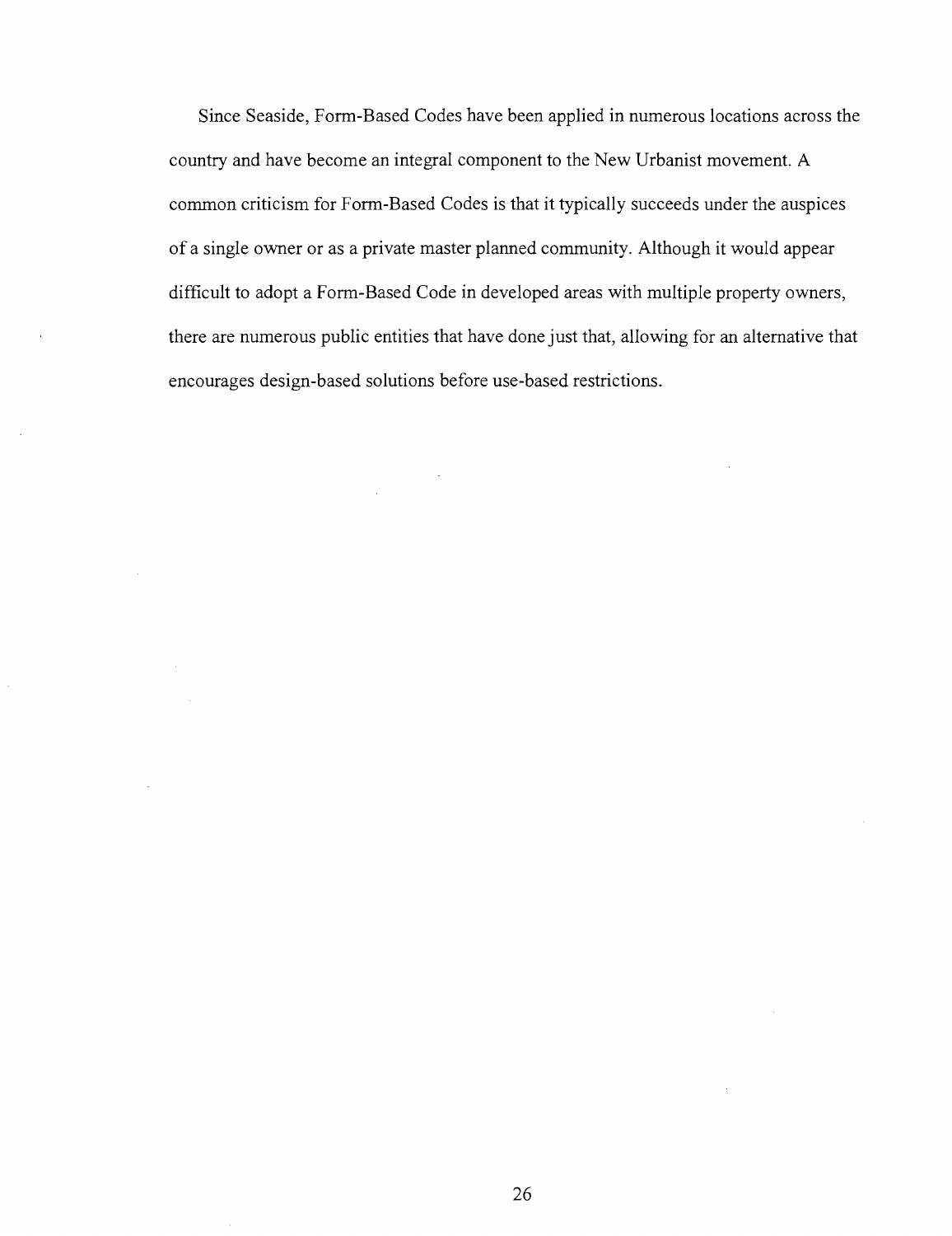Since Seaside, Form-Based Codes have been applied in numerous locations across the country and have become an integral component to the New Urbanist movement. A common criticism for Form-Based Codes is that it typically succeeds under the auspices of a single owner or as a private master planned community. Although it would appear difficult to adopt a Form-Based Code in developed areas with multiple property owners, there are numerous public entities that have done just that, allowing for an alternative that encourages design-based solutions before use-based restrictions.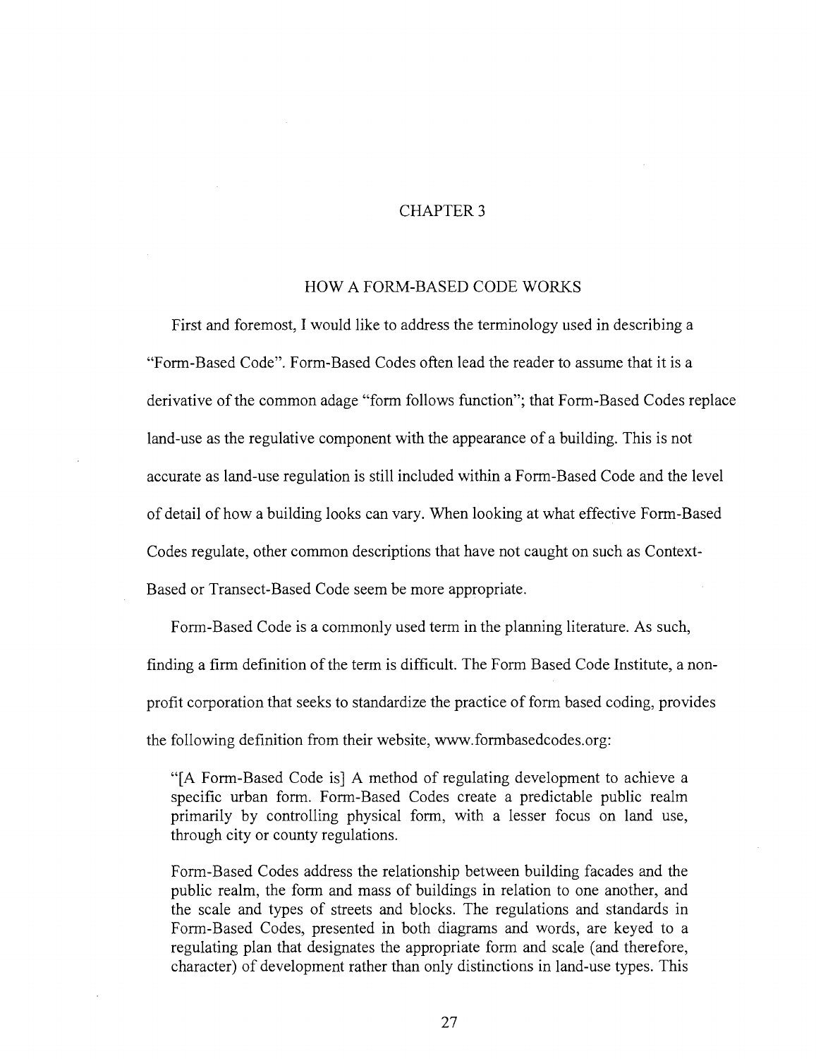# CHAPTER 3

## HOW A FORM-BASED CODE WORKS

First and foremost, I would like to address the terminology used in describing a "Form-Based Code". Form-Based Codes often lead the reader to assume that it is a derivative of the common adage "form follows function"; that Form-Based Codes replace land-use as the regulative component with the appearance of a building. This is not accurate as land-use regulation is still included within a Form-Based Code and the level of detail of how a building looks can vary. When looking at what effective Form-Based Codes regulate, other common descriptions that have not caught on such as Context-Based or Transect-Based Code seem be more appropriate.

Form-Based Code is a commonly used term in the planning literature. As such, finding a firm definition of the term is difficult. The Form Based Code Institute, a non-profit corporation that seeks to standardize the practice of form based coding, provides the following definition from their website, www.formbasedcodes.org:

> "[A Form-Based Code is] A method of regulating development to achieve a specific urban form. Form-Based Codes create a predictable public realm primarily by controlling physical form, with a lesser focus on land use, through city or county regulations.
>
> Form-Based Codes address the relationship between building facades and the public realm, the form and mass of buildings in relation to one another, and the scale and types of streets and blocks. The regulations and standards in Form-Based Codes, presented in both diagrams and words, are keyed to a regulating plan that designates the appropriate form and scale (and therefore, character) of development rather than only distinctions in land-use types. This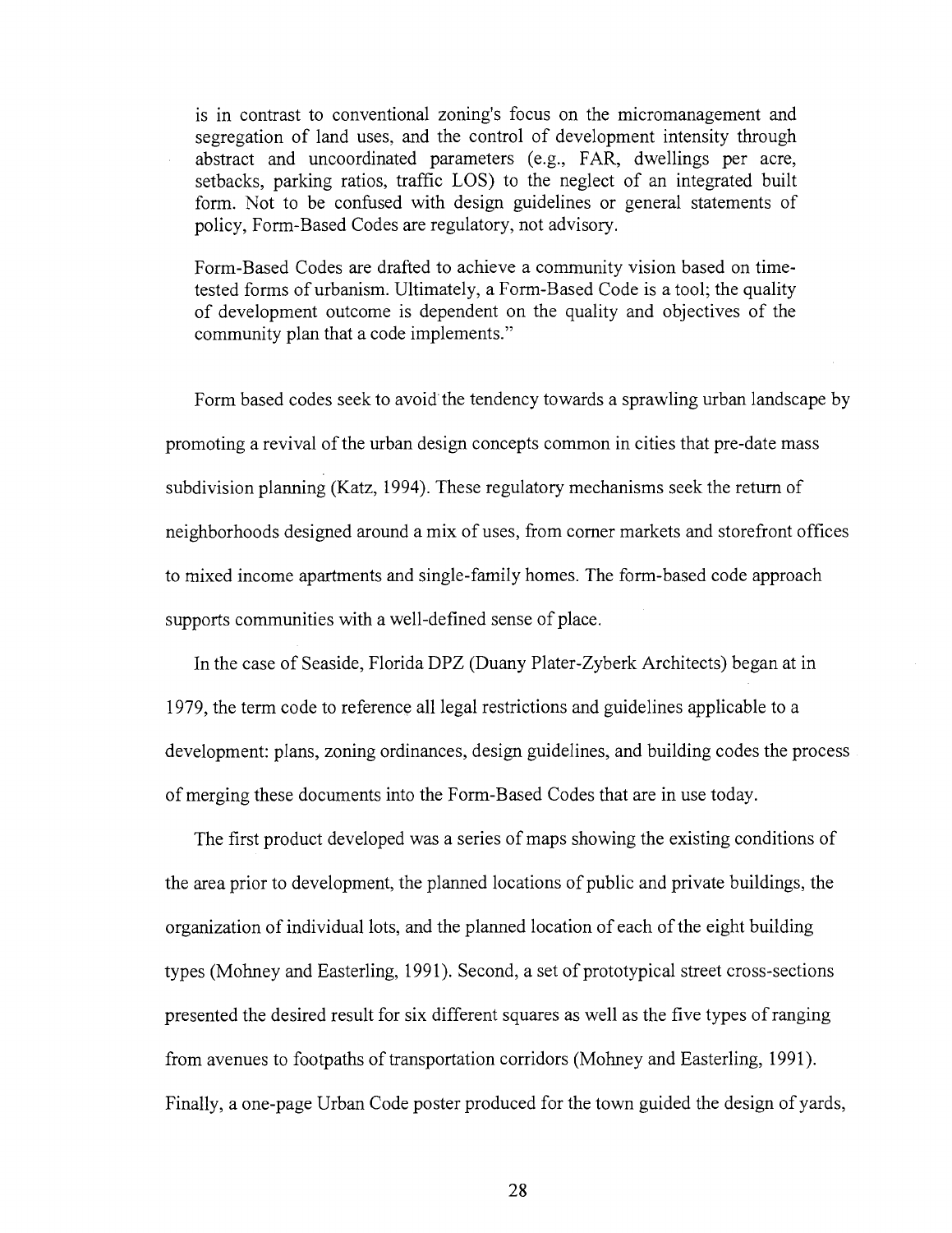is in contrast to conventional zoning's focus on the micromanagement and segregation of land uses, and the control of development intensity through abstract and uncoordinated parameters (e.g., FAR, dwellings per acre, setbacks, parking ratios, traffic LOS) to the neglect of an integrated built form. Not to be confused with design guidelines or general statements of policy, Form-Based Codes are regulatory, not advisory.

Form-Based Codes are drafted to achieve a community vision based on time-tested forms of urbanism. Ultimately, a Form-Based Code is a tool; the quality of development outcome is dependent on the quality and objectives of the community plan that a code implements."

Form based codes seek to avoid the tendency towards a sprawling urban landscape by promoting a revival of the urban design concepts common in cities that pre-date mass subdivision planning (Katz, 1994). These regulatory mechanisms seek the return of neighborhoods designed around a mix of uses, from corner markets and storefront offices to mixed income apartments and single-family homes. The form-based code approach supports communities with a well-defined sense of place.

In the case of Seaside, Florida DPZ (Duany Plater-Zyberk Architects) began at in 1979, the term code to reference all legal restrictions and guidelines applicable to a development: plans, zoning ordinances, design guidelines, and building codes the process of merging these documents into the Form-Based Codes that are in use today.

The first product developed was a series of maps showing the existing conditions of the area prior to development, the planned locations of public and private buildings, the organization of individual lots, and the planned location of each of the eight building types (Mohney and Easterling, 1991). Second, a set of prototypical street cross-sections presented the desired result for six different squares as well as the five types of ranging from avenues to footpaths of transportation corridors (Mohney and Easterling, 1991). Finally, a one-page Urban Code poster produced for the town guided the design of yards,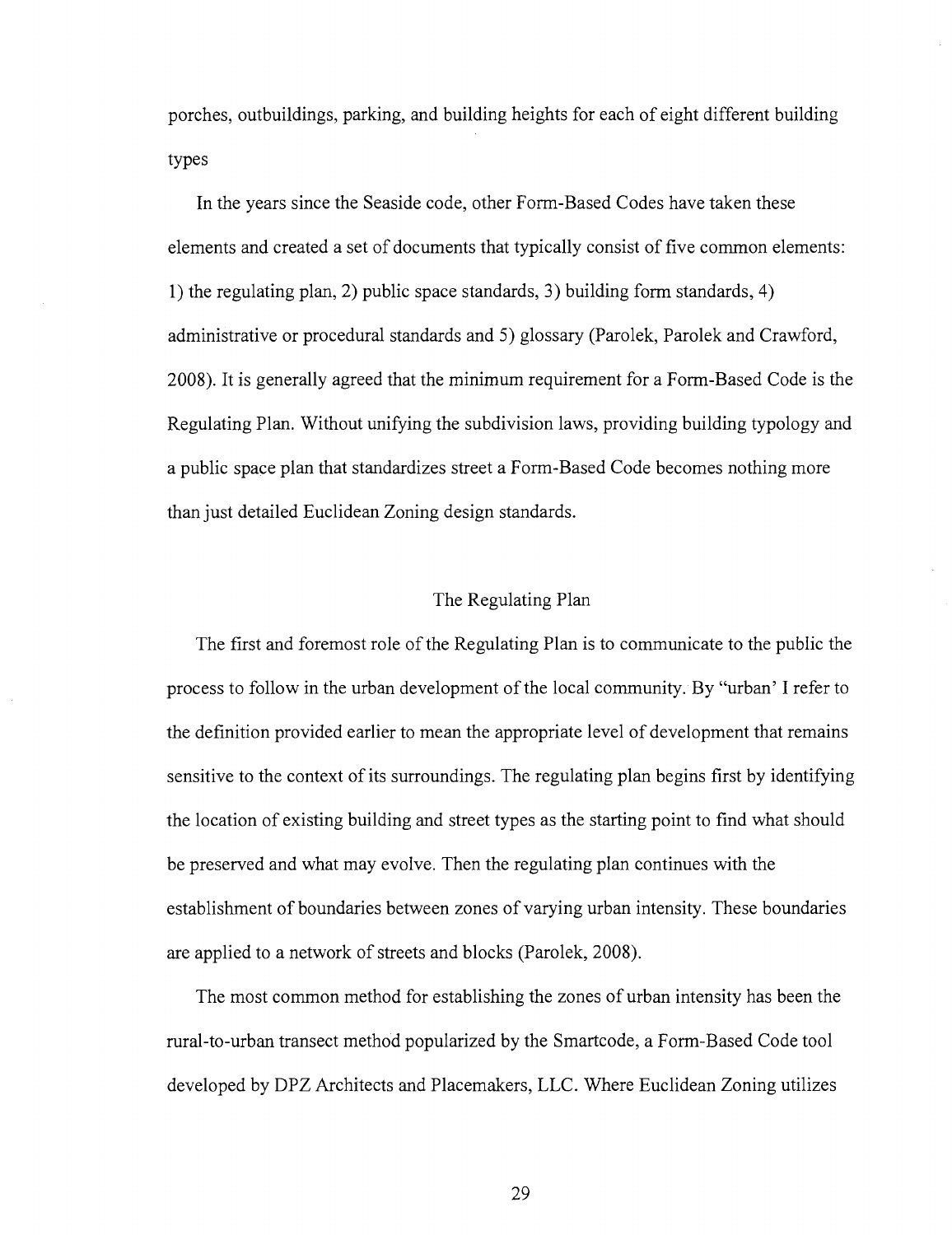porches, outbuildings, parking, and building heights for each of eight different building types

In the years since the Seaside code, other Form-Based Codes have taken these elements and created a set of documents that typically consist of five common elements: 1) the regulating plan, 2) public space standards, 3) building form standards, 4) administrative or procedural standards and 5) glossary (Parolek, Parolek and Crawford, 2008). It is generally agreed that the minimum requirement for a Form-Based Code is the Regulating Plan. Without unifying the subdivision laws, providing building typology and a public space plan that standardizes street a Form-Based Code becomes nothing more than just detailed Euclidean Zoning design standards.

## The Regulating Plan

The first and foremost role of the Regulating Plan is to communicate to the public the process to follow in the urban development of the local community. By "urban' I refer to the definition provided earlier to mean the appropriate level of development that remains sensitive to the context of its surroundings. The regulating plan begins first by identifying the location of existing building and street types as the starting point to find what should be preserved and what may evolve. Then the regulating plan continues with the establishment of boundaries between zones of varying urban intensity. These boundaries are applied to a network of streets and blocks (Parolek, 2008).

The most common method for establishing the zones of urban intensity has been the rural-to-urban transect method popularized by the Smartcode, a Form-Based Code tool developed by DPZ Architects and Placemakers, LLC. Where Euclidean Zoning utilizes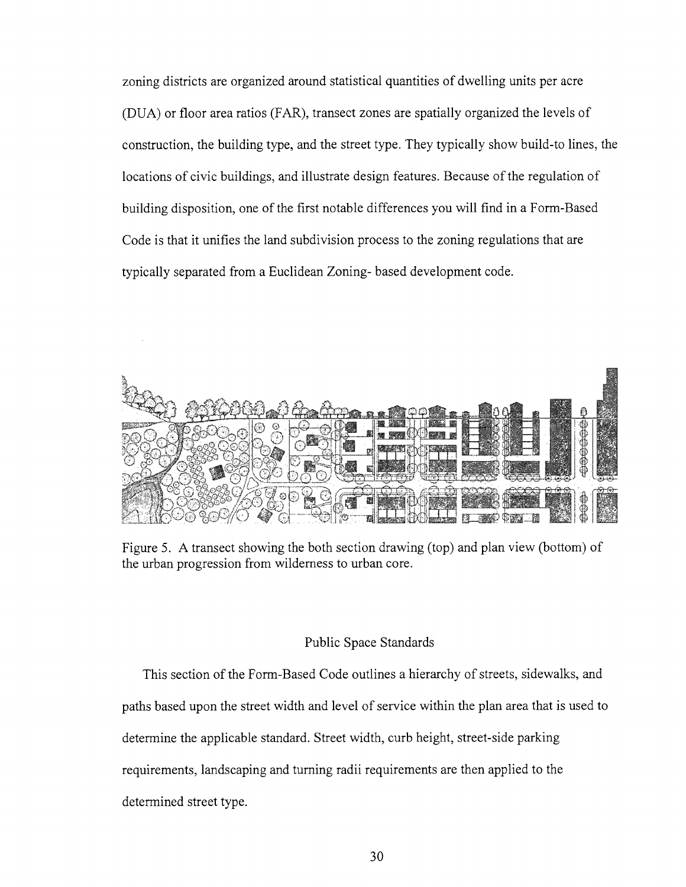zoning districts are organized around statistical quantities of dwelling units per acre (DUA) or floor area ratios (FAR), transect zones are spatially organized the levels of construction, the building type, and the street type. They typically show build-to lines, the locations of civic buildings, and illustrate design features. Because of the regulation of building disposition, one of the first notable differences you will find in a Form-Based Code is that it unifies the land subdivision process to the zoning regulations that are typically separated from a Euclidean Zoning- based development code.

Figure 5. A transect showing the both section drawing (top) and plan view (bottom) of the urban progression from wilderness to urban core.

## Public Space Standards

This section of the Form-Based Code outlines a hierarchy of streets, sidewalks, and paths based upon the street width and level of service within the plan area that is used to determine the applicable standard. Street width, curb height, street-side parking requirements, landscaping and turning radii requirements are then applied to the determined street type.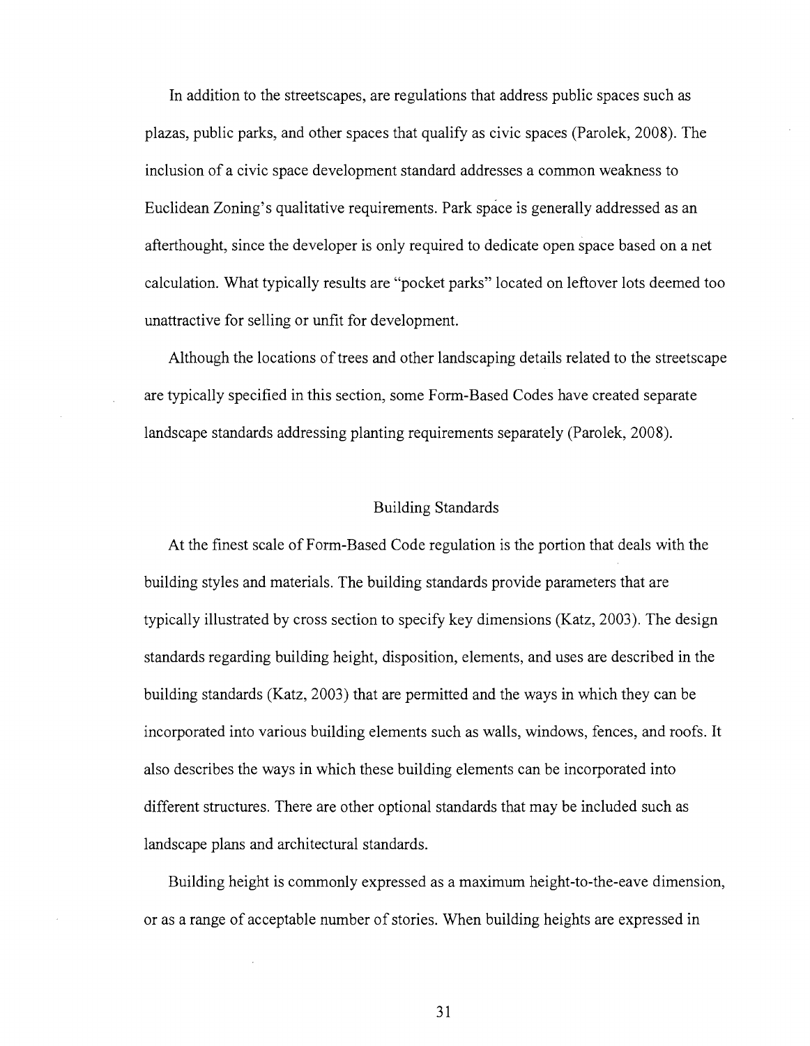In addition to the streetscapes, are regulations that address public spaces such as plazas, public parks, and other spaces that qualify as civic spaces (Parolek, 2008). The inclusion of a civic space development standard addresses a common weakness to Euclidean Zoning's qualitative requirements. Park space is generally addressed as an afterthought, since the developer is only required to dedicate open space based on a net calculation. What typically results are "pocket parks" located on leftover lots deemed too unattractive for selling or unfit for development.

Although the locations of trees and other landscaping details related to the streetscape are typically specified in this section, some Form-Based Codes have created separate landscape standards addressing planting requirements separately (Parolek, 2008).

## Building Standards

At the finest scale of Form-Based Code regulation is the portion that deals with the building styles and materials. The building standards provide parameters that are typically illustrated by cross section to specify key dimensions (Katz, 2003). The design standards regarding building height, disposition, elements, and uses are described in the building standards (Katz, 2003) that are permitted and the ways in which they can be incorporated into various building elements such as walls, windows, fences, and roofs. It also describes the ways in which these building elements can be incorporated into different structures. There are other optional standards that may be included such as landscape plans and architectural standards.

Building height is commonly expressed as a maximum height-to-the-eave dimension, or as a range of acceptable number of stories. When building heights are expressed in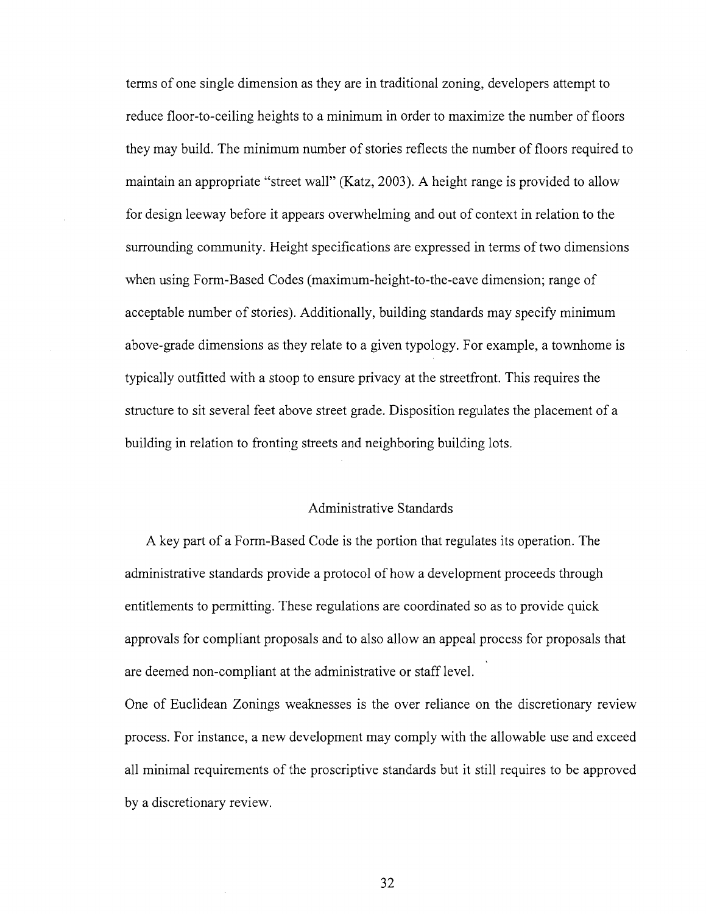terms of one single dimension as they are in traditional zoning, developers attempt to reduce floor-to-ceiling heights to a minimum in order to maximize the number of floors they may build. The minimum number of stories reflects the number of floors required to maintain an appropriate "street wall" (Katz, 2003). A height range is provided to allow for design leeway before it appears overwhelming and out of context in relation to the surrounding community. Height specifications are expressed in terms of two dimensions when using Form-Based Codes (maximum-height-to-the-eave dimension; range of acceptable number of stories). Additionally, building standards may specify minimum above-grade dimensions as they relate to a given typology. For example, a townhome is typically outfitted with a stoop to ensure privacy at the streetfront. This requires the structure to sit several feet above street grade. Disposition regulates the placement of a building in relation to fronting streets and neighboring building lots.

## Administrative Standards

A key part of a Form-Based Code is the portion that regulates its operation. The administrative standards provide a protocol of how a development proceeds through entitlements to permitting. These regulations are coordinated so as to provide quick approvals for compliant proposals and to also allow an appeal process for proposals that are deemed non-compliant at the administrative or staff level.

One of Euclidean Zonings weaknesses is the over reliance on the discretionary review process. For instance, a new development may comply with the allowable use and exceed all minimal requirements of the proscriptive standards but it still requires to be approved by a discretionary review.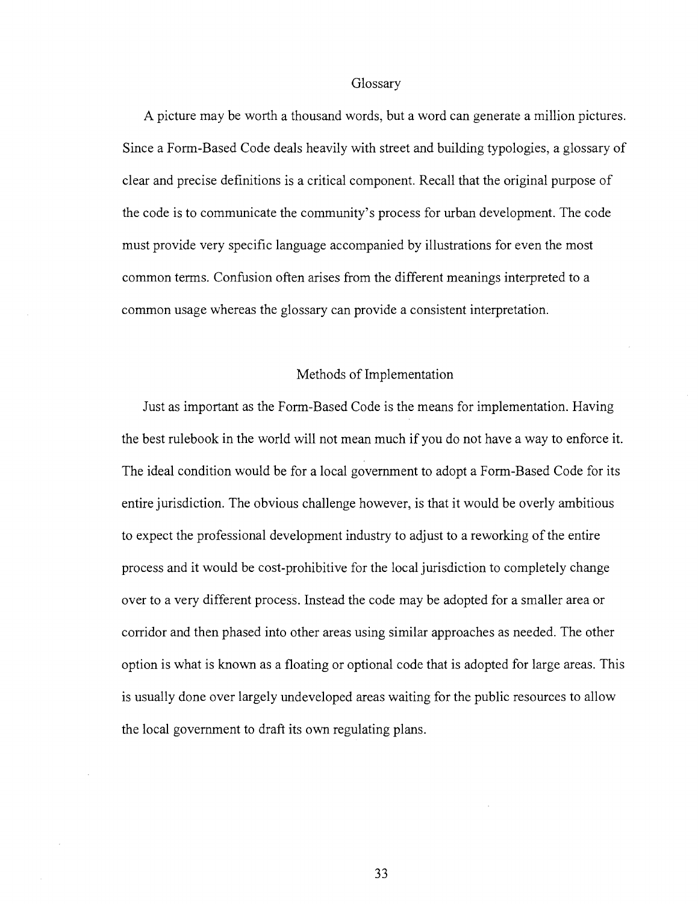## Glossary

A picture may be worth a thousand words, but a word can generate a million pictures. Since a Form-Based Code deals heavily with street and building typologies, a glossary of clear and precise definitions is a critical component. Recall that the original purpose of the code is to communicate the community's process for urban development. The code must provide very specific language accompanied by illustrations for even the most common terms. Confusion often arises from the different meanings interpreted to a common usage whereas the glossary can provide a consistent interpretation.

## Methods of Implementation

Just as important as the Form-Based Code is the means for implementation. Having the best rulebook in the world will not mean much if you do not have a way to enforce it. The ideal condition would be for a local government to adopt a Form-Based Code for its entire jurisdiction. The obvious challenge however, is that it would be overly ambitious to expect the professional development industry to adjust to a reworking of the entire process and it would be cost-prohibitive for the local jurisdiction to completely change over to a very different process. Instead the code may be adopted for a smaller area or corridor and then phased into other areas using similar approaches as needed. The other option is what is known as a floating or optional code that is adopted for large areas. This is usually done over largely undeveloped areas waiting for the public resources to allow the local government to draft its own regulating plans.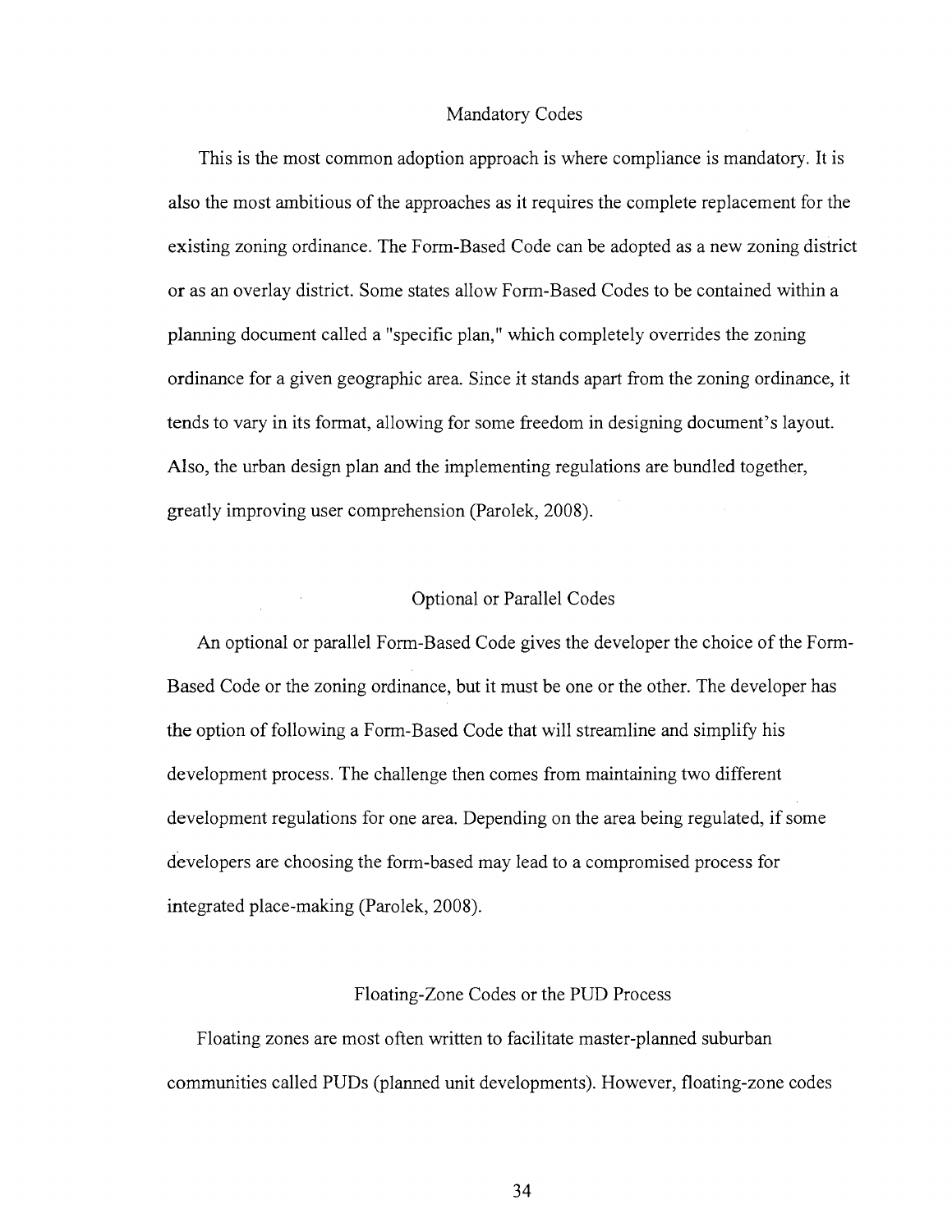## Mandatory Codes

This is the most common adoption approach is where compliance is mandatory. It is also the most ambitious of the approaches as it requires the complete replacement for the existing zoning ordinance. The Form-Based Code can be adopted as a new zoning district or as an overlay district. Some states allow Form-Based Codes to be contained within a planning document called a "specific plan," which completely overrides the zoning ordinance for a given geographic area. Since it stands apart from the zoning ordinance, it tends to vary in its format, allowing for some freedom in designing document's layout. Also, the urban design plan and the implementing regulations are bundled together, greatly improving user comprehension (Parolek, 2008).

## Optional or Parallel Codes

An optional or parallel Form-Based Code gives the developer the choice of the Form-Based Code or the zoning ordinance, but it must be one or the other. The developer has the option of following a Form-Based Code that will streamline and simplify his development process. The challenge then comes from maintaining two different development regulations for one area. Depending on the area being regulated, if some developers are choosing the form-based may lead to a compromised process for integrated place-making (Parolek, 2008).

## Floating-Zone Codes or the PUD Process

Floating zones are most often written to facilitate master-planned suburban communities called PUDs (planned unit developments). However, floating-zone codes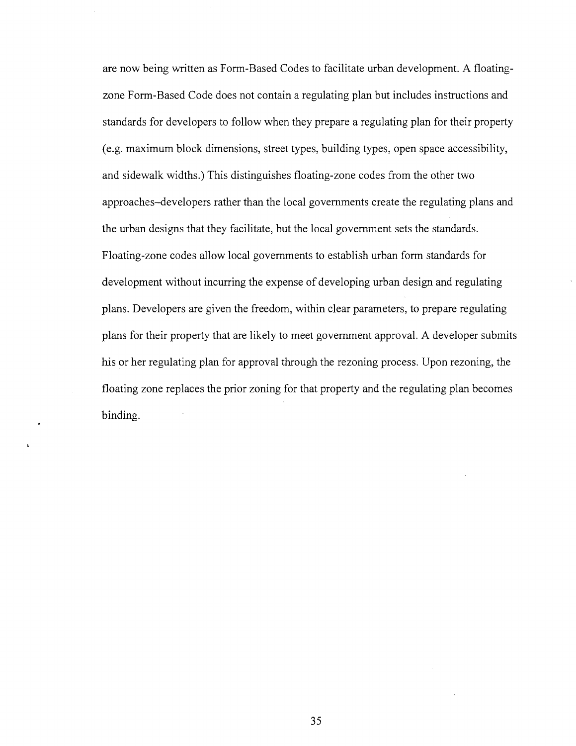are now being written as Form-Based Codes to facilitate urban development. A floating-zone Form-Based Code does not contain a regulating plan but includes instructions and standards for developers to follow when they prepare a regulating plan for their property (e.g. maximum block dimensions, street types, building types, open space accessibility, and sidewalk widths.) This distinguishes floating-zone codes from the other two approaches–developers rather than the local governments create the regulating plans and the urban designs that they facilitate, but the local government sets the standards. Floating-zone codes allow local governments to establish urban form standards for development without incurring the expense of developing urban design and regulating plans. Developers are given the freedom, within clear parameters, to prepare regulating plans for their property that are likely to meet government approval. A developer submits his or her regulating plan for approval through the rezoning process. Upon rezoning, the floating zone replaces the prior zoning for that property and the regulating plan becomes binding.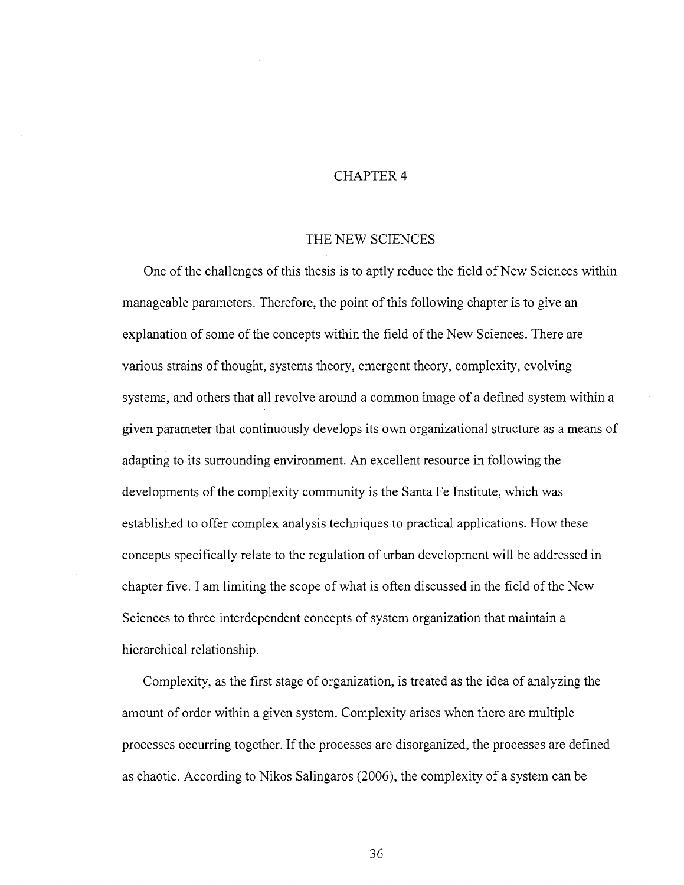# CHAPTER 4

## THE NEW SCIENCES

One of the challenges of this thesis is to aptly reduce the field of New Sciences within manageable parameters. Therefore, the point of this following chapter is to give an explanation of some of the concepts within the field of the New Sciences. There are various strains of thought, systems theory, emergent theory, complexity, evolving systems, and others that all revolve around a common image of a defined system within a given parameter that continuously develops its own organizational structure as a means of adapting to its surrounding environment. An excellent resource in following the developments of the complexity community is the Santa Fe Institute, which was established to offer complex analysis techniques to practical applications. How these concepts specifically relate to the regulation of urban development will be addressed in chapter five. I am limiting the scope of what is often discussed in the field of the New Sciences to three interdependent concepts of system organization that maintain a hierarchical relationship.

Complexity, as the first stage of organization, is treated as the idea of analyzing the amount of order within a given system. Complexity arises when there are multiple processes occurring together. If the processes are disorganized, the processes are defined as chaotic. According to Nikos Salingaros (2006), the complexity of a system can be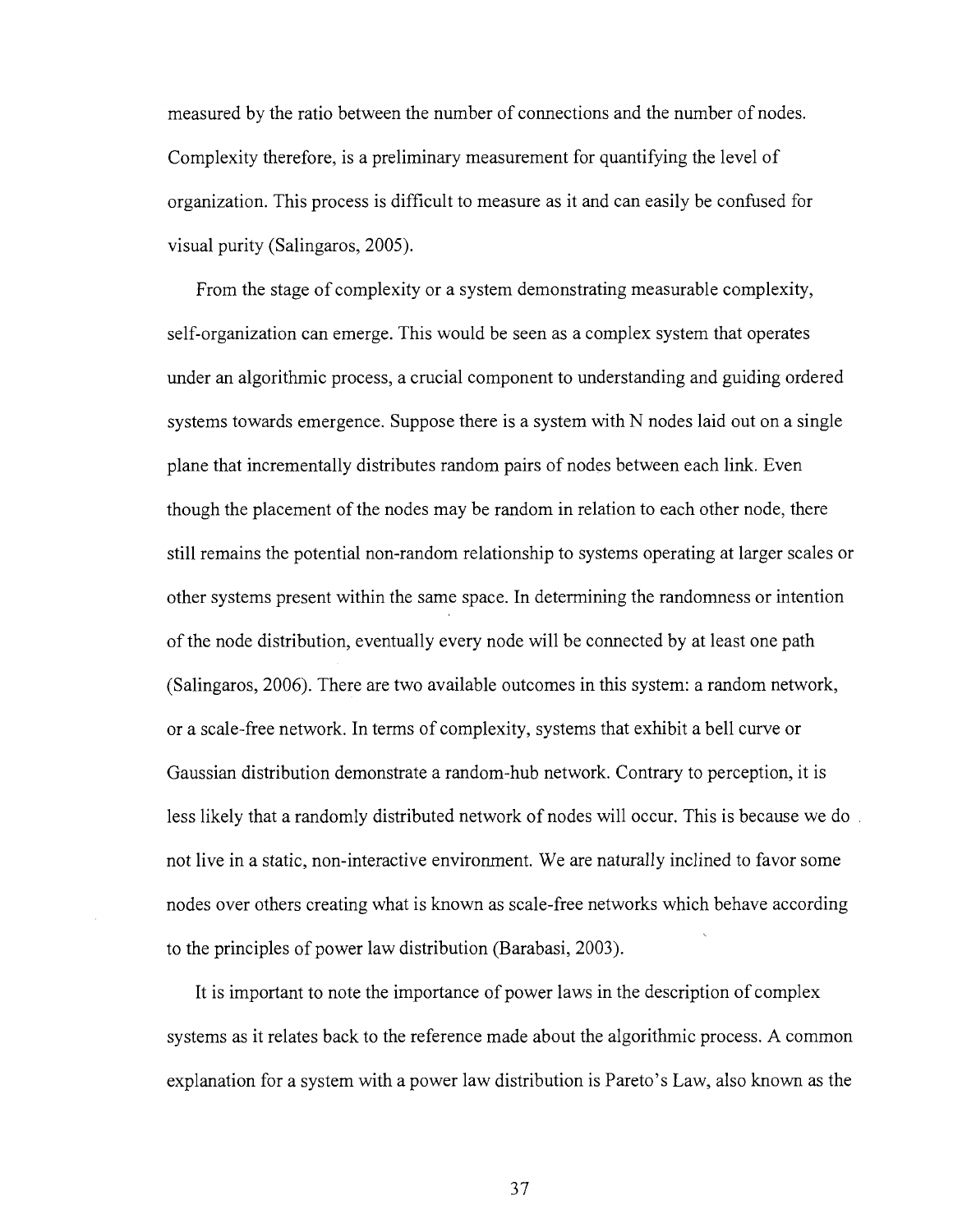measured by the ratio between the number of connections and the number of nodes. Complexity therefore, is a preliminary measurement for quantifying the level of organization. This process is difficult to measure as it and can easily be confused for visual purity (Salingaros, 2005).

From the stage of complexity or a system demonstrating measurable complexity, self-organization can emerge. This would be seen as a complex system that operates under an algorithmic process, a crucial component to understanding and guiding ordered systems towards emergence. Suppose there is a system with N nodes laid out on a single plane that incrementally distributes random pairs of nodes between each link. Even though the placement of the nodes may be random in relation to each other node, there still remains the potential non-random relationship to systems operating at larger scales or other systems present within the same space. In determining the randomness or intention of the node distribution, eventually every node will be connected by at least one path (Salingaros, 2006). There are two available outcomes in this system: a random network, or a scale-free network. In terms of complexity, systems that exhibit a bell curve or Gaussian distribution demonstrate a random-hub network. Contrary to perception, it is less likely that a randomly distributed network of nodes will occur. This is because we do not live in a static, non-interactive environment. We are naturally inclined to favor some nodes over others creating what is known as scale-free networks which behave according to the principles of power law distribution (Barabasi, 2003).

It is important to note the importance of power laws in the description of complex systems as it relates back to the reference made about the algorithmic process. A common explanation for a system with a power law distribution is Pareto's Law, also known as the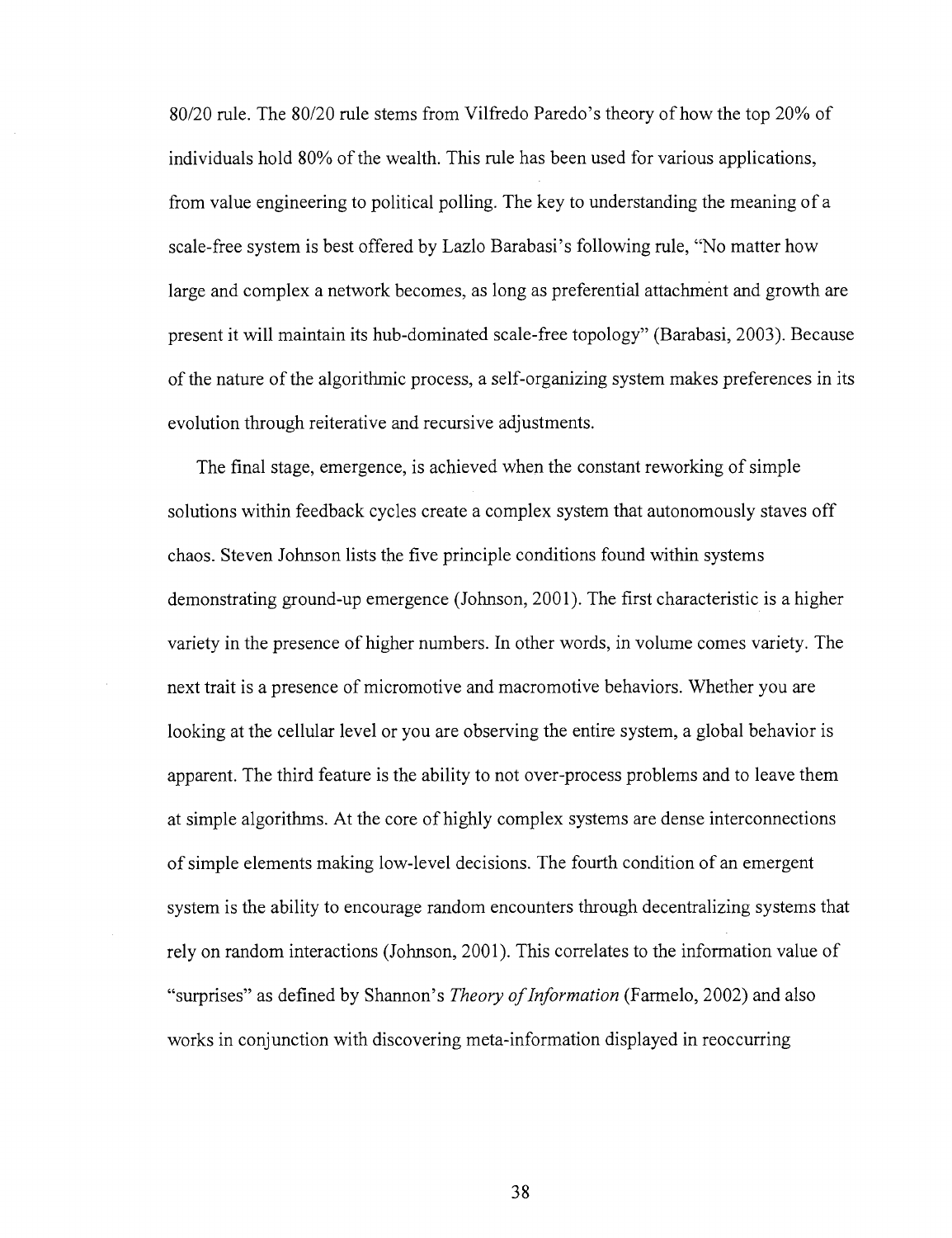80/20 rule. The 80/20 rule stems from Vilfredo Paredo's theory of how the top 20% of individuals hold 80% of the wealth. This rule has been used for various applications, from value engineering to political polling. The key to understanding the meaning of a scale-free system is best offered by Lazlo Barabasi's following rule, "No matter how large and complex a network becomes, as long as preferential attachment and growth are present it will maintain its hub-dominated scale-free topology" (Barabasi, 2003). Because of the nature of the algorithmic process, a self-organizing system makes preferences in its evolution through reiterative and recursive adjustments.

The final stage, emergence, is achieved when the constant reworking of simple solutions within feedback cycles create a complex system that autonomously staves off chaos. Steven Johnson lists the five principle conditions found within systems demonstrating ground-up emergence (Johnson, 2001). The first characteristic is a higher variety in the presence of higher numbers. In other words, in volume comes variety. The next trait is a presence of micromotive and macromotive behaviors. Whether you are looking at the cellular level or you are observing the entire system, a global behavior is apparent. The third feature is the ability to not over-process problems and to leave them at simple algorithms. At the core of highly complex systems are dense interconnections of simple elements making low-level decisions. The fourth condition of an emergent system is the ability to encourage random encounters through decentralizing systems that rely on random interactions (Johnson, 2001). This correlates to the information value of "surprises" as defined by Shannon's *Theory of Information* (Farmelo, 2002) and also works in conjunction with discovering meta-information displayed in reoccurring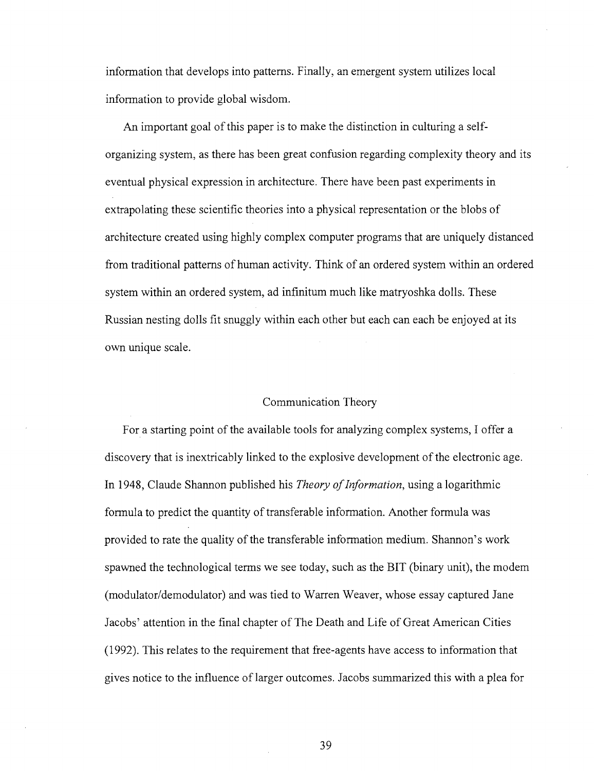information that develops into patterns. Finally, an emergent system utilizes local information to provide global wisdom.

An important goal of this paper is to make the distinction in culturing a self-organizing system, as there has been great confusion regarding complexity theory and its eventual physical expression in architecture. There have been past experiments in extrapolating these scientific theories into a physical representation or the blobs of architecture created using highly complex computer programs that are uniquely distanced from traditional patterns of human activity. Think of an ordered system within an ordered system within an ordered system, ad infinitum much like matryoshka dolls. These Russian nesting dolls fit snuggly within each other but each can each be enjoyed at its own unique scale.

## Communication Theory

For a starting point of the available tools for analyzing complex systems, I offer a discovery that is inextricably linked to the explosive development of the electronic age. In 1948, Claude Shannon published his *Theory of Information*, using a logarithmic formula to predict the quantity of transferable information. Another formula was provided to rate the quality of the transferable information medium. Shannon's work spawned the technological terms we see today, such as the BIT (binary unit), the modem (modulator/demodulator) and was tied to Warren Weaver, whose essay captured Jane Jacobs' attention in the final chapter of The Death and Life of Great American Cities (1992). This relates to the requirement that free-agents have access to information that gives notice to the influence of larger outcomes. Jacobs summarized this with a plea for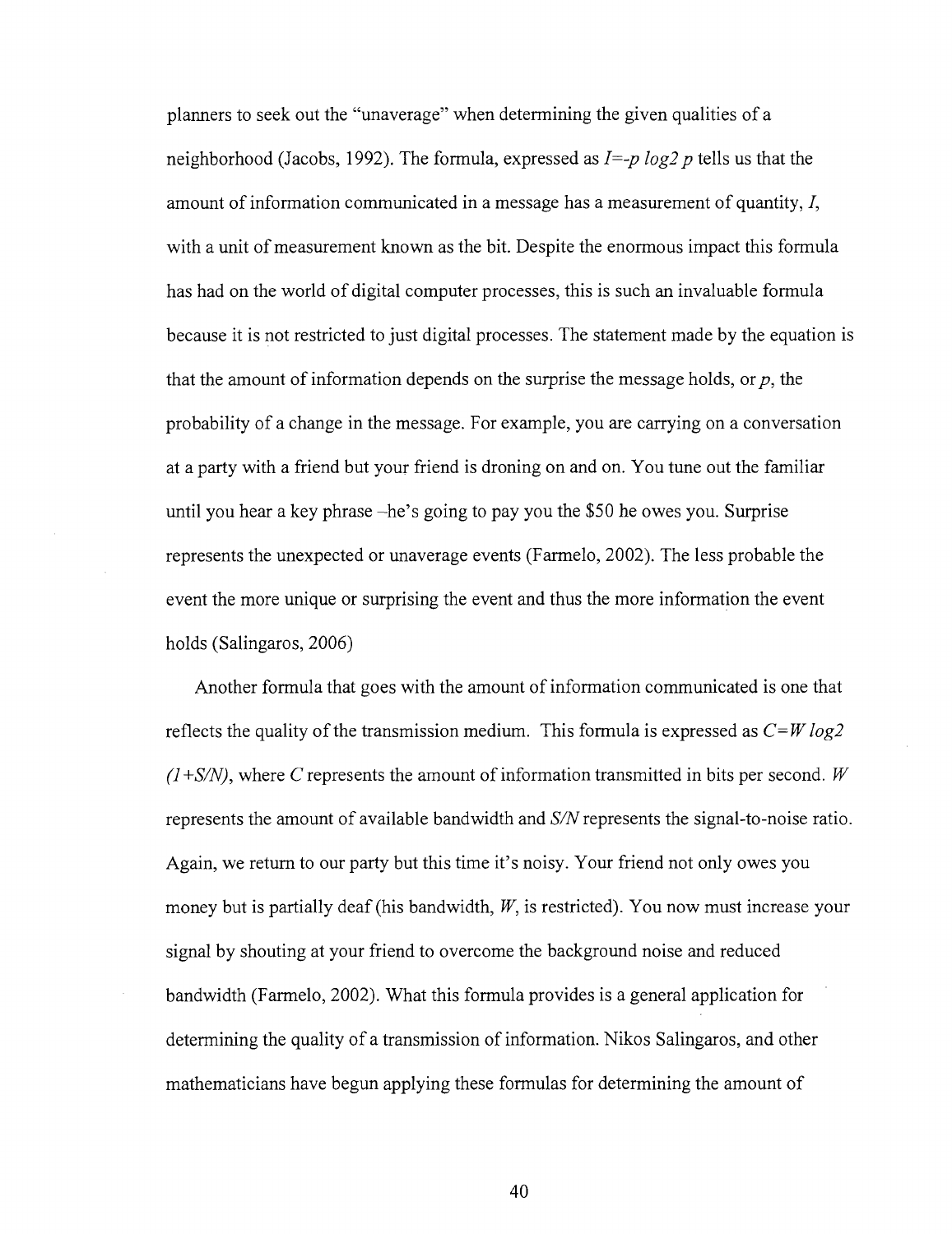planners to seek out the "unaverage" when determining the given qualities of a neighborhood (Jacobs, 1992). The formula, expressed as $I=-p \log_2 p$ tells us that the amount of information communicated in a message has a measurement of quantity, $I$, with a unit of measurement known as the bit. Despite the enormous impact this formula has had on the world of digital computer processes, this is such an invaluable formula because it is not restricted to just digital processes. The statement made by the equation is that the amount of information depends on the surprise the message holds, or $p$, the probability of a change in the message. For example, you are carrying on a conversation at a party with a friend but your friend is droning on and on. You tune out the familiar until you hear a key phrase –he's going to pay you the $50 he owes you. Surprise represents the unexpected or unaverage events (Farmelo, 2002). The less probable the event the more unique or surprising the event and thus the more information the event holds (Salingaros, 2006)

Another formula that goes with the amount of information communicated is one that reflects the quality of the transmission medium. This formula is expressed as $C=W \log_2 (1+S/N)$, where $C$ represents the amount of information transmitted in bits per second. $W$ represents the amount of available bandwidth and $S/N$ represents the signal-to-noise ratio. Again, we return to our party but this time it's noisy. Your friend not only owes you money but is partially deaf (his bandwidth, $W$, is restricted). You now must increase your signal by shouting at your friend to overcome the background noise and reduced bandwidth (Farmelo, 2002). What this formula provides is a general application for determining the quality of a transmission of information. Nikos Salingaros, and other mathematicians have begun applying these formulas for determining the amount of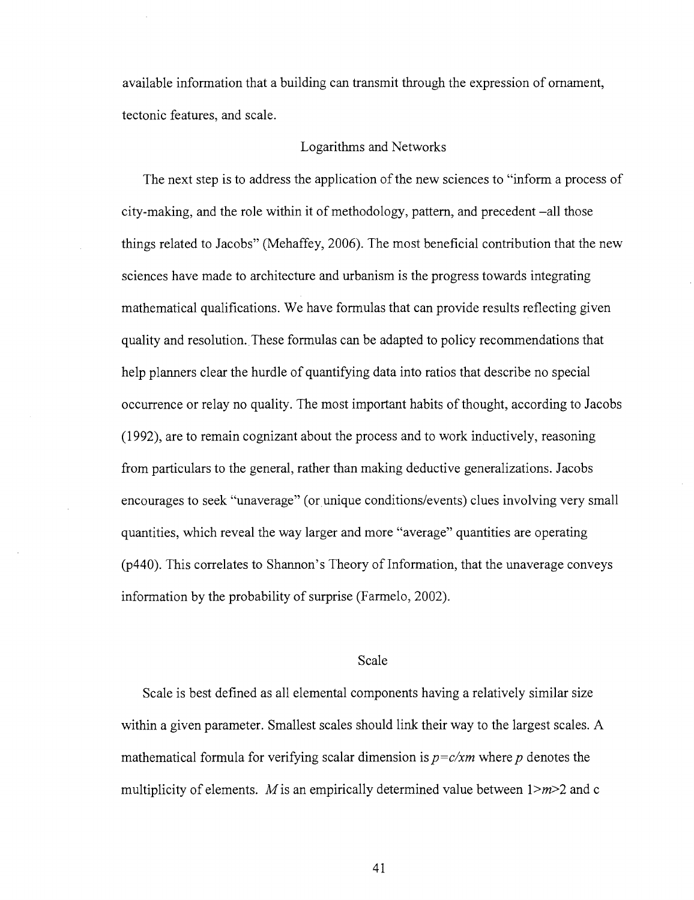available information that a building can transmit through the expression of ornament, tectonic features, and scale.

## Logarithms and Networks

The next step is to address the application of the new sciences to "inform a process of city-making, and the role within it of methodology, pattern, and precedent –all those things related to Jacobs" (Mehaffey, 2006). The most beneficial contribution that the new sciences have made to architecture and urbanism is the progress towards integrating mathematical qualifications. We have formulas that can provide results reflecting given quality and resolution. These formulas can be adapted to policy recommendations that help planners clear the hurdle of quantifying data into ratios that describe no special occurrence or relay no quality. The most important habits of thought, according to Jacobs (1992), are to remain cognizant about the process and to work inductively, reasoning from particulars to the general, rather than making deductive generalizations. Jacobs encourages to seek "unaverage" (or unique conditions/events) clues involving very small quantities, which reveal the way larger and more "average" quantities are operating (p440). This correlates to Shannon's Theory of Information, that the unaverage conveys information by the probability of surprise (Farmelo, 2002).

## Scale

Scale is best defined as all elemental components having a relatively similar size within a given parameter. Smallest scales should link their way to the largest scales. A mathematical formula for verifying scalar dimension is $p=c/xm$ where $p$ denotes the multiplicity of elements. $M$ is an empirically determined value between $1>m>2$ and c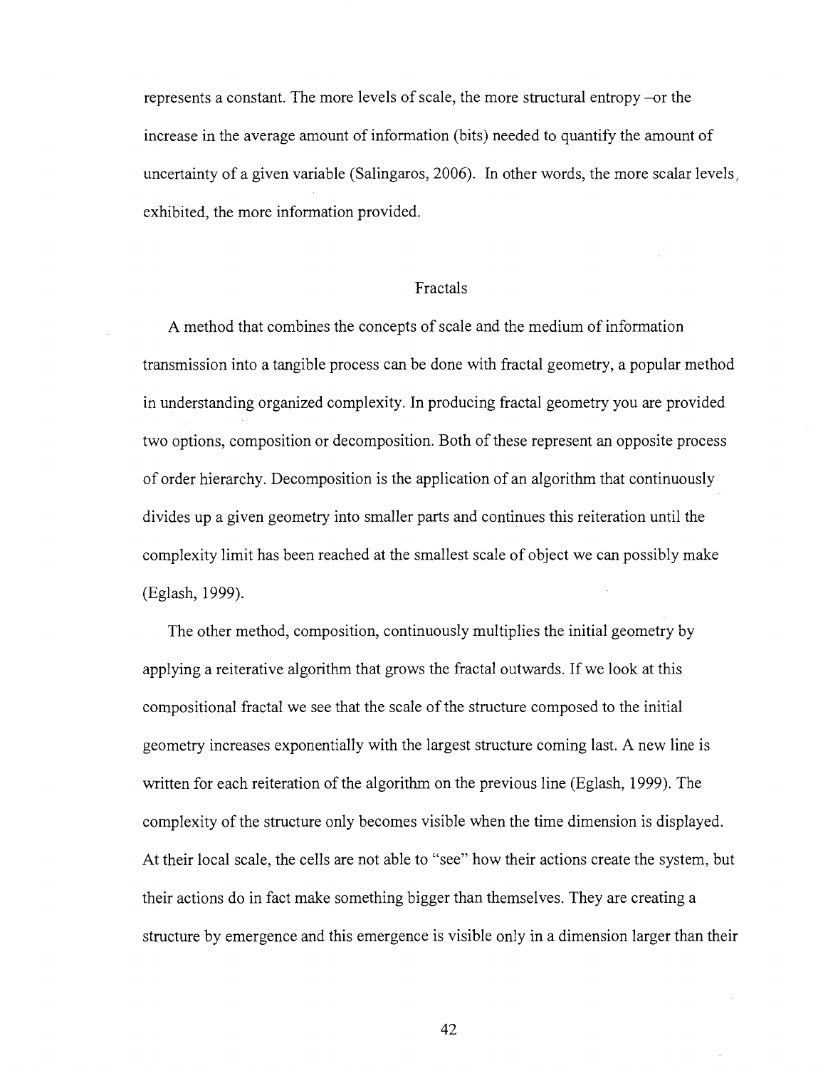represents a constant. The more levels of scale, the more structural entropy –or the increase in the average amount of information (bits) needed to quantify the amount of uncertainty of a given variable (Salingaros, 2006). In other words, the more scalar levels, exhibited, the more information provided.

## Fractals

A method that combines the concepts of scale and the medium of information transmission into a tangible process can be done with fractal geometry, a popular method in understanding organized complexity. In producing fractal geometry you are provided two options, composition or decomposition. Both of these represent an opposite process of order hierarchy. Decomposition is the application of an algorithm that continuously divides up a given geometry into smaller parts and continues this reiteration until the complexity limit has been reached at the smallest scale of object we can possibly make (Eglash, 1999).

The other method, composition, continuously multiplies the initial geometry by applying a reiterative algorithm that grows the fractal outwards. If we look at this compositional fractal we see that the scale of the structure composed to the initial geometry increases exponentially with the largest structure coming last. A new line is written for each reiteration of the algorithm on the previous line (Eglash, 1999). The complexity of the structure only becomes visible when the time dimension is displayed. At their local scale, the cells are not able to "see" how their actions create the system, but their actions do in fact make something bigger than themselves. They are creating a structure by emergence and this emergence is visible only in a dimension larger than their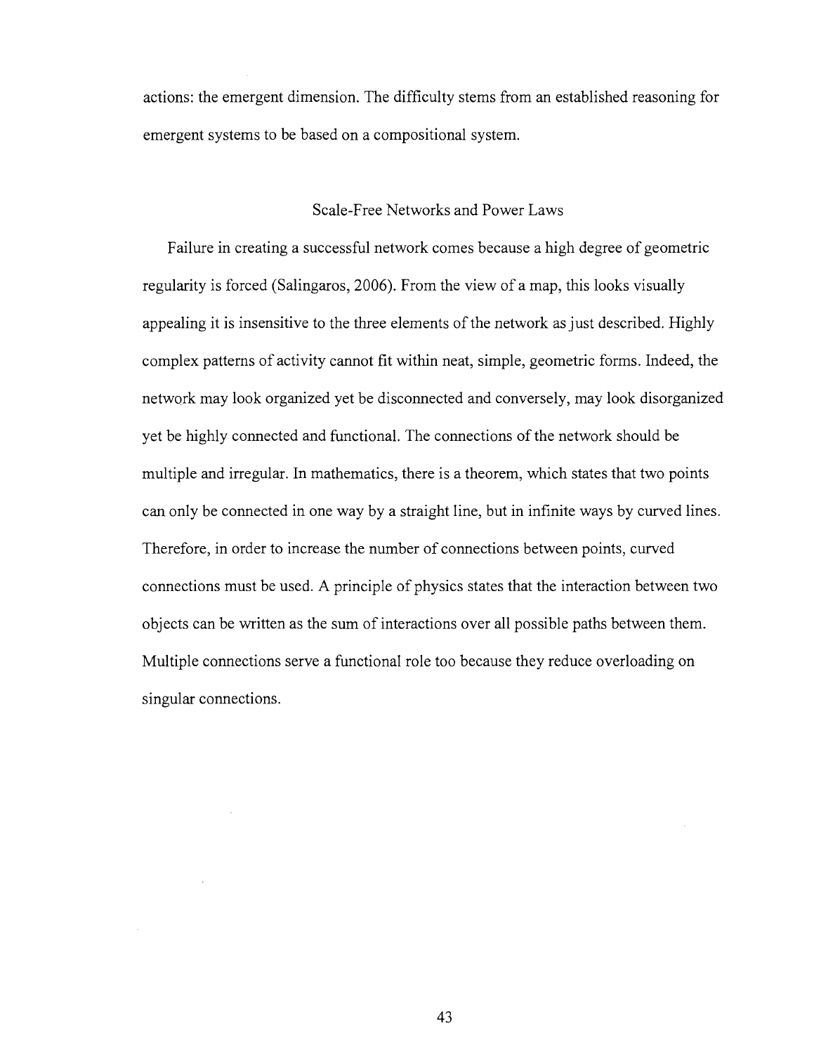actions: the emergent dimension. The difficulty stems from an established reasoning for emergent systems to be based on a compositional system.

## Scale-Free Networks and Power Laws

Failure in creating a successful network comes because a high degree of geometric regularity is forced (Salingaros, 2006). From the view of a map, this looks visually appealing it is insensitive to the three elements of the network as just described. Highly complex patterns of activity cannot fit within neat, simple, geometric forms. Indeed, the network may look organized yet be disconnected and conversely, may look disorganized yet be highly connected and functional. The connections of the network should be multiple and irregular. In mathematics, there is a theorem, which states that two points can only be connected in one way by a straight line, but in infinite ways by curved lines. Therefore, in order to increase the number of connections between points, curved connections must be used. A principle of physics states that the interaction between two objects can be written as the sum of interactions over all possible paths between them. Multiple connections serve a functional role too because they reduce overloading on singular connections.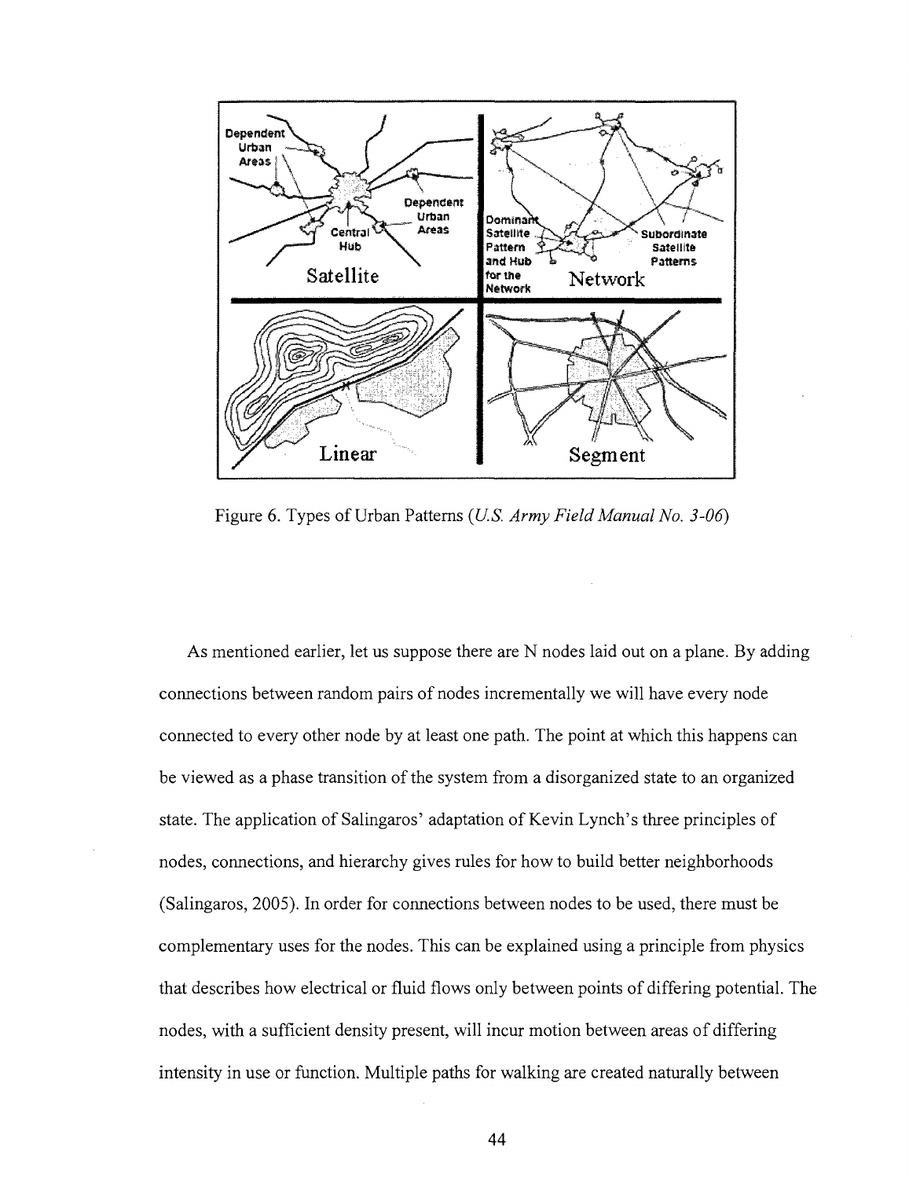Figure 6. Types of Urban Patterns (*U.S. Army Field Manual No. 3-06*)

As mentioned earlier, let us suppose there are N nodes laid out on a plane. By adding connections between random pairs of nodes incrementally we will have every node connected to every other node by at least one path. The point at which this happens can be viewed as a phase transition of the system from a disorganized state to an organized state. The application of Salingaros' adaptation of Kevin Lynch's three principles of nodes, connections, and hierarchy gives rules for how to build better neighborhoods (Salingaros, 2005). In order for connections between nodes to be used, there must be complementary uses for the nodes. This can be explained using a principle from physics that describes how electrical or fluid flows only between points of differing potential. The nodes, with a sufficient density present, will incur motion between areas of differing intensity in use or function. Multiple paths for walking are created naturally between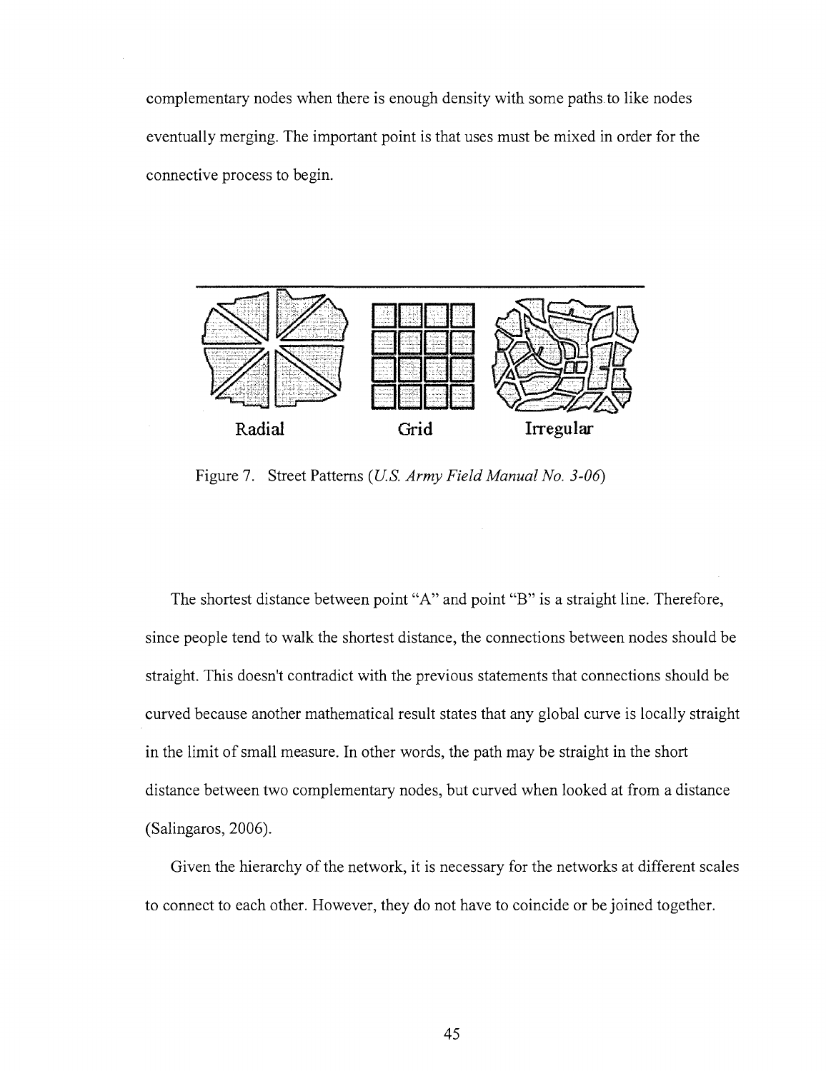complementary nodes when there is enough density with some paths to like nodes eventually merging. The important point is that uses must be mixed in order for the connective process to begin.

Radial Grid Irregular

Figure 7. Street Patterns (*U.S. Army Field Manual No. 3-06*)

The shortest distance between point "A" and point "B" is a straight line. Therefore, since people tend to walk the shortest distance, the connections between nodes should be straight. This doesn't contradict with the previous statements that connections should be curved because another mathematical result states that any global curve is locally straight in the limit of small measure. In other words, the path may be straight in the short distance between two complementary nodes, but curved when looked at from a distance (Salingaros, 2006).

Given the hierarchy of the network, it is necessary for the networks at different scales to connect to each other. However, they do not have to coincide or be joined together.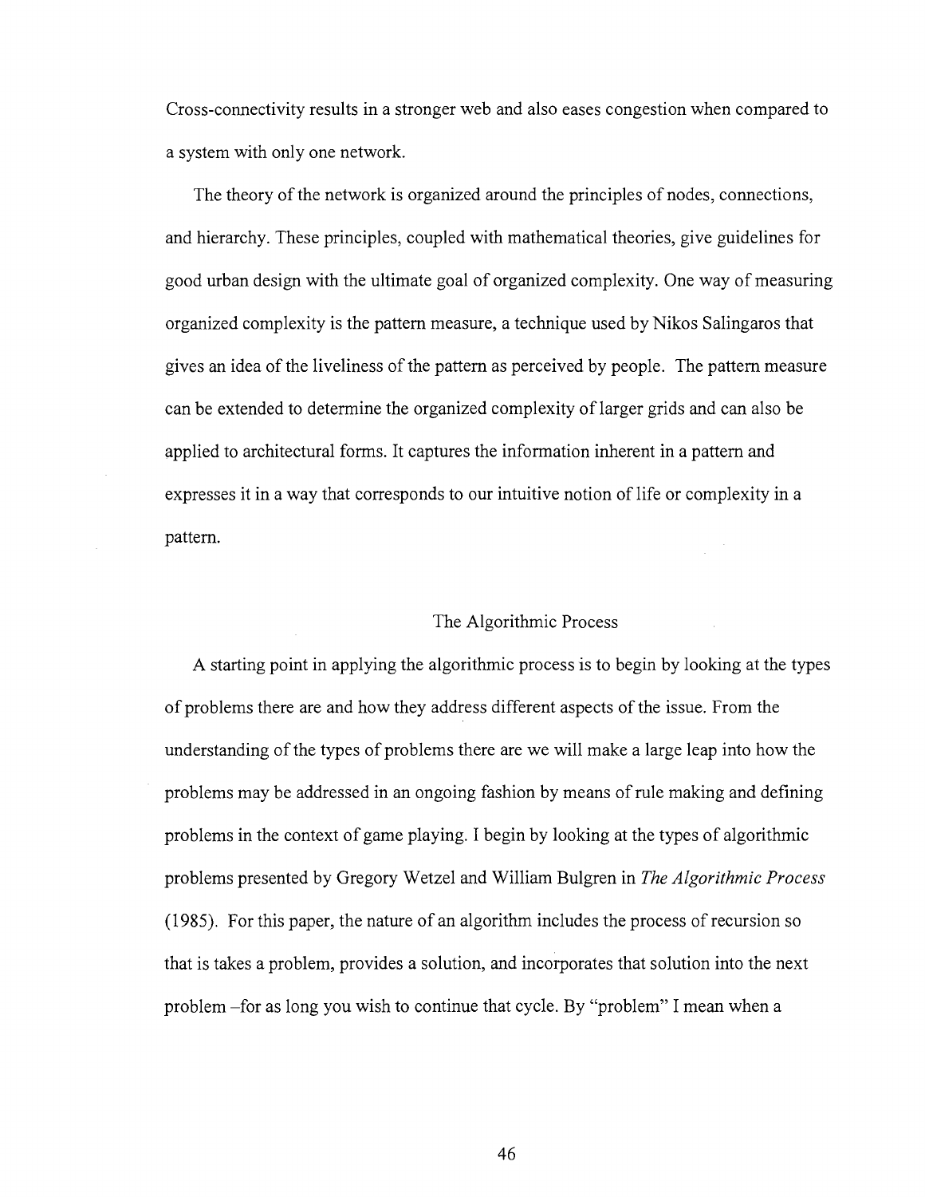Cross-connectivity results in a stronger web and also eases congestion when compared to a system with only one network.

The theory of the network is organized around the principles of nodes, connections, and hierarchy. These principles, coupled with mathematical theories, give guidelines for good urban design with the ultimate goal of organized complexity. One way of measuring organized complexity is the pattern measure, a technique used by Nikos Salingaros that gives an idea of the liveliness of the pattern as perceived by people. The pattern measure can be extended to determine the organized complexity of larger grids and can also be applied to architectural forms. It captures the information inherent in a pattern and expresses it in a way that corresponds to our intuitive notion of life or complexity in a pattern.

## The Algorithmic Process

A starting point in applying the algorithmic process is to begin by looking at the types of problems there are and how they address different aspects of the issue. From the understanding of the types of problems there are we will make a large leap into how the problems may be addressed in an ongoing fashion by means of rule making and defining problems in the context of game playing. I begin by looking at the types of algorithmic problems presented by Gregory Wetzel and William Bulgren in *The Algorithmic Process* (1985). For this paper, the nature of an algorithm includes the process of recursion so that is takes a problem, provides a solution, and incorporates that solution into the next problem –for as long you wish to continue that cycle. By "problem" I mean when a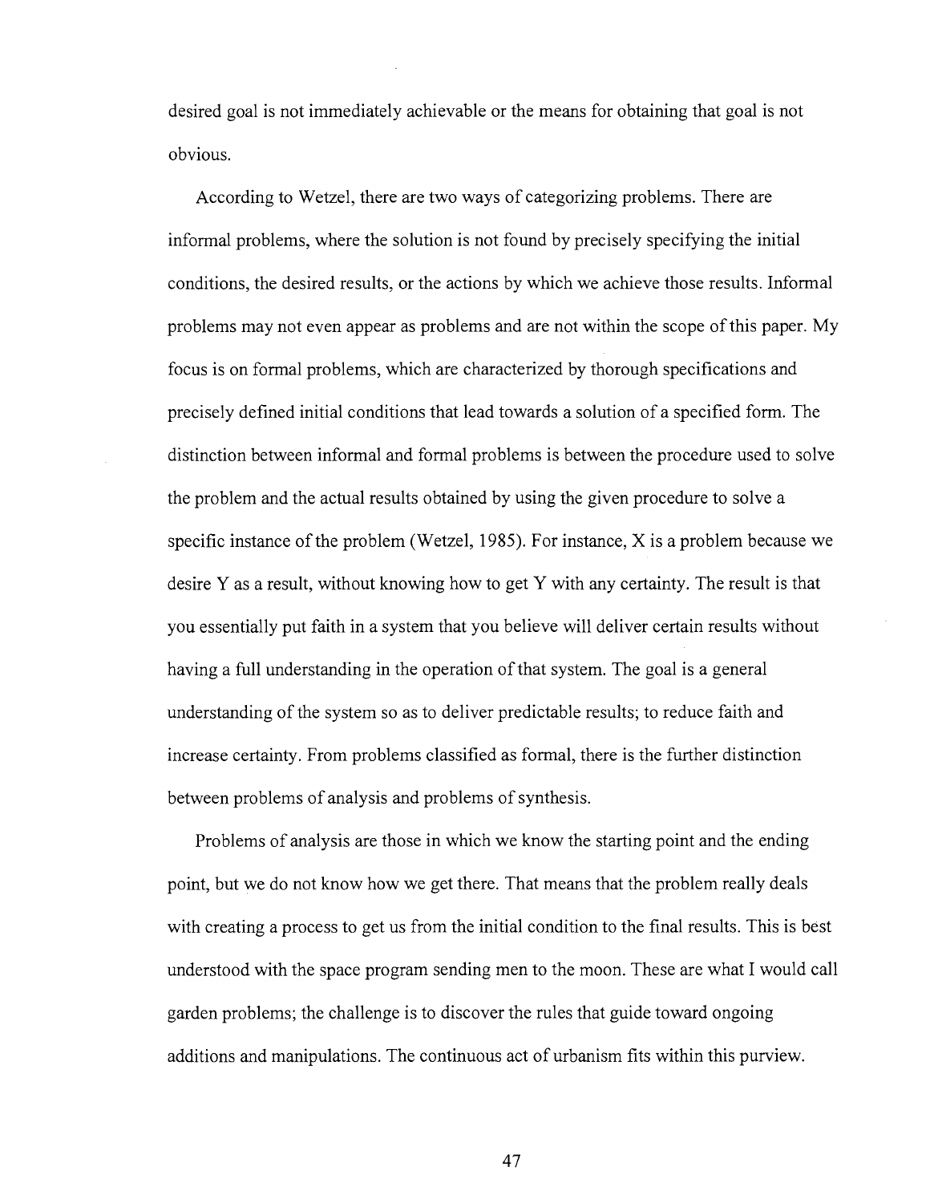desired goal is not immediately achievable or the means for obtaining that goal is not obvious.

According to Wetzel, there are two ways of categorizing problems. There are informal problems, where the solution is not found by precisely specifying the initial conditions, the desired results, or the actions by which we achieve those results. Informal problems may not even appear as problems and are not within the scope of this paper. My focus is on formal problems, which are characterized by thorough specifications and precisely defined initial conditions that lead towards a solution of a specified form. The distinction between informal and formal problems is between the procedure used to solve the problem and the actual results obtained by using the given procedure to solve a specific instance of the problem (Wetzel, 1985). For instance, X is a problem because we desire Y as a result, without knowing how to get Y with any certainty. The result is that you essentially put faith in a system that you believe will deliver certain results without having a full understanding in the operation of that system. The goal is a general understanding of the system so as to deliver predictable results; to reduce faith and increase certainty. From problems classified as formal, there is the further distinction between problems of analysis and problems of synthesis.

Problems of analysis are those in which we know the starting point and the ending point, but we do not know how we get there. That means that the problem really deals with creating a process to get us from the initial condition to the final results. This is best understood with the space program sending men to the moon. These are what I would call garden problems; the challenge is to discover the rules that guide toward ongoing additions and manipulations. The continuous act of urbanism fits within this purview.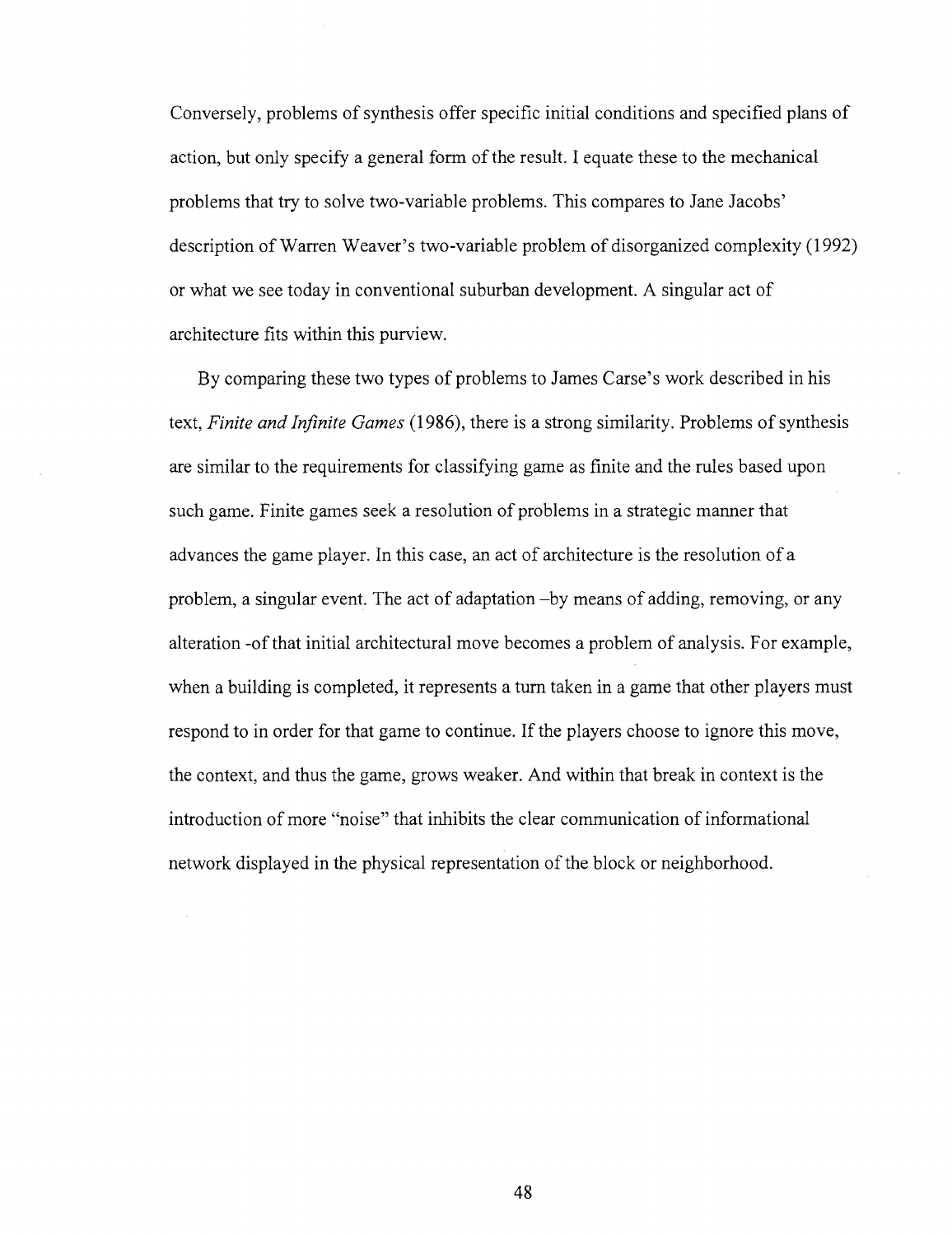Conversely, problems of synthesis offer specific initial conditions and specified plans of action, but only specify a general form of the result. I equate these to the mechanical problems that try to solve two-variable problems. This compares to Jane Jacobs' description of Warren Weaver's two-variable problem of disorganized complexity (1992) or what we see today in conventional suburban development. A singular act of architecture fits within this purview.

By comparing these two types of problems to James Carse's work described in his text, *Finite and Infinite Games* (1986), there is a strong similarity. Problems of synthesis are similar to the requirements for classifying game as finite and the rules based upon such game. Finite games seek a resolution of problems in a strategic manner that advances the game player. In this case, an act of architecture is the resolution of a problem, a singular event. The act of adaptation –by means of adding, removing, or any alteration -of that initial architectural move becomes a problem of analysis. For example, when a building is completed, it represents a turn taken in a game that other players must respond to in order for that game to continue. If the players choose to ignore this move, the context, and thus the game, grows weaker. And within that break in context is the introduction of more "noise" that inhibits the clear communication of informational network displayed in the physical representation of the block or neighborhood.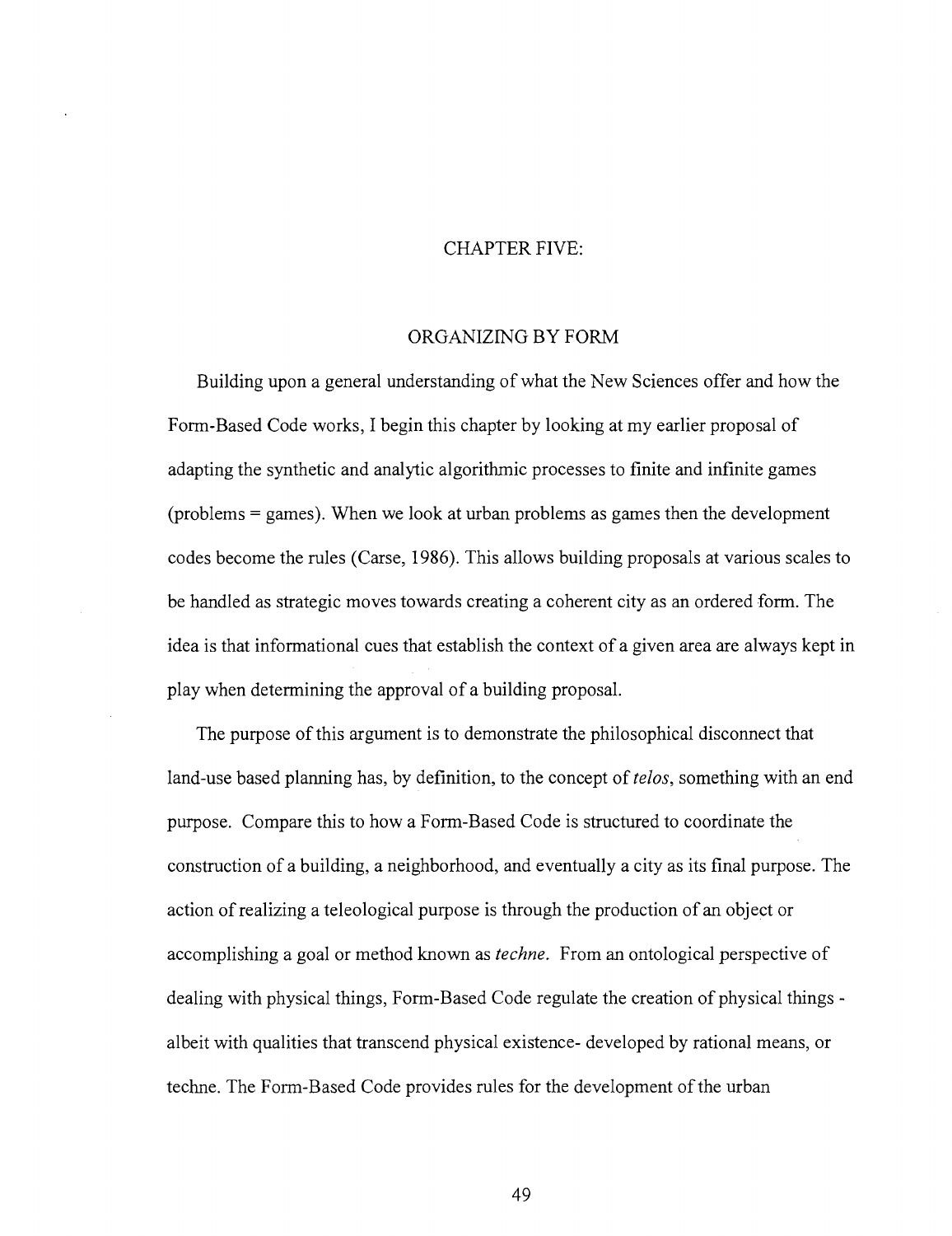# CHAPTER FIVE:

## ORGANIZING BY FORM

Building upon a general understanding of what the New Sciences offer and how the Form-Based Code works, I begin this chapter by looking at my earlier proposal of adapting the synthetic and analytic algorithmic processes to finite and infinite games (problems = games). When we look at urban problems as games then the development codes become the rules (Carse, 1986). This allows building proposals at various scales to be handled as strategic moves towards creating a coherent city as an ordered form. The idea is that informational cues that establish the context of a given area are always kept in play when determining the approval of a building proposal.

The purpose of this argument is to demonstrate the philosophical disconnect that land-use based planning has, by definition, to the concept of *telos*, something with an end purpose. Compare this to how a Form-Based Code is structured to coordinate the construction of a building, a neighborhood, and eventually a city as its final purpose. The action of realizing a teleological purpose is through the production of an object or accomplishing a goal or method known as *techne*. From an ontological perspective of dealing with physical things, Form-Based Code regulate the creation of physical things - albeit with qualities that transcend physical existence- developed by rational means, or techne. The Form-Based Code provides rules for the development of the urban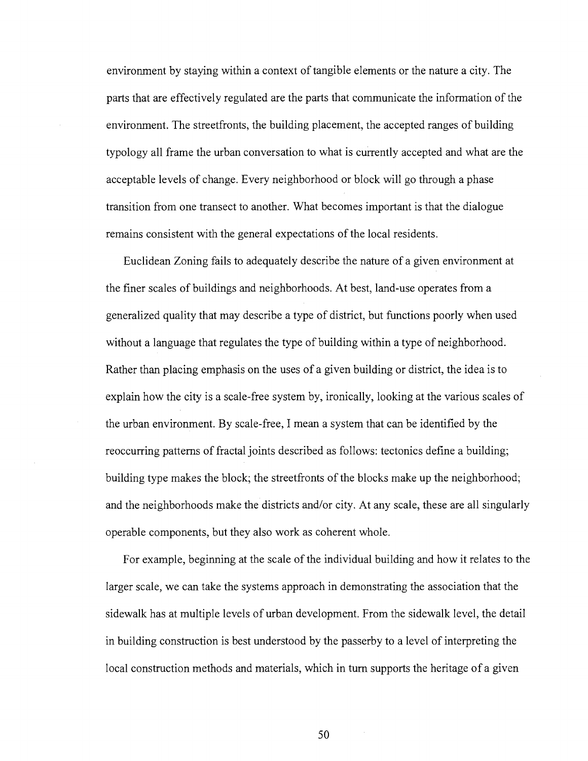environment by staying within a context of tangible elements or the nature a city. The parts that are effectively regulated are the parts that communicate the information of the environment. The streetfronts, the building placement, the accepted ranges of building typology all frame the urban conversation to what is currently accepted and what are the acceptable levels of change. Every neighborhood or block will go through a phase transition from one transect to another. What becomes important is that the dialogue remains consistent with the general expectations of the local residents.

Euclidean Zoning fails to adequately describe the nature of a given environment at the finer scales of buildings and neighborhoods. At best, land-use operates from a generalized quality that may describe a type of district, but functions poorly when used without a language that regulates the type of building within a type of neighborhood. Rather than placing emphasis on the uses of a given building or district, the idea is to explain how the city is a scale-free system by, ironically, looking at the various scales of the urban environment. By scale-free, I mean a system that can be identified by the reoccurring patterns of fractal joints described as follows: tectonics define a building; building type makes the block; the streetfronts of the blocks make up the neighborhood; and the neighborhoods make the districts and/or city. At any scale, these are all singularly operable components, but they also work as coherent whole.

For example, beginning at the scale of the individual building and how it relates to the larger scale, we can take the systems approach in demonstrating the association that the sidewalk has at multiple levels of urban development. From the sidewalk level, the detail in building construction is best understood by the passerby to a level of interpreting the local construction methods and materials, which in turn supports the heritage of a given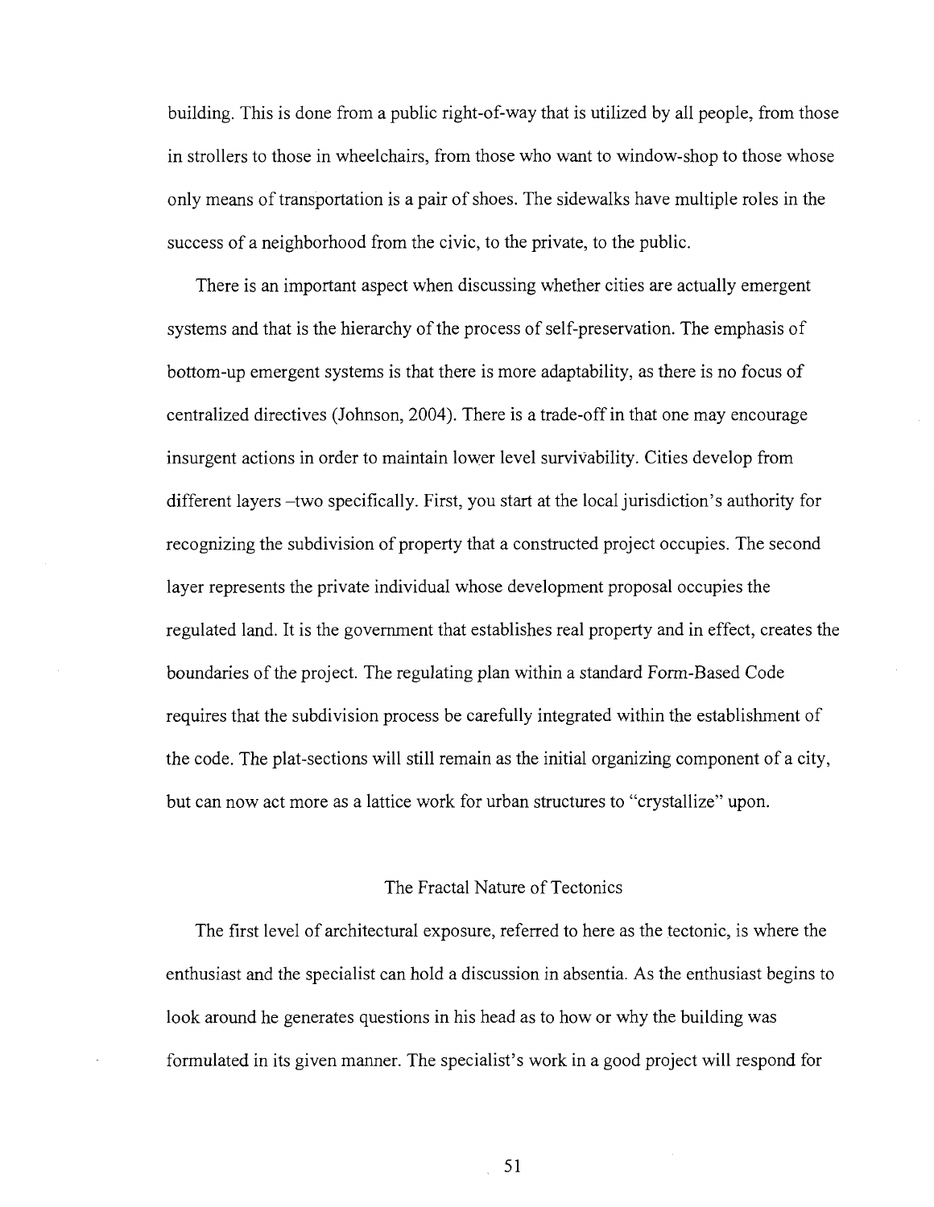building. This is done from a public right-of-way that is utilized by all people, from those in strollers to those in wheelchairs, from those who want to window-shop to those whose only means of transportation is a pair of shoes. The sidewalks have multiple roles in the success of a neighborhood from the civic, to the private, to the public.

There is an important aspect when discussing whether cities are actually emergent systems and that is the hierarchy of the process of self-preservation. The emphasis of bottom-up emergent systems is that there is more adaptability, as there is no focus of centralized directives (Johnson, 2004). There is a trade-off in that one may encourage insurgent actions in order to maintain lower level survivability. Cities develop from different layers –two specifically. First, you start at the local jurisdiction's authority for recognizing the subdivision of property that a constructed project occupies. The second layer represents the private individual whose development proposal occupies the regulated land. It is the government that establishes real property and in effect, creates the boundaries of the project. The regulating plan within a standard Form-Based Code requires that the subdivision process be carefully integrated within the establishment of the code. The plat-sections will still remain as the initial organizing component of a city, but can now act more as a lattice work for urban structures to "crystallize" upon.

## The Fractal Nature of Tectonics

The first level of architectural exposure, referred to here as the tectonic, is where the enthusiast and the specialist can hold a discussion in absentia. As the enthusiast begins to look around he generates questions in his head as to how or why the building was formulated in its given manner. The specialist's work in a good project will respond for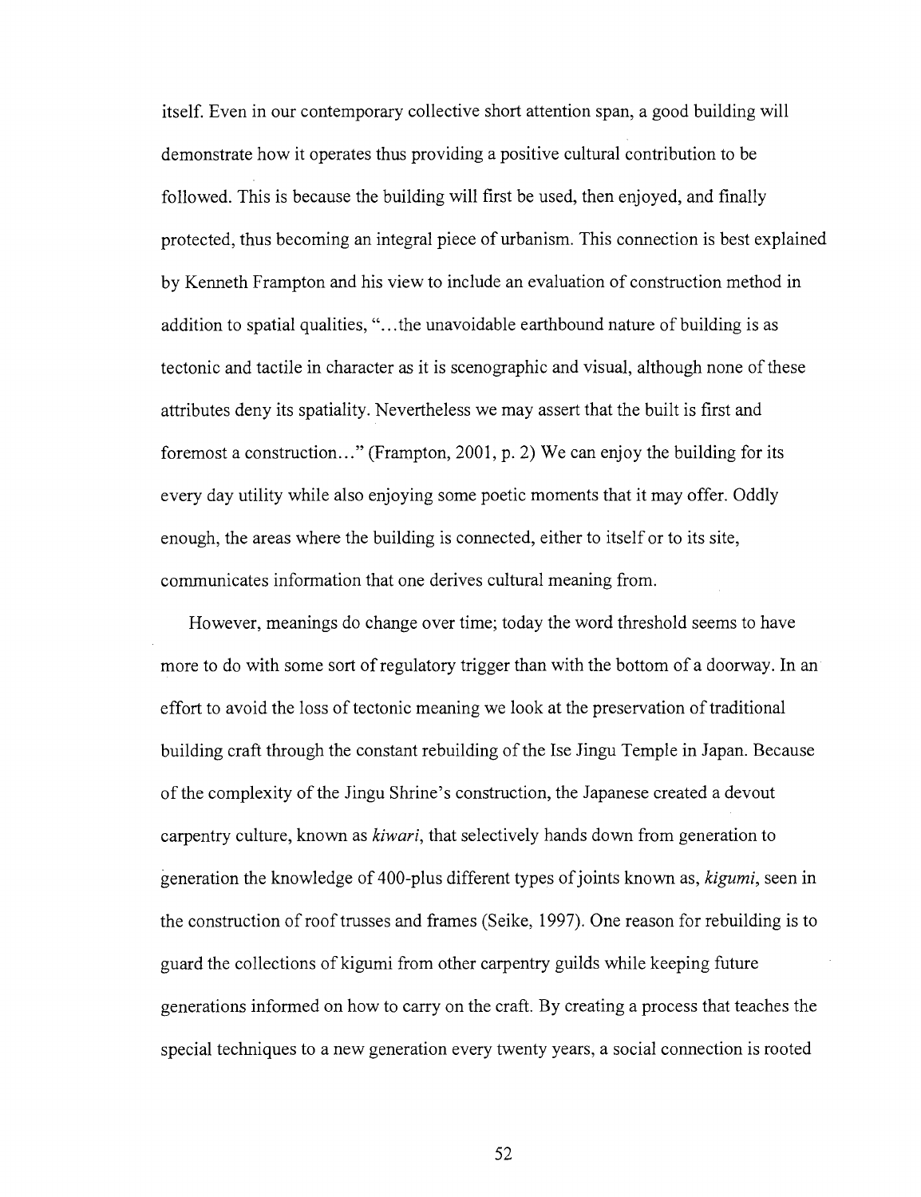itself. Even in our contemporary collective short attention span, a good building will demonstrate how it operates thus providing a positive cultural contribution to be followed. This is because the building will first be used, then enjoyed, and finally protected, thus becoming an integral piece of urbanism. This connection is best explained by Kenneth Frampton and his view to include an evaluation of construction method in addition to spatial qualities, "...the unavoidable earthbound nature of building is as tectonic and tactile in character as it is scenographic and visual, although none of these attributes deny its spatiality. Nevertheless we may assert that the built is first and foremost a construction..." (Frampton, 2001, p. 2) We can enjoy the building for its every day utility while also enjoying some poetic moments that it may offer. Oddly enough, the areas where the building is connected, either to itself or to its site, communicates information that one derives cultural meaning from.

However, meanings do change over time; today the word threshold seems to have more to do with some sort of regulatory trigger than with the bottom of a doorway. In an effort to avoid the loss of tectonic meaning we look at the preservation of traditional building craft through the constant rebuilding of the Ise Jingu Temple in Japan. Because of the complexity of the Jingu Shrine's construction, the Japanese created a devout carpentry culture, known as *kiwari*, that selectively hands down from generation to generation the knowledge of 400-plus different types of joints known as, *kigumi*, seen in the construction of roof trusses and frames (Seike, 1997). One reason for rebuilding is to guard the collections of kigumi from other carpentry guilds while keeping future generations informed on how to carry on the craft. By creating a process that teaches the special techniques to a new generation every twenty years, a social connection is rooted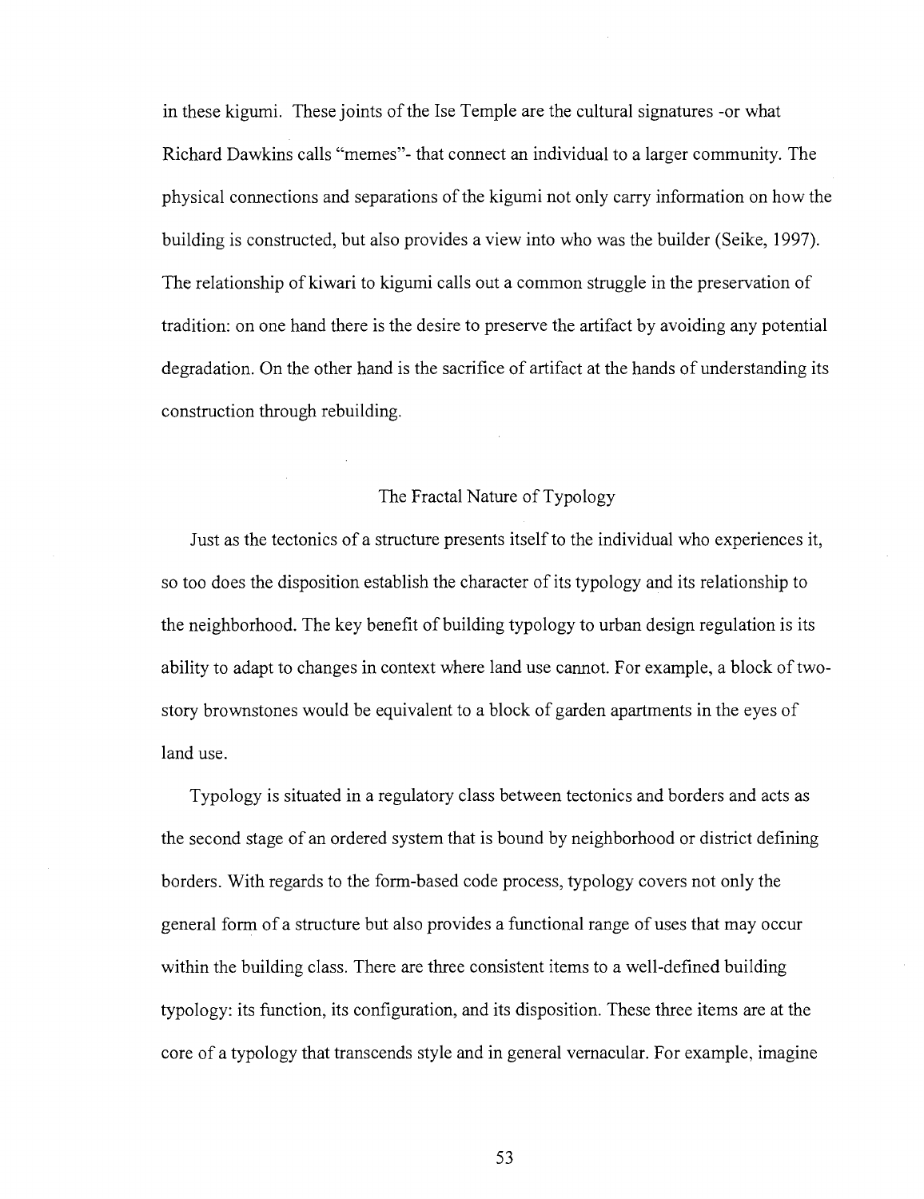in these kigumi. These joints of the Ise Temple are the cultural signatures -or what Richard Dawkins calls "memes"- that connect an individual to a larger community. The physical connections and separations of the kigumi not only carry information on how the building is constructed, but also provides a view into who was the builder (Seike, 1997). The relationship of kiwari to kigumi calls out a common struggle in the preservation of tradition: on one hand there is the desire to preserve the artifact by avoiding any potential degradation. On the other hand is the sacrifice of artifact at the hands of understanding its construction through rebuilding.

## The Fractal Nature of Typology

Just as the tectonics of a structure presents itself to the individual who experiences it, so too does the disposition establish the character of its typology and its relationship to the neighborhood. The key benefit of building typology to urban design regulation is its ability to adapt to changes in context where land use cannot. For example, a block of two-story brownstones would be equivalent to a block of garden apartments in the eyes of land use.

Typology is situated in a regulatory class between tectonics and borders and acts as the second stage of an ordered system that is bound by neighborhood or district defining borders. With regards to the form-based code process, typology covers not only the general form of a structure but also provides a functional range of uses that may occur within the building class. There are three consistent items to a well-defined building typology: its function, its configuration, and its disposition. These three items are at the core of a typology that transcends style and in general vernacular. For example, imagine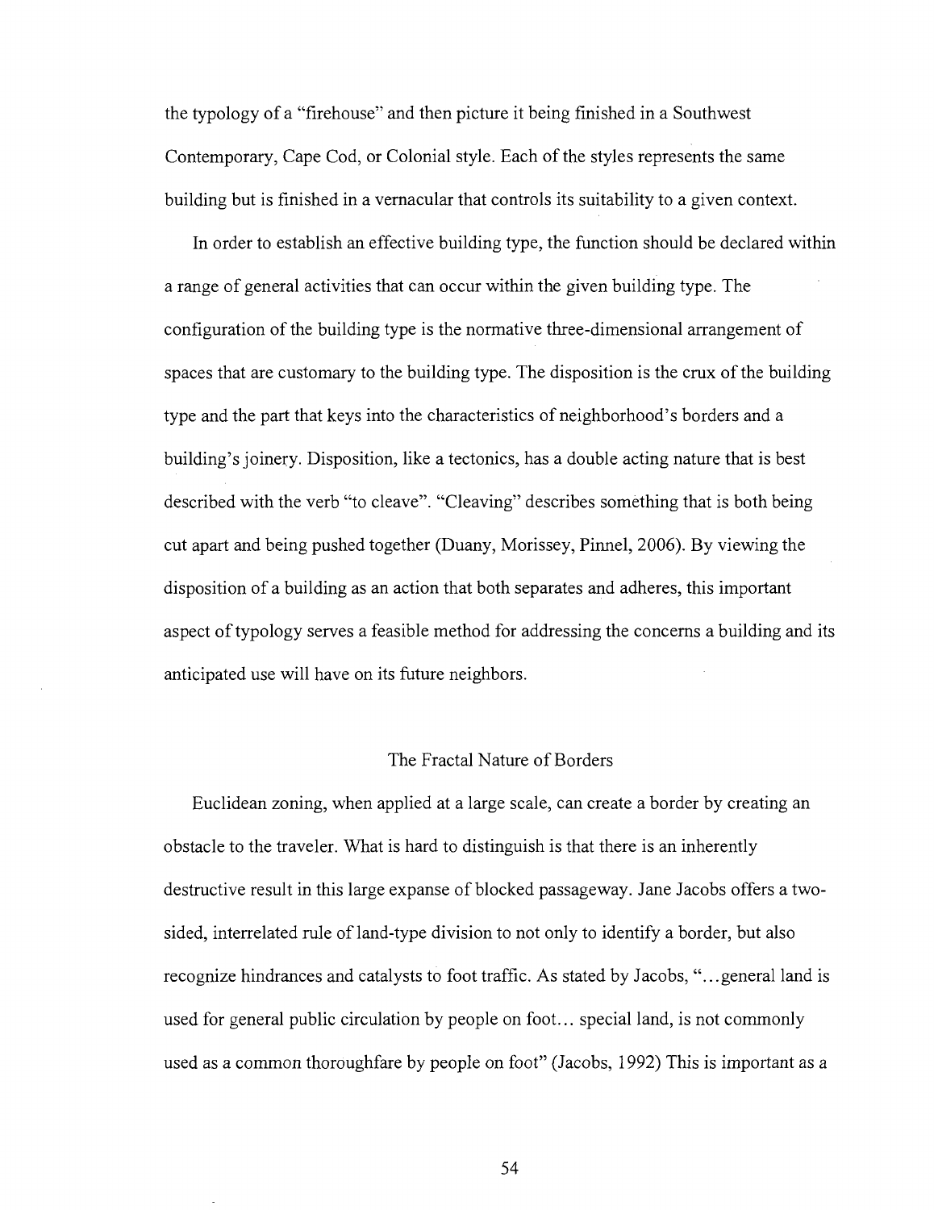the typology of a "firehouse" and then picture it being finished in a Southwest Contemporary, Cape Cod, or Colonial style. Each of the styles represents the same building but is finished in a vernacular that controls its suitability to a given context.

In order to establish an effective building type, the function should be declared within a range of general activities that can occur within the given building type. The configuration of the building type is the normative three-dimensional arrangement of spaces that are customary to the building type. The disposition is the crux of the building type and the part that keys into the characteristics of neighborhood's borders and a building's joinery. Disposition, like a tectonics, has a double acting nature that is best described with the verb "to cleave". "Cleaving" describes something that is both being cut apart and being pushed together (Duany, Morissey, Pinnel, 2006). By viewing the disposition of a building as an action that both separates and adheres, this important aspect of typology serves a feasible method for addressing the concerns a building and its anticipated use will have on its future neighbors.

## The Fractal Nature of Borders

Euclidean zoning, when applied at a large scale, can create a border by creating an obstacle to the traveler. What is hard to distinguish is that there is an inherently destructive result in this large expanse of blocked passageway. Jane Jacobs offers a two-sided, interrelated rule of land-type division to not only to identify a border, but also recognize hindrances and catalysts to foot traffic. As stated by Jacobs, "...general land is used for general public circulation by people on foot... special land, is not commonly used as a common thoroughfare by people on foot" (Jacobs, 1992) This is important as a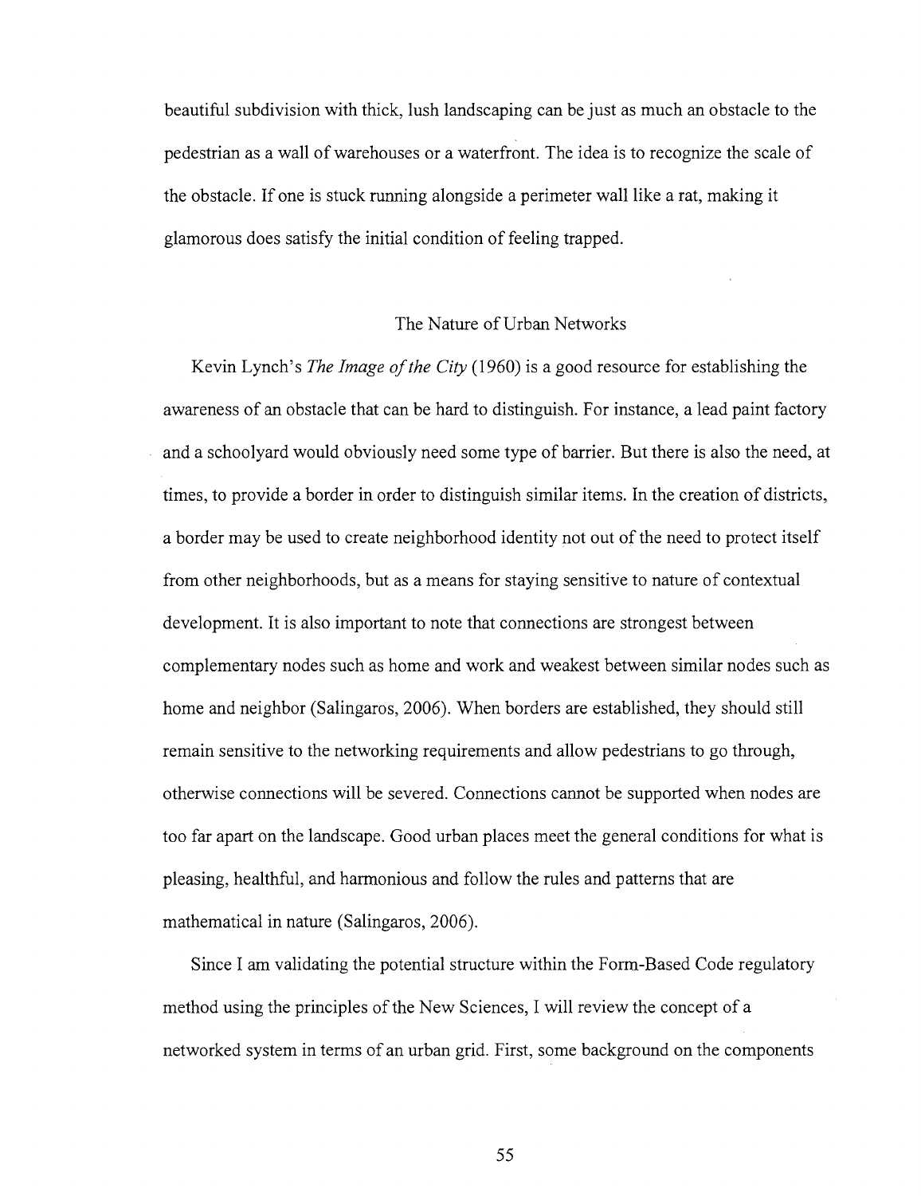beautiful subdivision with thick, lush landscaping can be just as much an obstacle to the pedestrian as a wall of warehouses or a waterfront. The idea is to recognize the scale of the obstacle. If one is stuck running alongside a perimeter wall like a rat, making it glamorous does satisfy the initial condition of feeling trapped.

## The Nature of Urban Networks

Kevin Lynch's *The Image of the City* (1960) is a good resource for establishing the awareness of an obstacle that can be hard to distinguish. For instance, a lead paint factory and a schoolyard would obviously need some type of barrier. But there is also the need, at times, to provide a border in order to distinguish similar items. In the creation of districts, a border may be used to create neighborhood identity not out of the need to protect itself from other neighborhoods, but as a means for staying sensitive to nature of contextual development. It is also important to note that connections are strongest between complementary nodes such as home and work and weakest between similar nodes such as home and neighbor (Salingaros, 2006). When borders are established, they should still remain sensitive to the networking requirements and allow pedestrians to go through, otherwise connections will be severed. Connections cannot be supported when nodes are too far apart on the landscape. Good urban places meet the general conditions for what is pleasing, healthful, and harmonious and follow the rules and patterns that are mathematical in nature (Salingaros, 2006).

Since I am validating the potential structure within the Form-Based Code regulatory method using the principles of the New Sciences, I will review the concept of a networked system in terms of an urban grid. First, some background on the components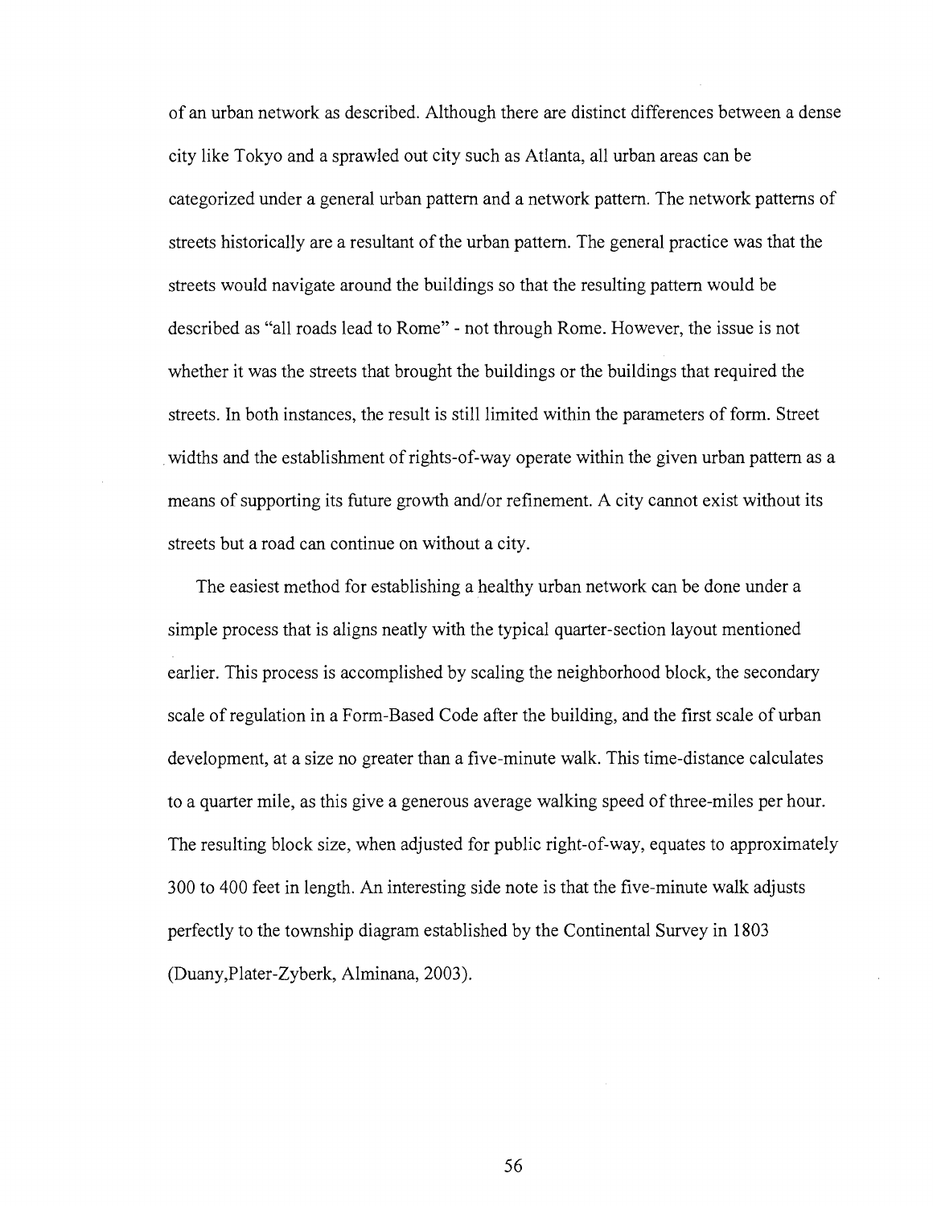of an urban network as described. Although there are distinct differences between a dense city like Tokyo and a sprawled out city such as Atlanta, all urban areas can be categorized under a general urban pattern and a network pattern. The network patterns of streets historically are a resultant of the urban pattern. The general practice was that the streets would navigate around the buildings so that the resulting pattern would be described as "all roads lead to Rome" - not through Rome. However, the issue is not whether it was the streets that brought the buildings or the buildings that required the streets. In both instances, the result is still limited within the parameters of form. Street widths and the establishment of rights-of-way operate within the given urban pattern as a means of supporting its future growth and/or refinement. A city cannot exist without its streets but a road can continue on without a city.

The easiest method for establishing a healthy urban network can be done under a simple process that is aligns neatly with the typical quarter-section layout mentioned earlier. This process is accomplished by scaling the neighborhood block, the secondary scale of regulation in a Form-Based Code after the building, and the first scale of urban development, at a size no greater than a five-minute walk. This time-distance calculates to a quarter mile, as this give a generous average walking speed of three-miles per hour. The resulting block size, when adjusted for public right-of-way, equates to approximately 300 to 400 feet in length. An interesting side note is that the five-minute walk adjusts perfectly to the township diagram established by the Continental Survey in 1803 (Duany,Plater-Zyberk, Alminana, 2003).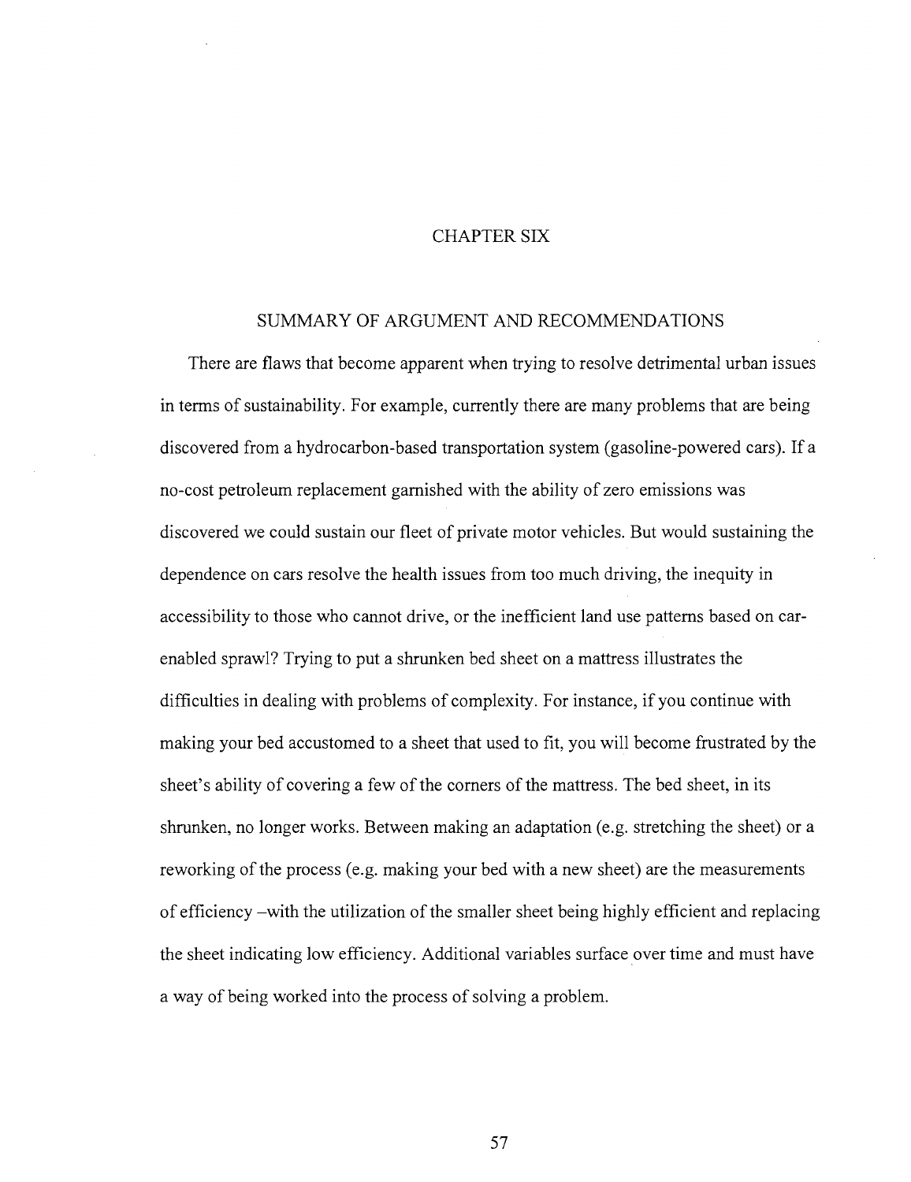# CHAPTER SIX

## SUMMARY OF ARGUMENT AND RECOMMENDATIONS

There are flaws that become apparent when trying to resolve detrimental urban issues in terms of sustainability. For example, currently there are many problems that are being discovered from a hydrocarbon-based transportation system (gasoline-powered cars). If a no-cost petroleum replacement garnished with the ability of zero emissions was discovered we could sustain our fleet of private motor vehicles. But would sustaining the dependence on cars resolve the health issues from too much driving, the inequity in accessibility to those who cannot drive, or the inefficient land use patterns based on car-enabled sprawl? Trying to put a shrunken bed sheet on a mattress illustrates the difficulties in dealing with problems of complexity. For instance, if you continue with making your bed accustomed to a sheet that used to fit, you will become frustrated by the sheet's ability of covering a few of the corners of the mattress. The bed sheet, in its shrunken, no longer works. Between making an adaptation (e.g. stretching the sheet) or a reworking of the process (e.g. making your bed with a new sheet) are the measurements of efficiency –with the utilization of the smaller sheet being highly efficient and replacing the sheet indicating low efficiency. Additional variables surface over time and must have a way of being worked into the process of solving a problem.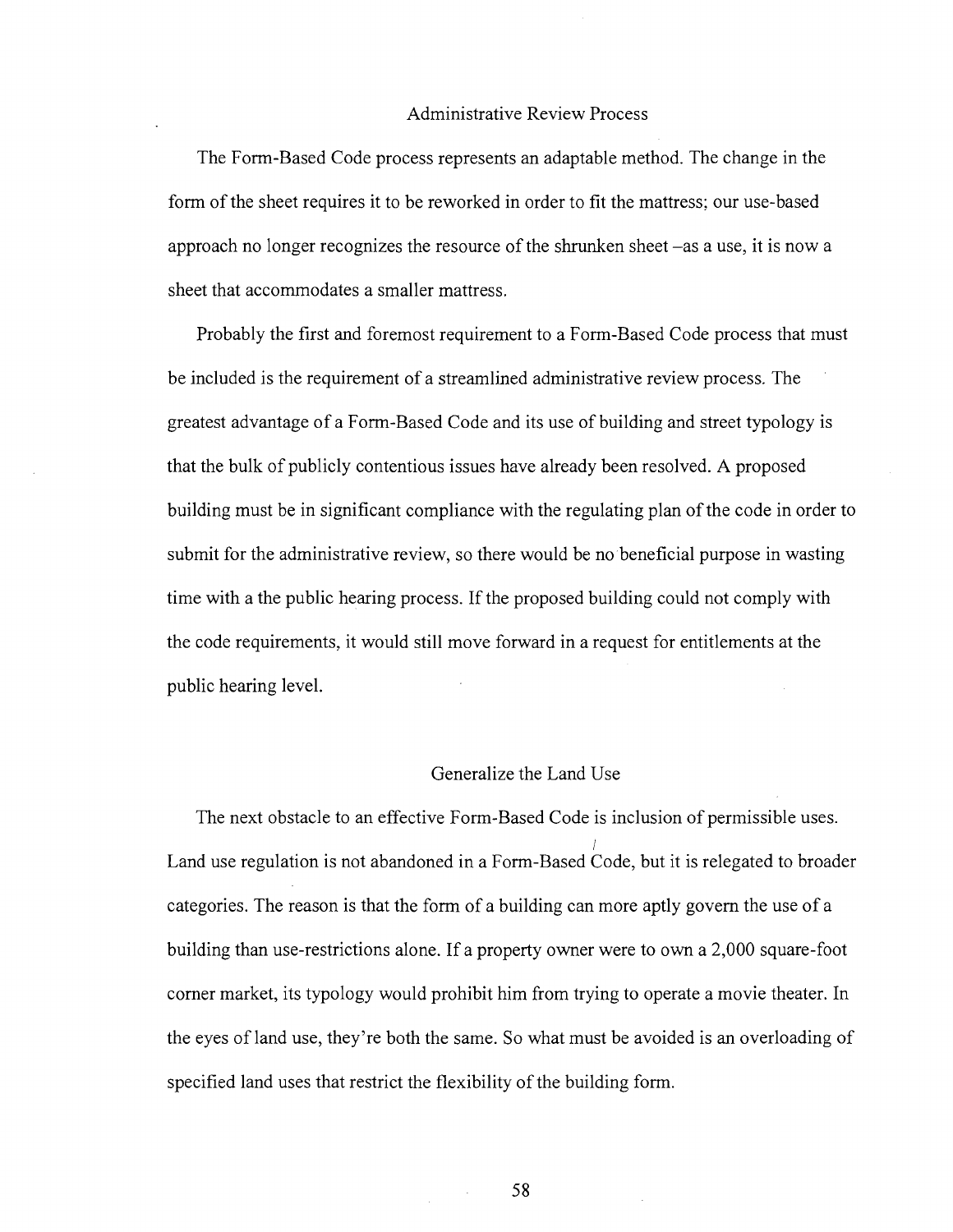## Administrative Review Process

The Form-Based Code process represents an adaptable method. The change in the form of the sheet requires it to be reworked in order to fit the mattress; our use-based approach no longer recognizes the resource of the shrunken sheet –as a use, it is now a sheet that accommodates a smaller mattress.

Probably the first and foremost requirement to a Form-Based Code process that must be included is the requirement of a streamlined administrative review process. The greatest advantage of a Form-Based Code and its use of building and street typology is that the bulk of publicly contentious issues have already been resolved. A proposed building must be in significant compliance with the regulating plan of the code in order to submit for the administrative review, so there would be no beneficial purpose in wasting time with a the public hearing process. If the proposed building could not comply with the code requirements, it would still move forward in a request for entitlements at the public hearing level.

## Generalize the Land Use

The next obstacle to an effective Form-Based Code is inclusion of permissible uses. Land use regulation is not abandoned in a Form-Based Code, but it is relegated to broader categories. The reason is that the form of a building can more aptly govern the use of a building than use-restrictions alone. If a property owner were to own a 2,000 square-foot corner market, its typology would prohibit him from trying to operate a movie theater. In the eyes of land use, they're both the same. So what must be avoided is an overloading of specified land uses that restrict the flexibility of the building form.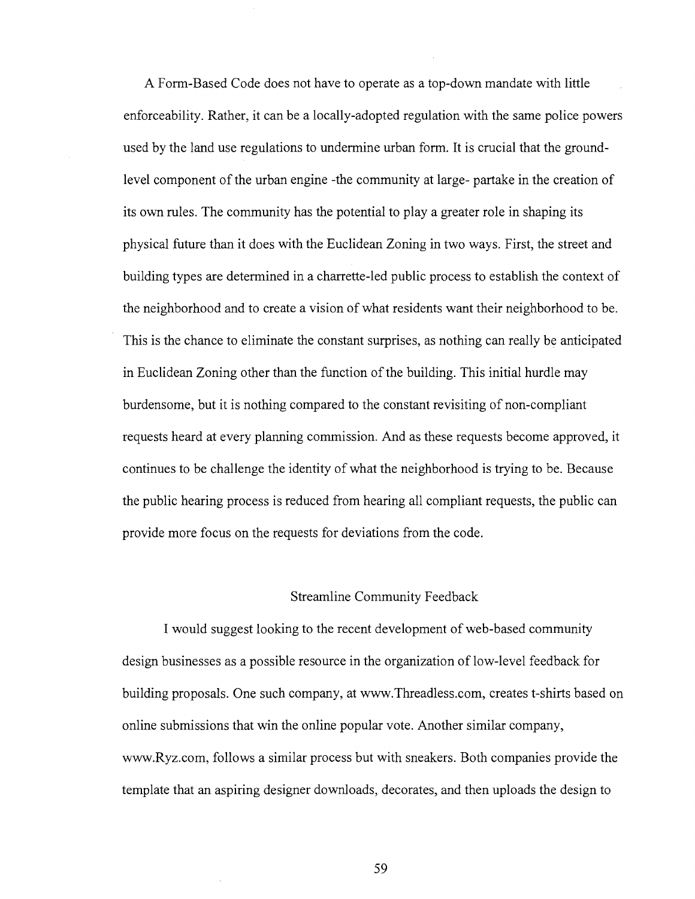A Form-Based Code does not have to operate as a top-down mandate with little enforceability. Rather, it can be a locally-adopted regulation with the same police powers used by the land use regulations to undermine urban form. It is crucial that the ground-level component of the urban engine -the community at large- partake in the creation of its own rules. The community has the potential to play a greater role in shaping its physical future than it does with the Euclidean Zoning in two ways. First, the street and building types are determined in a charrette-led public process to establish the context of the neighborhood and to create a vision of what residents want their neighborhood to be. This is the chance to eliminate the constant surprises, as nothing can really be anticipated in Euclidean Zoning other than the function of the building. This initial hurdle may burdensome, but it is nothing compared to the constant revisiting of non-compliant requests heard at every planning commission. And as these requests become approved, it continues to be challenge the identity of what the neighborhood is trying to be. Because the public hearing process is reduced from hearing all compliant requests, the public can provide more focus on the requests for deviations from the code.

## Streamline Community Feedback

I would suggest looking to the recent development of web-based community design businesses as a possible resource in the organization of low-level feedback for building proposals. One such company, at www.Threadless.com, creates t-shirts based on online submissions that win the online popular vote. Another similar company, www.Ryz.com, follows a similar process but with sneakers. Both companies provide the template that an aspiring designer downloads, decorates, and then uploads the design to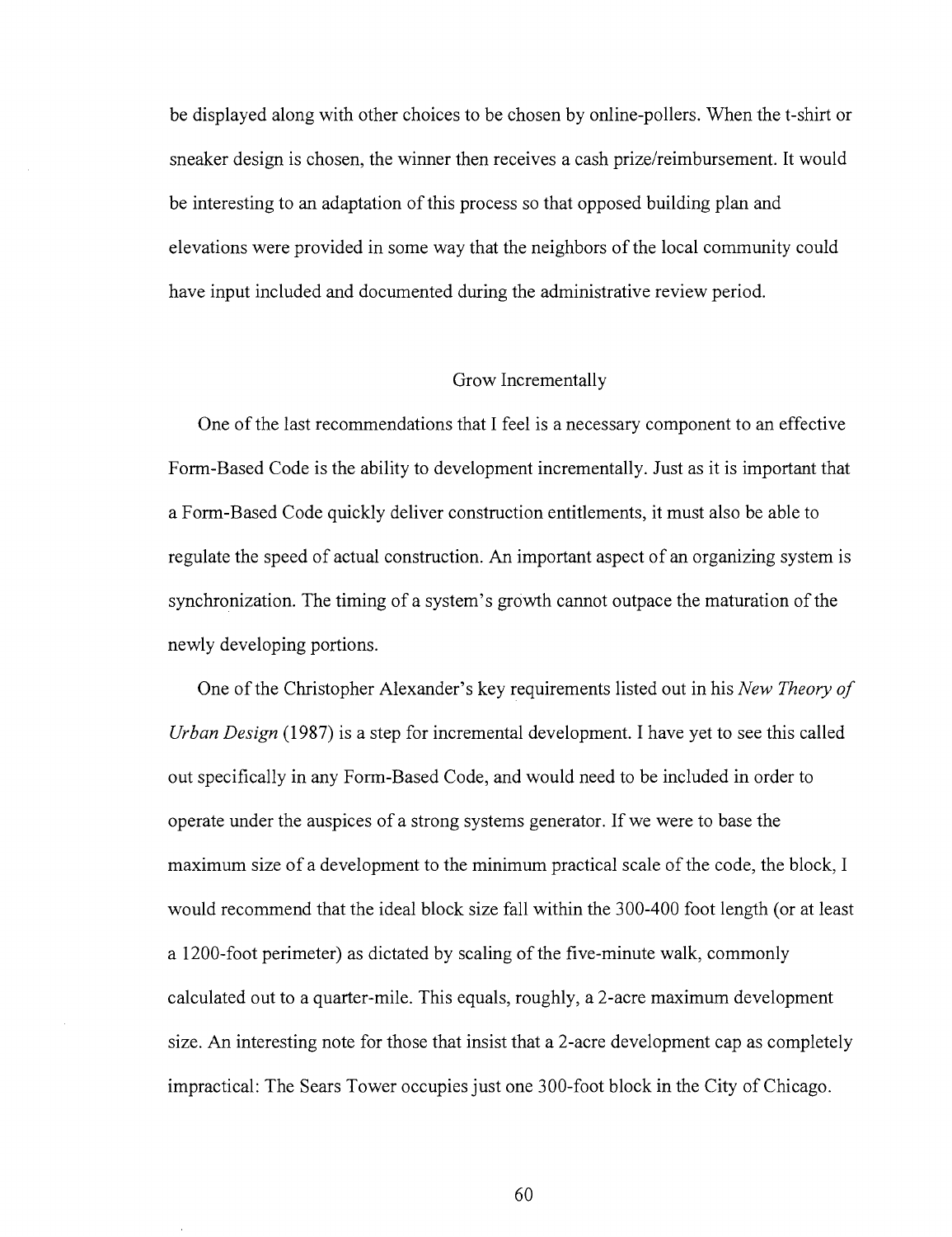be displayed along with other choices to be chosen by online-pollers. When the t-shirt or sneaker design is chosen, the winner then receives a cash prize/reimbursement. It would be interesting to an adaptation of this process so that opposed building plan and elevations were provided in some way that the neighbors of the local community could have input included and documented during the administrative review period.

## Grow Incrementally

One of the last recommendations that I feel is a necessary component to an effective Form-Based Code is the ability to development incrementally. Just as it is important that a Form-Based Code quickly deliver construction entitlements, it must also be able to regulate the speed of actual construction. An important aspect of an organizing system is synchronization. The timing of a system's growth cannot outpace the maturation of the newly developing portions.

One of the Christopher Alexander's key requirements listed out in his *New Theory of Urban Design* (1987) is a step for incremental development. I have yet to see this called out specifically in any Form-Based Code, and would need to be included in order to operate under the auspices of a strong systems generator. If we were to base the maximum size of a development to the minimum practical scale of the code, the block, I would recommend that the ideal block size fall within the 300-400 foot length (or at least a 1200-foot perimeter) as dictated by scaling of the five-minute walk, commonly calculated out to a quarter-mile. This equals, roughly, a 2-acre maximum development size. An interesting note for those that insist that a 2-acre development cap as completely impractical: The Sears Tower occupies just one 300-foot block in the City of Chicago.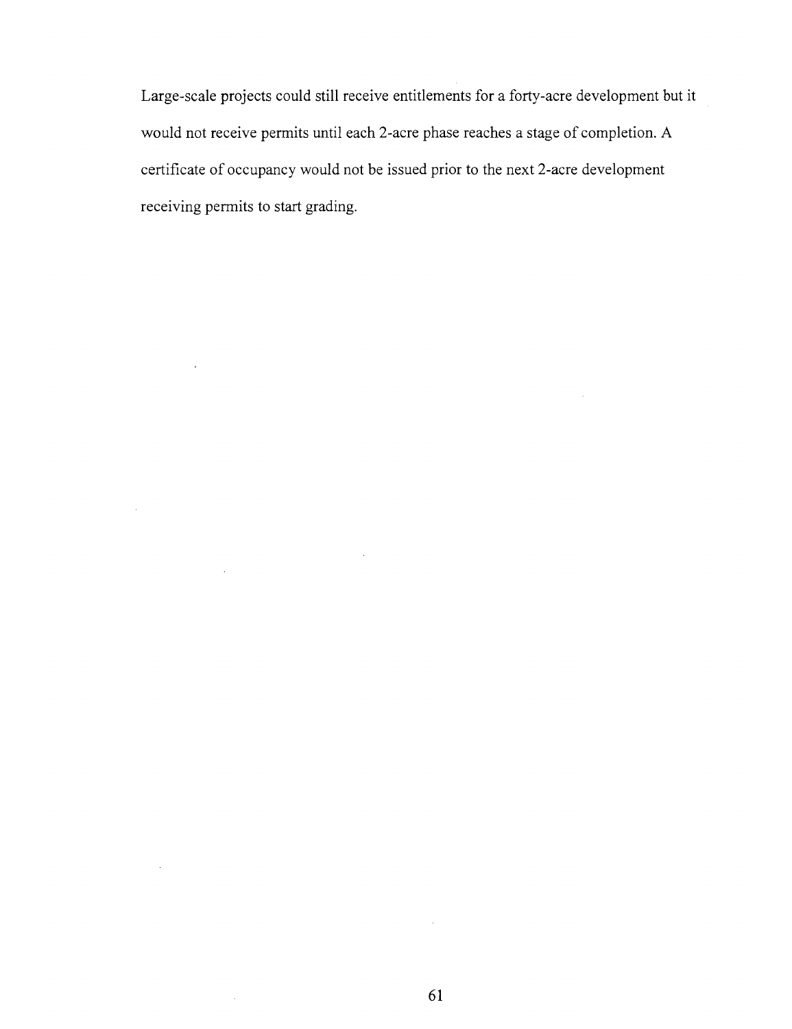Large-scale projects could still receive entitlements for a forty-acre development but it would not receive permits until each 2-acre phase reaches a stage of completion. A certificate of occupancy would not be issued prior to the next 2-acre development receiving permits to start grading.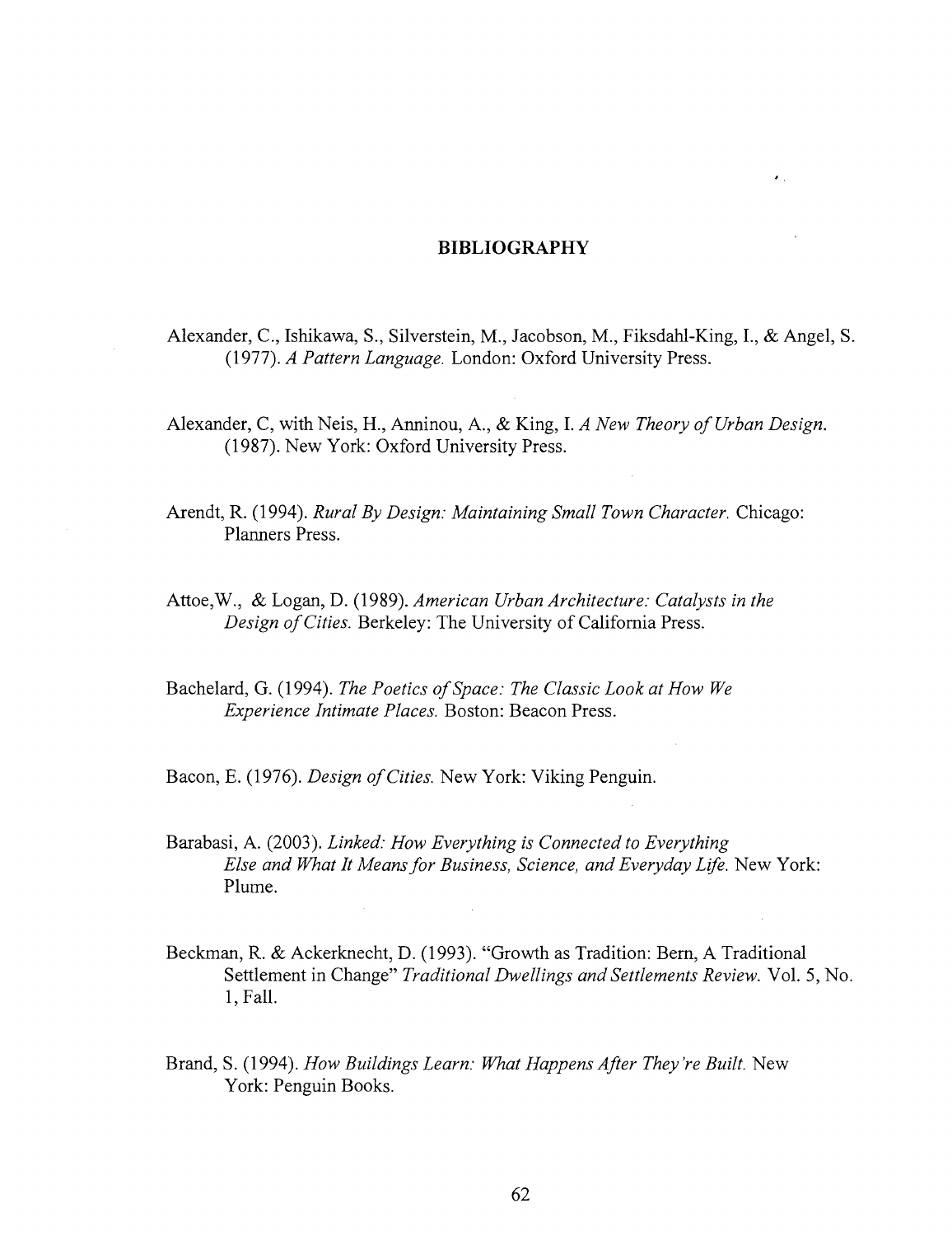# BIBLIOGRAPHY

Alexander, C., Ishikawa, S., Silverstein, M., Jacobson, M., Fiksdahl-King, I., & Angel, S. (1977). *A Pattern Language.* London: Oxford University Press.

Alexander, C, with Neis, H., Anninou, A., & King, I. *A New Theory of Urban Design.* (1987). New York: Oxford University Press.

Arendt, R. (1994). *Rural By Design: Maintaining Small Town Character.* Chicago: Planners Press.

Attoe,W., & Logan, D. (1989). *American Urban Architecture: Catalysts in the Design of Cities.* Berkeley: The University of California Press.

Bachelard, G. (1994). *The Poetics of Space: The Classic Look at How We Experience Intimate Places.* Boston: Beacon Press.

Bacon, E. (1976). *Design of Cities.* New York: Viking Penguin.

Barabasi, A. (2003). *Linked: How Everything is Connected to Everything Else and What It Means for Business, Science, and Everyday Life.* New York: Plume.

Beckman, R. & Ackerknecht, D. (1993). "Growth as Tradition: Bern, A Traditional Settlement in Change" *Traditional Dwellings and Settlements Review.* Vol. 5, No. 1, Fall.

Brand, S. (1994). *How Buildings Learn: What Happens After They're Built.* New York: Penguin Books.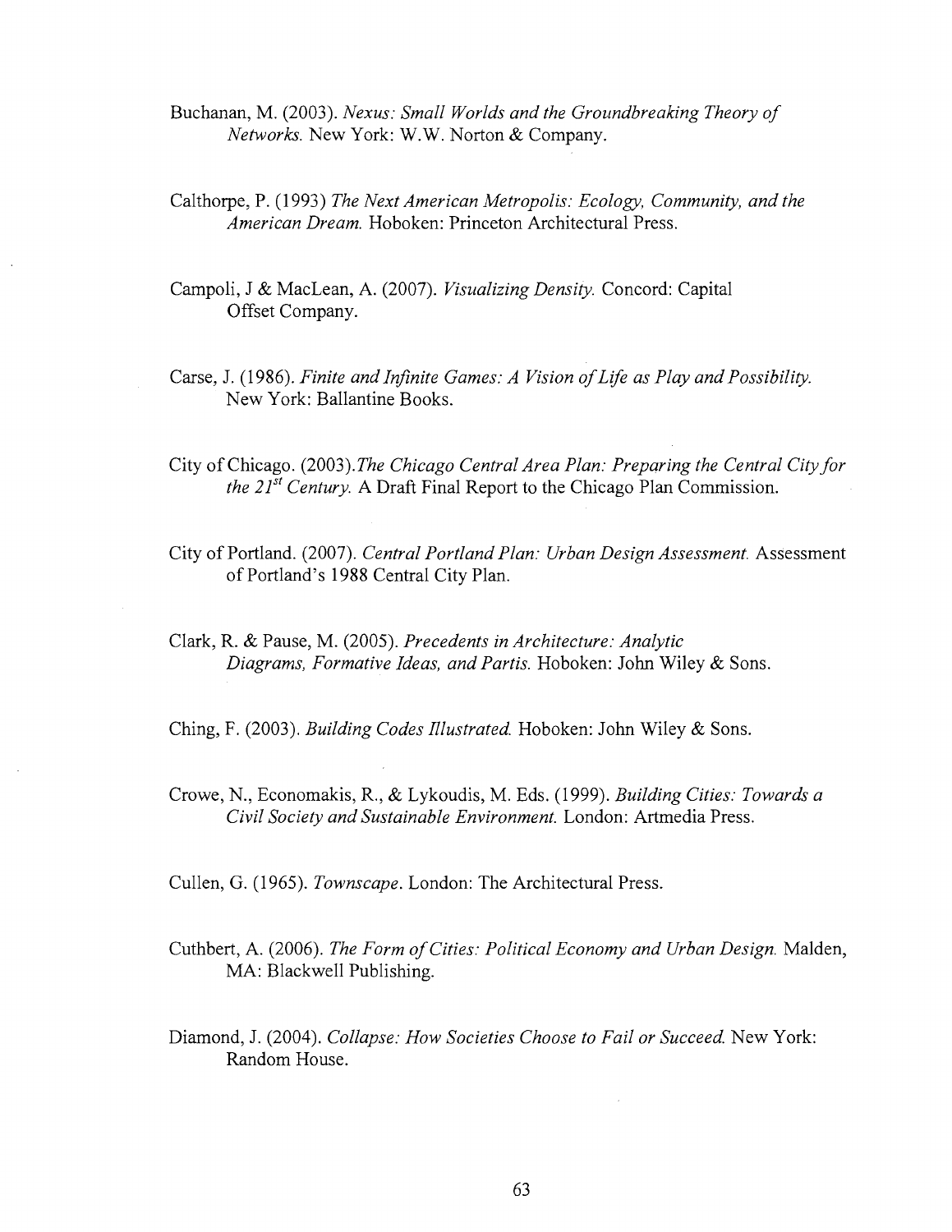Buchanan, M. (2003). *Nexus: Small Worlds and the Groundbreaking Theory of Networks.* New York: W.W. Norton & Company.

Calthorpe, P. (1993) *The Next American Metropolis: Ecology, Community, and the American Dream.* Hoboken: Princeton Architectural Press.

Campoli, J & MacLean, A. (2007). *Visualizing Density.* Concord: Capital Offset Company.

Carse, J. (1986). *Finite and Infinite Games: A Vision of Life as Play and Possibility.* New York: Ballantine Books.

City of Chicago. (2003).*The Chicago Central Area Plan: Preparing the Central City for the 21st Century.* A Draft Final Report to the Chicago Plan Commission.

City of Portland. (2007). *Central Portland Plan: Urban Design Assessment.* Assessment of Portland's 1988 Central City Plan.

Clark, R. & Pause, M. (2005). *Precedents in Architecture: Analytic Diagrams, Formative Ideas, and Partis.* Hoboken: John Wiley & Sons.

Ching, F. (2003). *Building Codes Illustrated.* Hoboken: John Wiley & Sons.

Crowe, N., Economakis, R., & Lykoudis, M. Eds. (1999). *Building Cities: Towards a Civil Society and Sustainable Environment.* London: Artmedia Press.

Cullen, G. (1965). *Townscape*. London: The Architectural Press.

Cuthbert, A. (2006). *The Form of Cities: Political Economy and Urban Design.* Malden, MA: Blackwell Publishing.

Diamond, J. (2004). *Collapse: How Societies Choose to Fail or Succeed.* New York: Random House.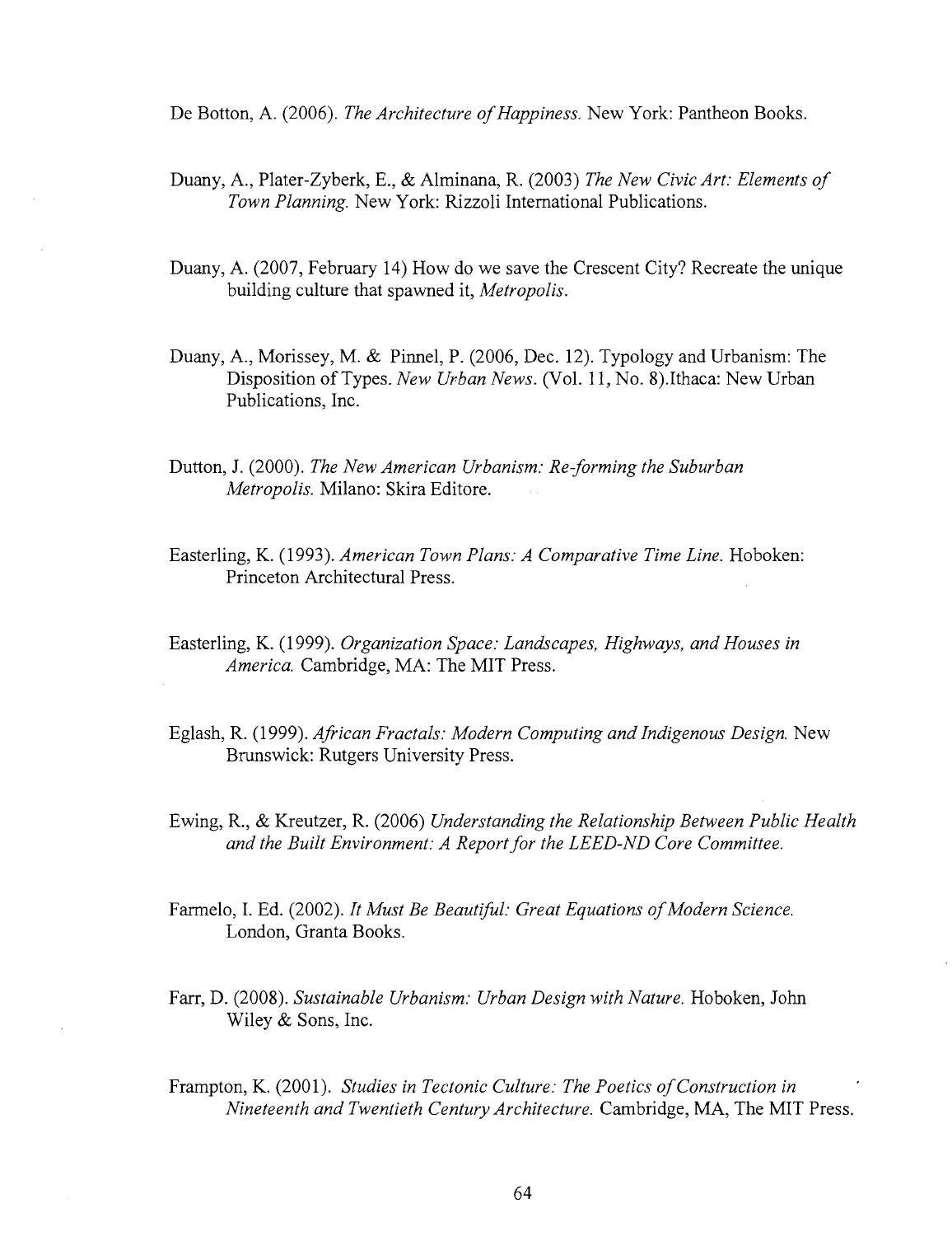De Botton, A. (2006). *The Architecture of Happiness.* New York: Pantheon Books.

Duany, A., Plater-Zyberk, E., & Alminana, R. (2003) *The New Civic Art: Elements of Town Planning.* New York: Rizzoli International Publications.

Duany, A. (2007, February 14) How do we save the Crescent City? Recreate the unique building culture that spawned it, *Metropolis.*

Duany, A., Morissey, M. & Pinnel, P. (2006, Dec. 12). Typology and Urbanism: The Disposition of Types. *New Urban News.* (Vol. 11, No. 8).Ithaca: New Urban Publications, Inc.

Dutton, J. (2000). *The New American Urbanism: Re-forming the Suburban Metropolis.* Milano: Skira Editore.

Easterling, K. (1993). *American Town Plans: A Comparative Time Line.* Hoboken: Princeton Architectural Press.

Easterling, K. (1999). *Organization Space: Landscapes, Highways, and Houses in America.* Cambridge, MA: The MIT Press.

Eglash, R. (1999). *African Fractals: Modern Computing and Indigenous Design.* New Brunswick: Rutgers University Press.

Ewing, R., & Kreutzer, R. (2006) *Understanding the Relationship Between Public Health and the Built Environment: A Report for the LEED-ND Core Committee.*

Farmelo, I. Ed. (2002). *It Must Be Beautiful: Great Equations of Modern Science.* London, Granta Books.

Farr, D. (2008). *Sustainable Urbanism: Urban Design with Nature.* Hoboken, John Wiley & Sons, Inc.

Frampton, K. (2001). *Studies in Tectonic Culture: The Poetics of Construction in Nineteenth and Twentieth Century Architecture.* Cambridge, MA, The MIT Press.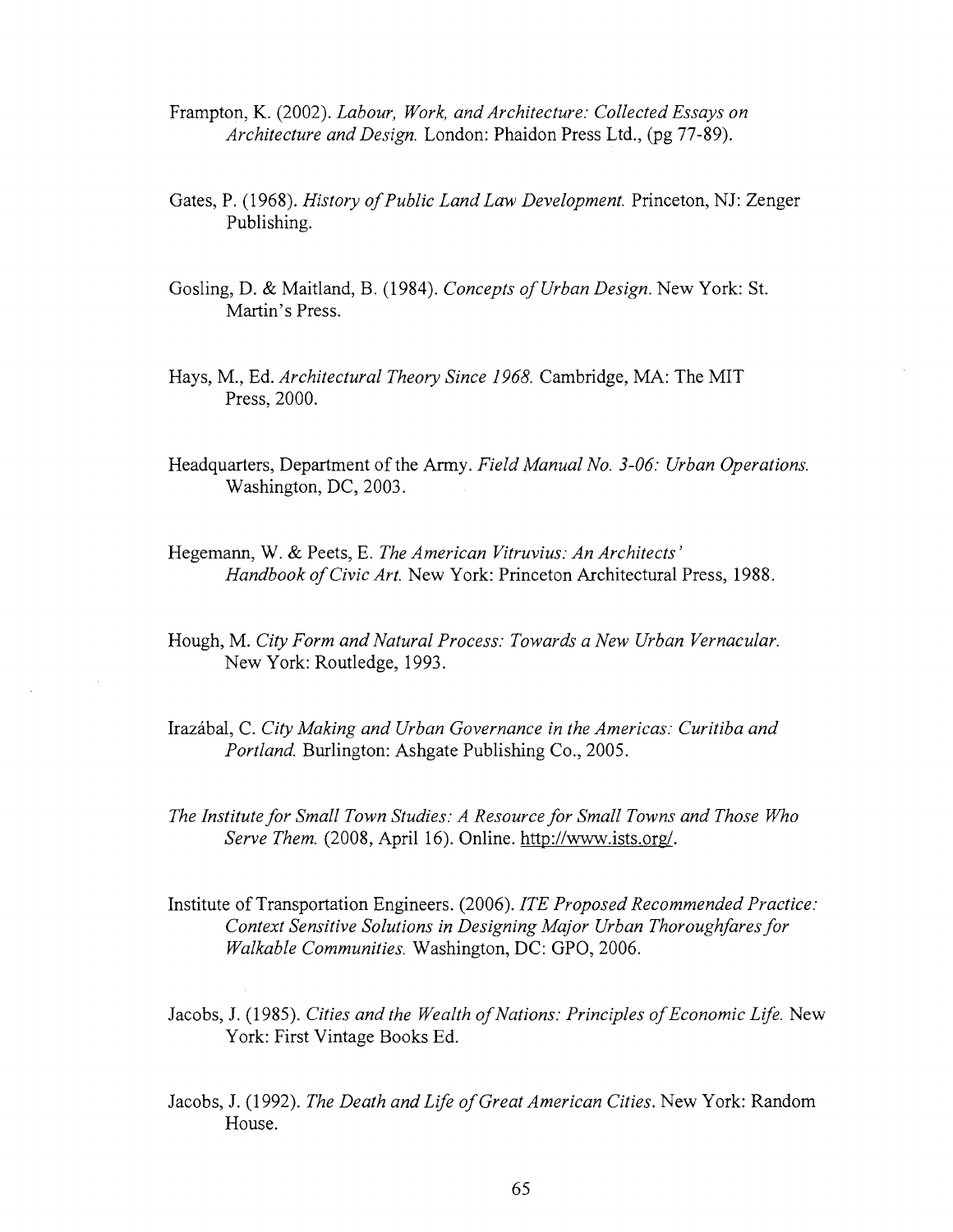Frampton, K. (2002). *Labour, Work, and Architecture: Collected Essays on Architecture and Design.* London: Phaidon Press Ltd., (pg 77-89).

Gates, P. (1968). *History of Public Land Law Development.* Princeton, NJ: Zenger Publishing.

Gosling, D. & Maitland, B. (1984). *Concepts of Urban Design.* New York: St. Martin's Press.

Hays, M., Ed. *Architectural Theory Since 1968.* Cambridge, MA: The MIT Press, 2000.

Headquarters, Department of the Army. *Field Manual No. 3-06: Urban Operations.* Washington, DC, 2003.

Hegemann, W. & Peets, E. *The American Vitruvius: An Architects' Handbook of Civic Art.* New York: Princeton Architectural Press, 1988.

Hough, M. *City Form and Natural Process: Towards a New Urban Vernacular.* New York: Routledge, 1993.

Irazábal, C. *City Making and Urban Governance in the Americas: Curitiba and Portland.* Burlington: Ashgate Publishing Co., 2005.

*The Institute for Small Town Studies: A Resource for Small Towns and Those Who Serve Them.* (2008, April 16). Online. http://www.ists.org/.

Institute of Transportation Engineers. (2006). *ITE Proposed Recommended Practice: Context Sensitive Solutions in Designing Major Urban Thoroughfares for Walkable Communities.* Washington, DC: GPO, 2006.

Jacobs, J. (1985). *Cities and the Wealth of Nations: Principles of Economic Life.* New York: First Vintage Books Ed.

Jacobs, J. (1992). *The Death and Life of Great American Cities.* New York: Random House.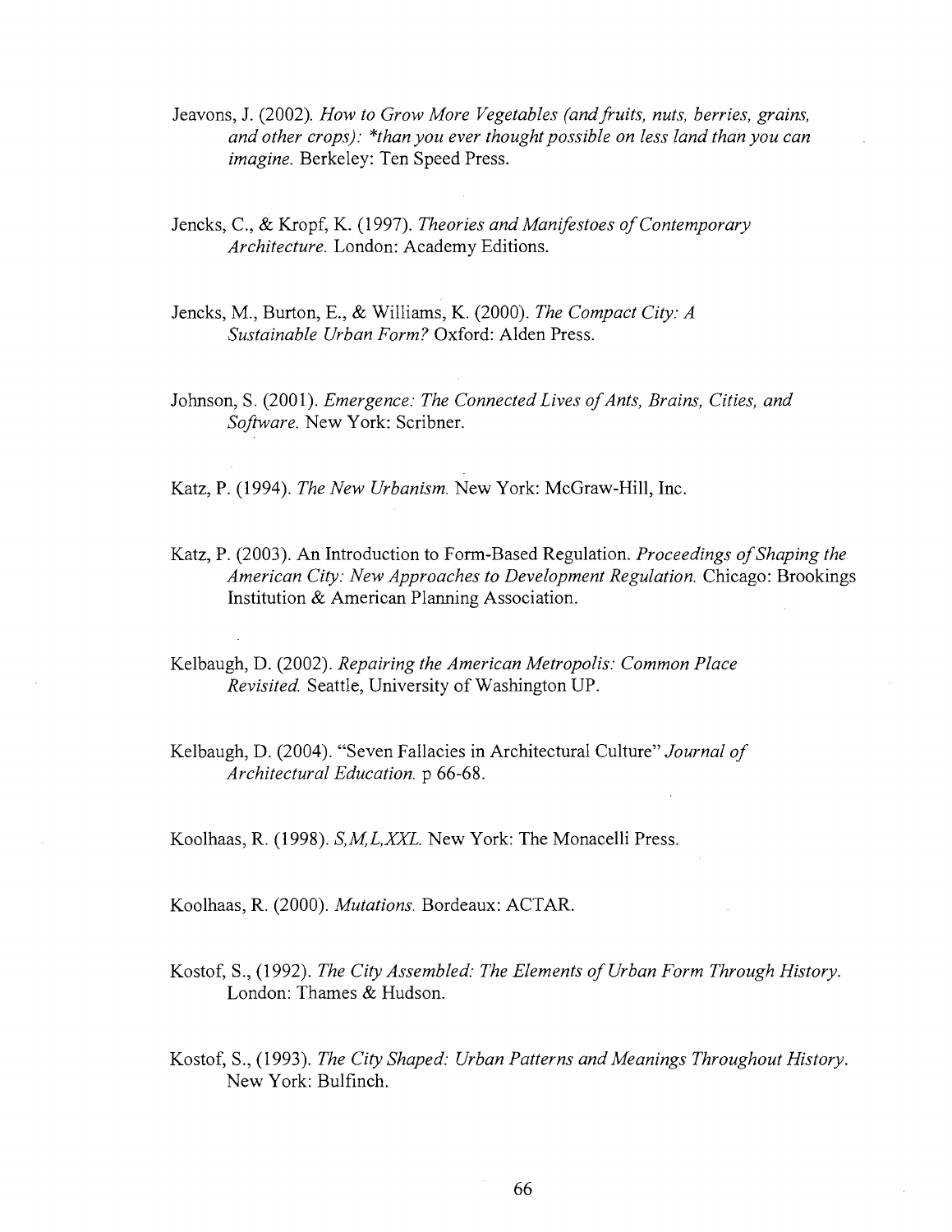Jeavons, J. (2002). *How to Grow More Vegetables (and fruits, nuts, berries, grains, and other crops): *than you ever thought possible on less land than you can imagine.* Berkeley: Ten Speed Press.

Jencks, C., & Kropf, K. (1997). *Theories and Manifestoes of Contemporary Architecture.* London: Academy Editions.

Jencks, M., Burton, E., & Williams, K. (2000). *The Compact City: A Sustainable Urban Form?* Oxford: Alden Press.

Johnson, S. (2001). *Emergence: The Connected Lives of Ants, Brains, Cities, and Software.* New York: Scribner.

Katz, P. (1994). *The New Urbanism.* New York: McGraw-Hill, Inc.

Katz, P. (2003). An Introduction to Form-Based Regulation. *Proceedings of Shaping the American City: New Approaches to Development Regulation.* Chicago: Brookings Institution & American Planning Association.

Kelbaugh, D. (2002). *Repairing the American Metropolis: Common Place Revisited.* Seattle, University of Washington UP.

Kelbaugh, D. (2004). "Seven Fallacies in Architectural Culture" *Journal of Architectural Education.* p 66-68.

Koolhaas, R. (1998). *S,M,L,XXL.* New York: The Monacelli Press.

Koolhaas, R. (2000). *Mutations.* Bordeaux: ACTAR.

Kostof, S., (1992). *The City Assembled: The Elements of Urban Form Through History.* London: Thames & Hudson.

Kostof, S., (1993). *The City Shaped: Urban Patterns and Meanings Throughout History.* New York: Bulfinch.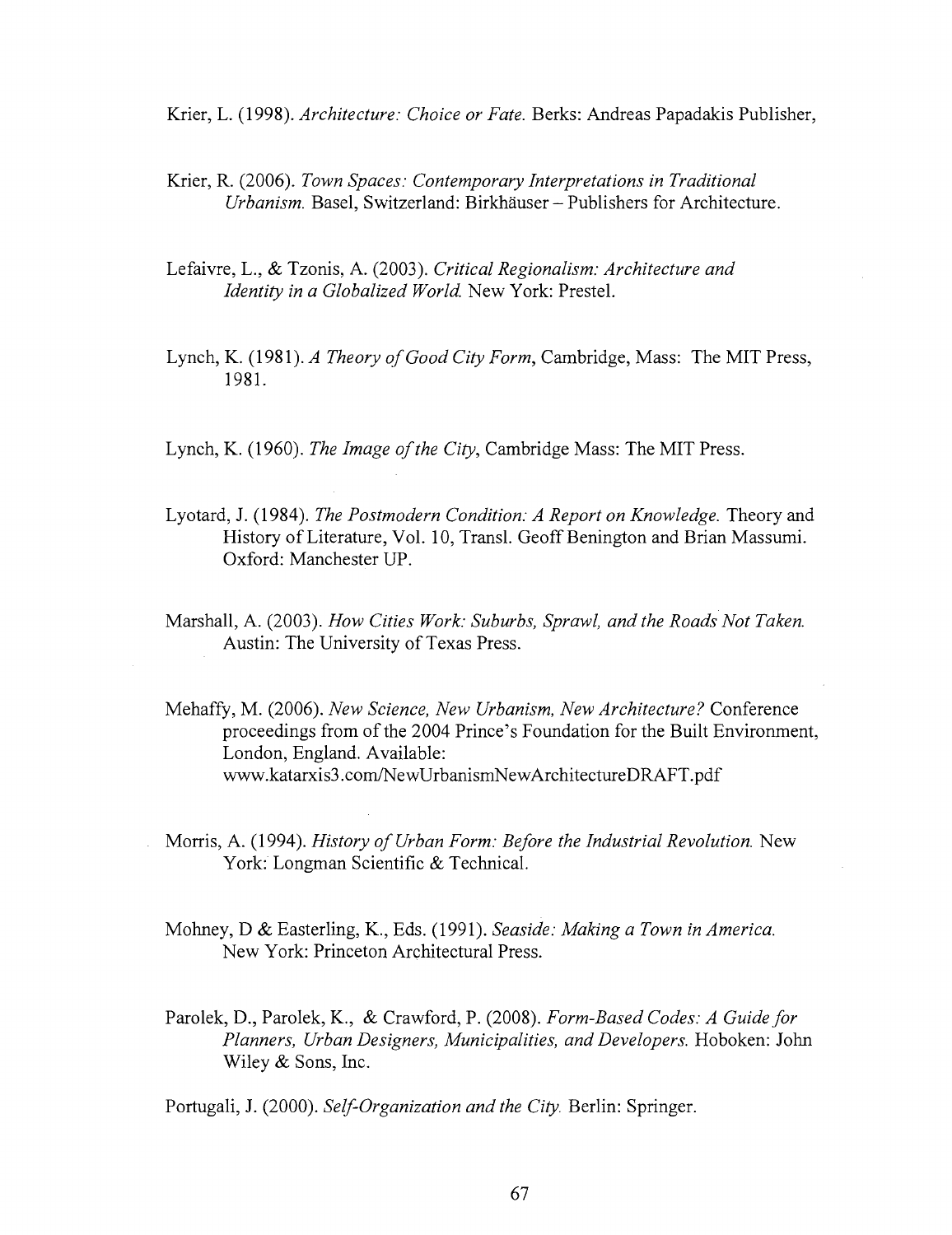Krier, L. (1998). *Architecture: Choice or Fate.* Berks: Andreas Papadakis Publisher,

Krier, R. (2006). *Town Spaces: Contemporary Interpretations in Traditional Urbanism.* Basel, Switzerland: Birkhäuser – Publishers for Architecture.

Lefaivre, L., & Tzonis, A. (2003). *Critical Regionalism: Architecture and Identity in a Globalized World.* New York: Prestel.

Lynch, K. (1981). *A Theory of Good City Form*, Cambridge, Mass: The MIT Press, 1981.

Lynch, K. (1960). *The Image of the City*, Cambridge Mass: The MIT Press.

Lyotard, J. (1984). *The Postmodern Condition: A Report on Knowledge.* Theory and History of Literature, Vol. 10, Transl. Geoff Benington and Brian Massumi. Oxford: Manchester UP.

Marshall, A. (2003). *How Cities Work: Suburbs, Sprawl, and the Roads Not Taken.* Austin: The University of Texas Press.

Mehaffy, M. (2006). *New Science, New Urbanism, New Architecture?* Conference proceedings from of the 2004 Prince's Foundation for the Built Environment, London, England. Available: www.katarxis3.com/NewUrbanismNewArchitectureDRAFT.pdf

Morris, A. (1994). *History of Urban Form: Before the Industrial Revolution.* New York: Longman Scientific & Technical.

Mohney, D & Easterling, K., Eds. (1991). *Seaside: Making a Town in America.* New York: Princeton Architectural Press.

Parolek, D., Parolek, K., & Crawford, P. (2008). *Form-Based Codes: A Guide for Planners, Urban Designers, Municipalities, and Developers.* Hoboken: John Wiley & Sons, Inc.

Portugali, J. (2000). *Self-Organization and the City.* Berlin: Springer.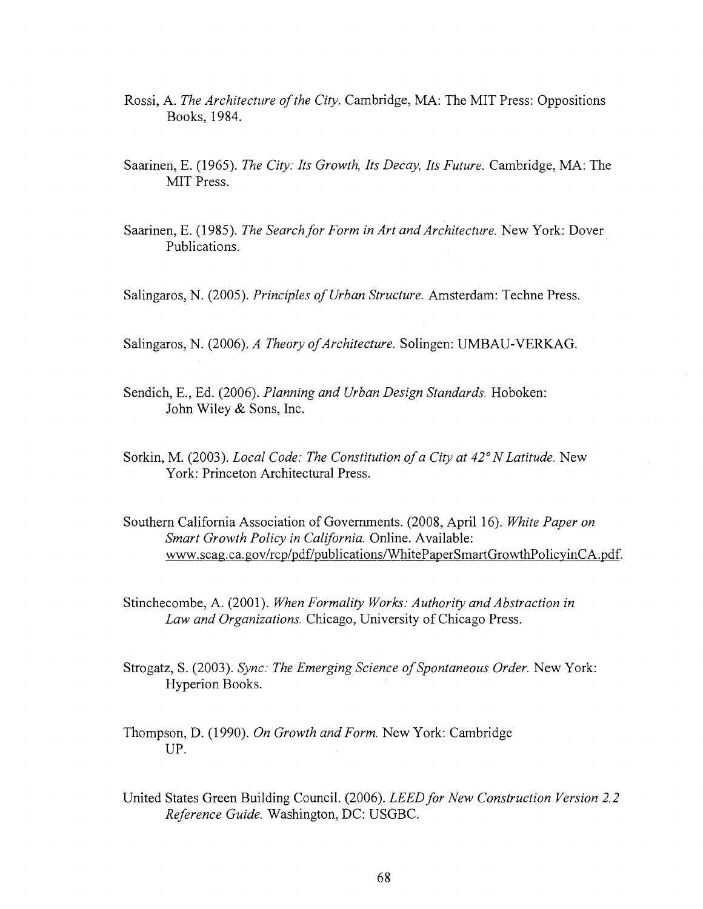Rossi, A. *The Architecture of the City*. Cambridge, MA: The MIT Press: Oppositions Books, 1984.

Saarinen, E. (1965). *The City: Its Growth, Its Decay, Its Future.* Cambridge, MA: The MIT Press.

Saarinen, E. (1985). *The Search for Form in Art and Architecture.* New York: Dover Publications.

Salingaros, N. (2005). *Principles of Urban Structure.* Amsterdam: Techne Press.

Salingaros, N. (2006). *A Theory of Architecture.* Solingen: UMBAU-VERKAG.

Sendich, E., Ed. (2006). *Planning and Urban Design Standards.* Hoboken: John Wiley & Sons, Inc.

Sorkin, M. (2003). *Local Code: The Constitution of a City at 42° N Latitude.* New York: Princeton Architectural Press.

Southern California Association of Governments. (2008, April 16). *White Paper on Smart Growth Policy in California.* Online. Available: www.scag.ca.gov/rcp/pdf/publications/WhitePaperSmartGrowthPolicyinCA.pdf.

Stinchecombe, A. (2001). *When Formality Works: Authority and Abstraction in Law and Organizations.* Chicago, University of Chicago Press.

Strogatz, S. (2003). *Sync: The Emerging Science of Spontaneous Order.* New York: Hyperion Books.

Thompson, D. (1990). *On Growth and Form.* New York: Cambridge UP.

United States Green Building Council. (2006). *LEED for New Construction Version 2.2 Reference Guide.* Washington, DC: USGBC.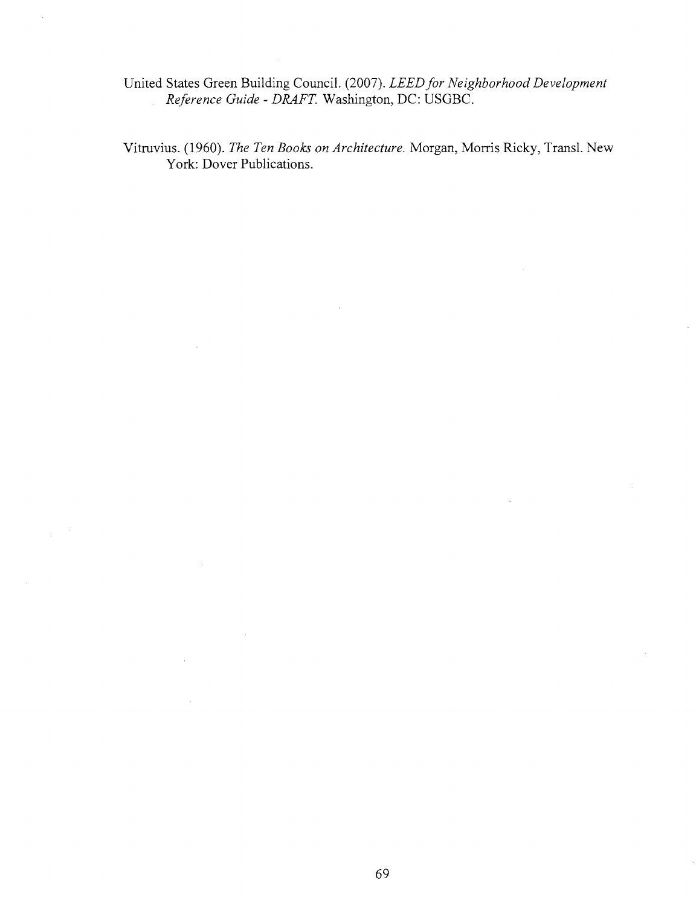United States Green Building Council. (2007). *LEED for Neighborhood Development Reference Guide - DRAFT.* Washington, DC: USGBC.

Vitruvius. (1960). *The Ten Books on Architecture.* Morgan, Morris Ricky, Transl. New York: Dover Publications.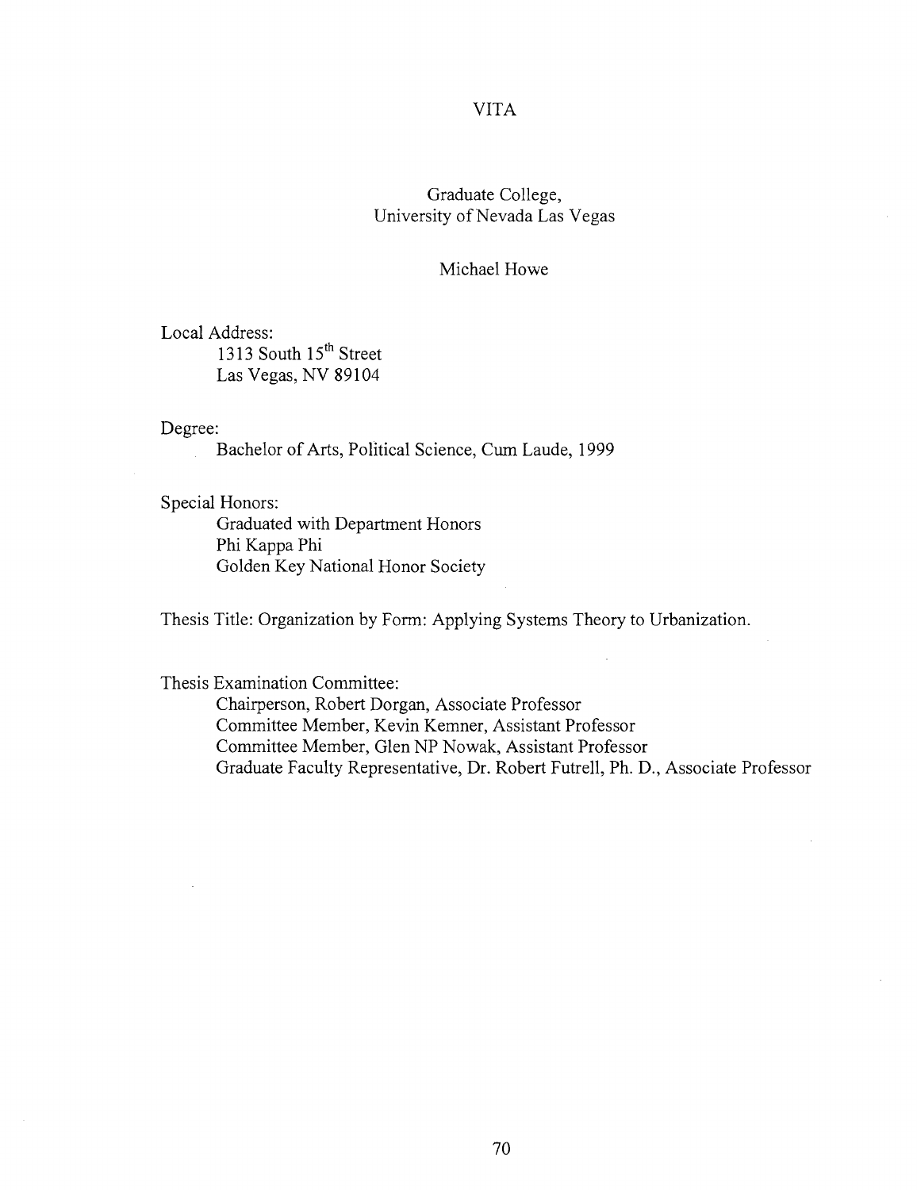# VITA

Graduate College,
University of Nevada Las Vegas

Michael Howe

Local Address:
1313 South 15th Street
Las Vegas, NV 89104

Degree:
Bachelor of Arts, Political Science, Cum Laude, 1999

Special Honors:
Graduated with Department Honors
Phi Kappa Phi
Golden Key National Honor Society

Thesis Title: Organization by Form: Applying Systems Theory to Urbanization.

Thesis Examination Committee:
Chairperson, Robert Dorgan, Associate Professor
Committee Member, Kevin Kemner, Assistant Professor
Committee Member, Glen NP Nowak, Assistant Professor
Graduate Faculty Representative, Dr. Robert Futrell, Ph. D., Associate Professor